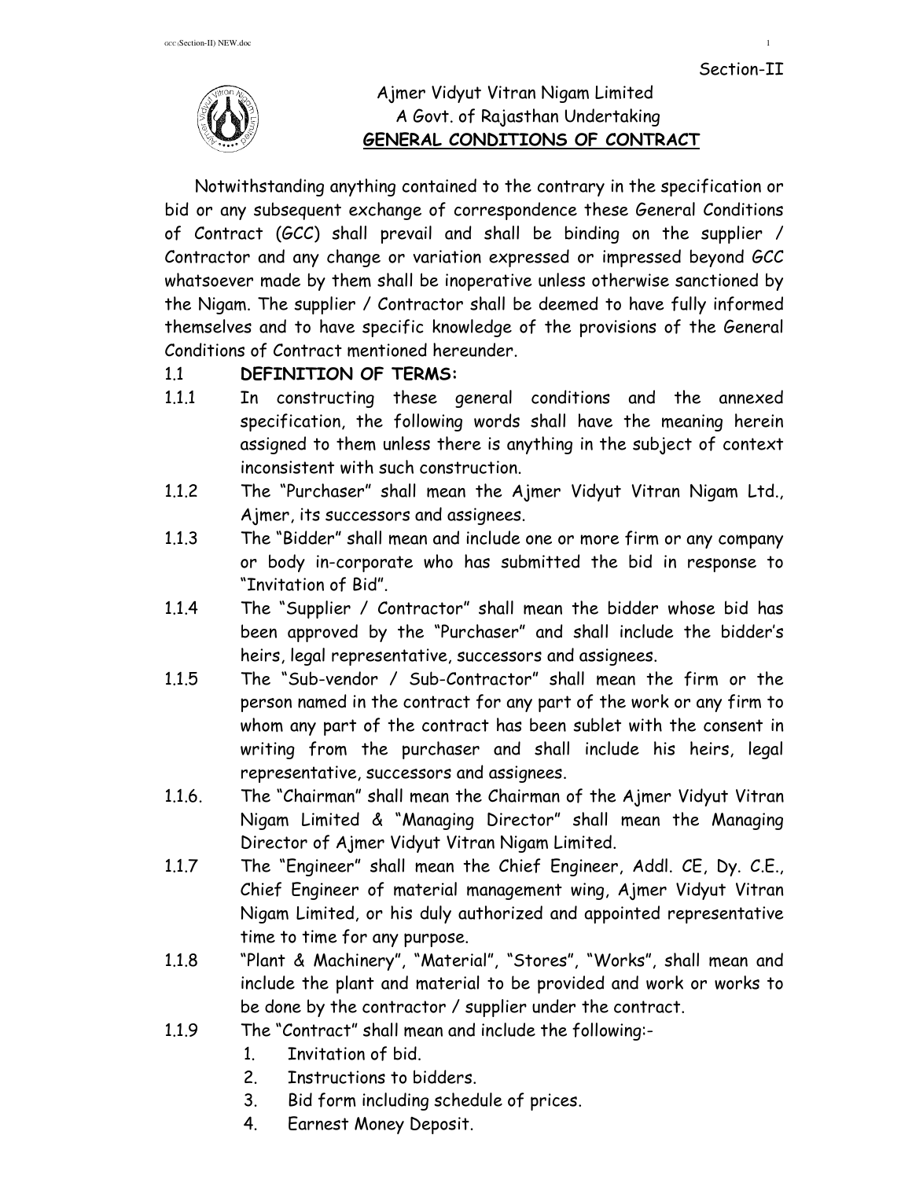Section-II

Ajmer Vidyut Vitran Nigam Limited
A Govt. of Rajasthan Undertaking

# GENERAL CONDITIONS OF CONTRACT

Notwithstanding anything contained to the contrary in the specification or bid or any subsequent exchange of correspondence these General Conditions of Contract (GCC) shall prevail and shall be binding on the supplier / Contractor and any change or variation expressed or impressed beyond GCC whatsoever made by them shall be inoperative unless otherwise sanctioned by the Nigam. The supplier / Contractor shall be deemed to have fully informed themselves and to have specific knowledge of the provisions of the General Conditions of Contract mentioned hereunder.

1.1 **DEFINITION OF TERMS:**

1.1.1 In constructing these general conditions and the annexed specification, the following words shall have the meaning herein assigned to them unless there is anything in the subject of context inconsistent with such construction.

1.1.2 The "Purchaser" shall mean the Ajmer Vidyut Vitran Nigam Ltd., Ajmer, its successors and assignees.

1.1.3 The "Bidder" shall mean and include one or more firm or any company or body in-corporate who has submitted the bid in response to "Invitation of Bid".

1.1.4 The "Supplier / Contractor" shall mean the bidder whose bid has been approved by the "Purchaser" and shall include the bidder's heirs, legal representative, successors and assignees.

1.1.5 The "Sub-vendor / Sub-Contractor" shall mean the firm or the person named in the contract for any part of the work or any firm to whom any part of the contract has been sublet with the consent in writing from the purchaser and shall include his heirs, legal representative, successors and assignees.

1.1.6. The "Chairman" shall mean the Chairman of the Ajmer Vidyut Vitran Nigam Limited & "Managing Director" shall mean the Managing Director of Ajmer Vidyut Vitran Nigam Limited.

1.1.7 The "Engineer" shall mean the Chief Engineer, Addl. CE, Dy. C.E., Chief Engineer of material management wing, Ajmer Vidyut Vitran Nigam Limited, or his duly authorized and appointed representative time to time for any purpose.

1.1.8 "Plant & Machinery", "Material", "Stores", "Works", shall mean and include the plant and material to be provided and work or works to be done by the contractor / supplier under the contract.

1.1.9 The "Contract" shall mean and include the following:-

1. Invitation of bid.
2. Instructions to bidders.
3. Bid form including schedule of prices.
4. Earnest Money Deposit.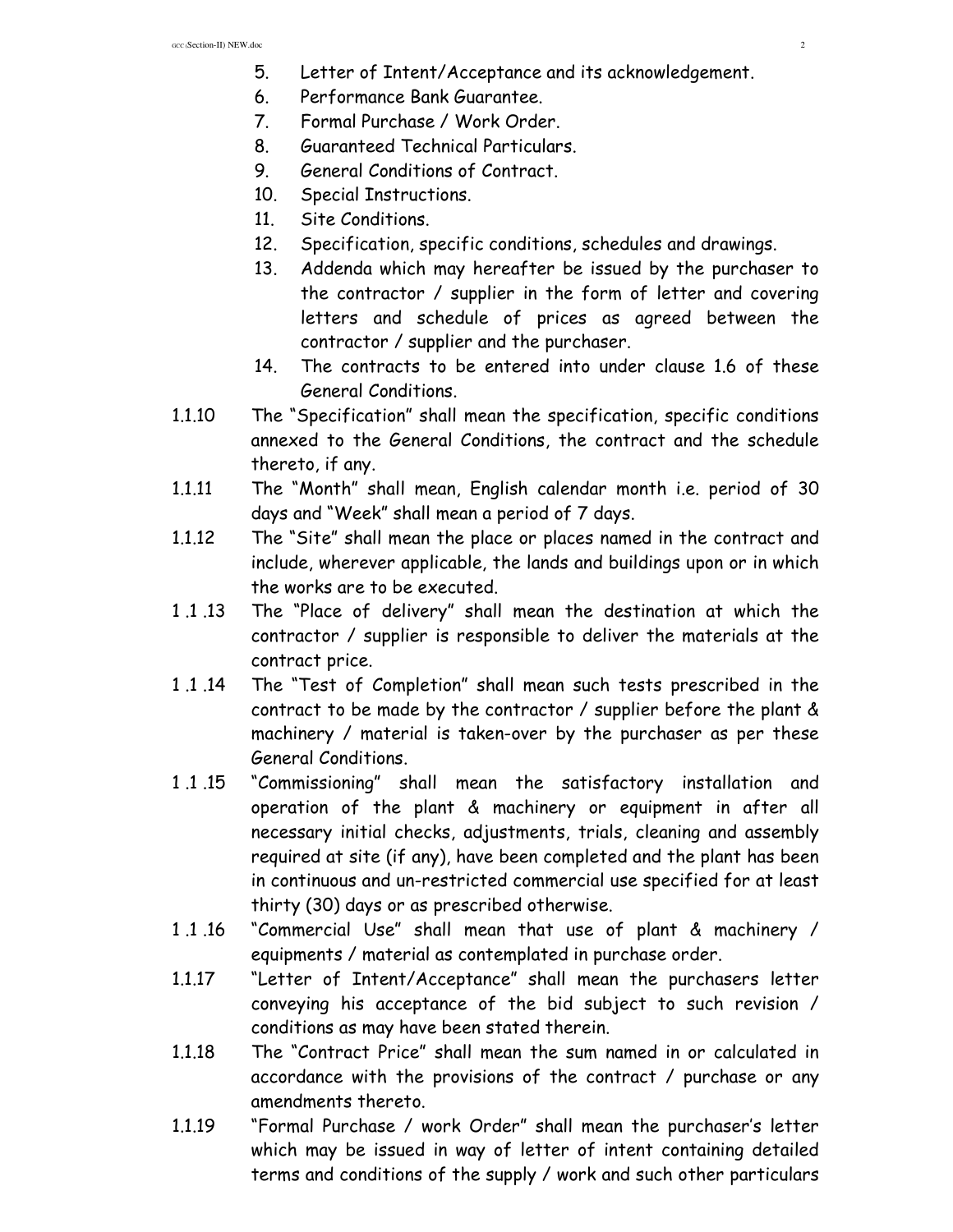5. Letter of Intent/Acceptance and its acknowledgement.
6. Performance Bank Guarantee.
7. Formal Purchase / Work Order.
8. Guaranteed Technical Particulars.
9. General Conditions of Contract.
10. Special Instructions.
11. Site Conditions.
12. Specification, specific conditions, schedules and drawings.
13. Addenda which may hereafter be issued by the purchaser to the contractor / supplier in the form of letter and covering letters and schedule of prices as agreed between the contractor / supplier and the purchaser.
14. The contracts to be entered into under clause 1.6 of these General Conditions.

1.1.10 The "Specification" shall mean the specification, specific conditions annexed to the General Conditions, the contract and the schedule thereto, if any.

1.1.11 The "Month" shall mean, English calendar month i.e. period of 30 days and "Week" shall mean a period of 7 days.

1.1.12 The "Site" shall mean the place or places named in the contract and include, wherever applicable, the lands and buildings upon or in which the works are to be executed.

1 .1 .13 The "Place of delivery" shall mean the destination at which the contractor / supplier is responsible to deliver the materials at the contract price.

1 .1 .14 The "Test of Completion" shall mean such tests prescribed in the contract to be made by the contractor / supplier before the plant & machinery / material is taken-over by the purchaser as per these General Conditions.

1 .1 .15 "Commissioning" shall mean the satisfactory installation and operation of the plant & machinery or equipment in after all necessary initial checks, adjustments, trials, cleaning and assembly required at site (if any), have been completed and the plant has been in continuous and un-restricted commercial use specified for at least thirty (30) days or as prescribed otherwise.

1 .1 .16 "Commercial Use" shall mean that use of plant & machinery / equipments / material as contemplated in purchase order.

1.1.17 "Letter of Intent/Acceptance" shall mean the purchasers letter conveying his acceptance of the bid subject to such revision / conditions as may have been stated therein.

1.1.18 The "Contract Price" shall mean the sum named in or calculated in accordance with the provisions of the contract / purchase or any amendments thereto.

1.1.19 "Formal Purchase / work Order" shall mean the purchaser's letter which may be issued in way of letter of intent containing detailed terms and conditions of the supply / work and such other particulars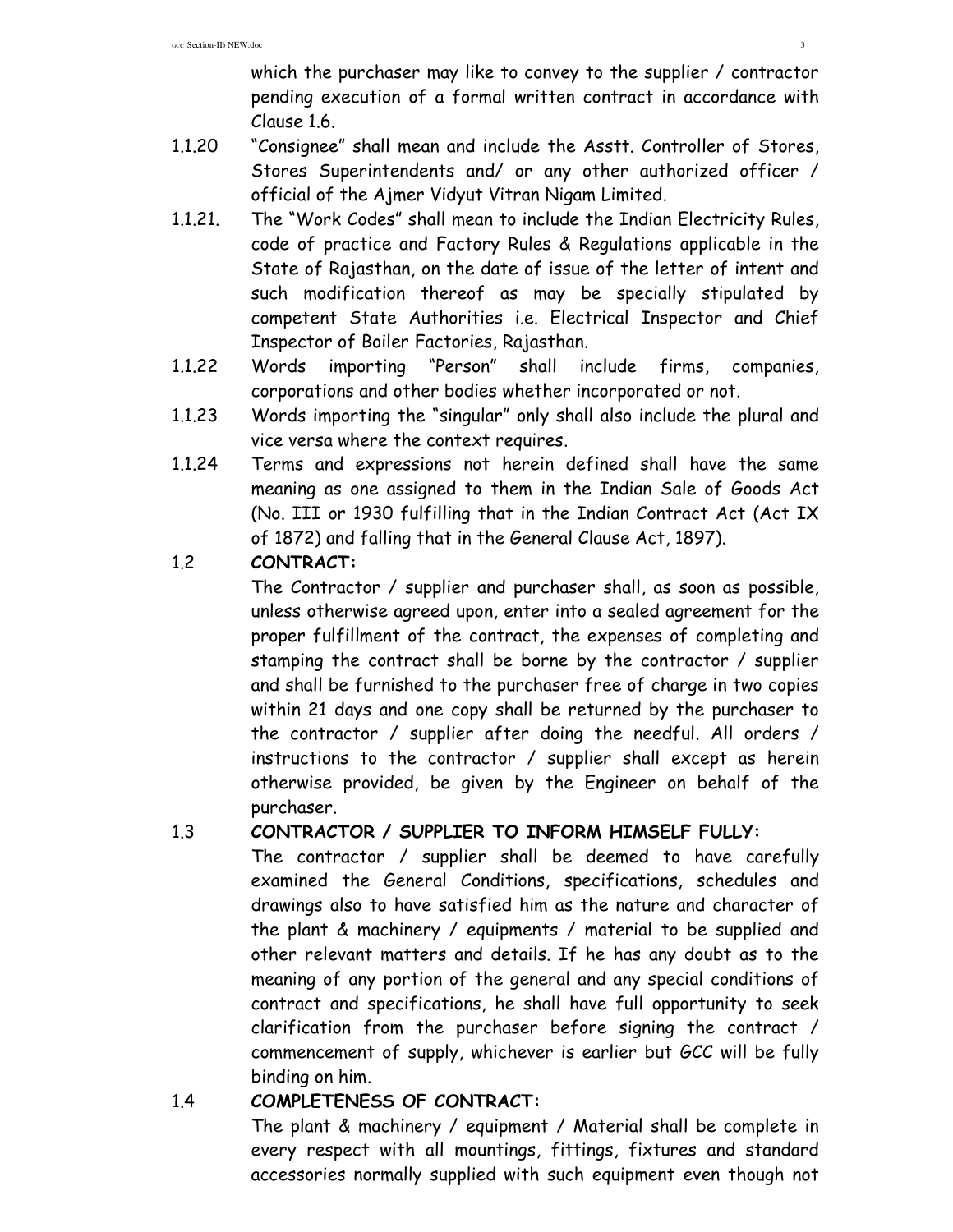which the purchaser may like to convey to the supplier / contractor pending execution of a formal written contract in accordance with Clause 1.6.

1.1.20 "Consignee" shall mean and include the Asstt. Controller of Stores, Stores Superintendents and/ or any other authorized officer / official of the Ajmer Vidyut Vitran Nigam Limited.

1.1.21. The "Work Codes" shall mean to include the Indian Electricity Rules, code of practice and Factory Rules & Regulations applicable in the State of Rajasthan, on the date of issue of the letter of intent and such modification thereof as may be specially stipulated by competent State Authorities i.e. Electrical Inspector and Chief Inspector of Boiler Factories, Rajasthan.

1.1.22 Words importing "Person" shall include firms, companies, corporations and other bodies whether incorporated or not.

1.1.23 Words importing the "singular" only shall also include the plural and vice versa where the context requires.

1.1.24 Terms and expressions not herein defined shall have the same meaning as one assigned to them in the Indian Sale of Goods Act (No. III or 1930 fulfilling that in the Indian Contract Act (Act IX of 1872) and falling that in the General Clause Act, 1897).

1.2 **CONTRACT:**

The Contractor / supplier and purchaser shall, as soon as possible, unless otherwise agreed upon, enter into a sealed agreement for the proper fulfillment of the contract, the expenses of completing and stamping the contract shall be borne by the contractor / supplier and shall be furnished to the purchaser free of charge in two copies within 21 days and one copy shall be returned by the purchaser to the contractor / supplier after doing the needful. All orders / instructions to the contractor / supplier shall except as herein otherwise provided, be given by the Engineer on behalf of the purchaser.

1.3 **CONTRACTOR / SUPPLIER TO INFORM HIMSELF FULLY:**

The contractor / supplier shall be deemed to have carefully examined the General Conditions, specifications, schedules and drawings also to have satisfied him as the nature and character of the plant & machinery / equipments / material to be supplied and other relevant matters and details. If he has any doubt as to the meaning of any portion of the general and any special conditions of contract and specifications, he shall have full opportunity to seek clarification from the purchaser before signing the contract / commencement of supply, whichever is earlier but GCC will be fully binding on him.

1.4 **COMPLETENESS OF CONTRACT:**

The plant & machinery / equipment / Material shall be complete in every respect with all mountings, fittings, fixtures and standard accessories normally supplied with such equipment even though not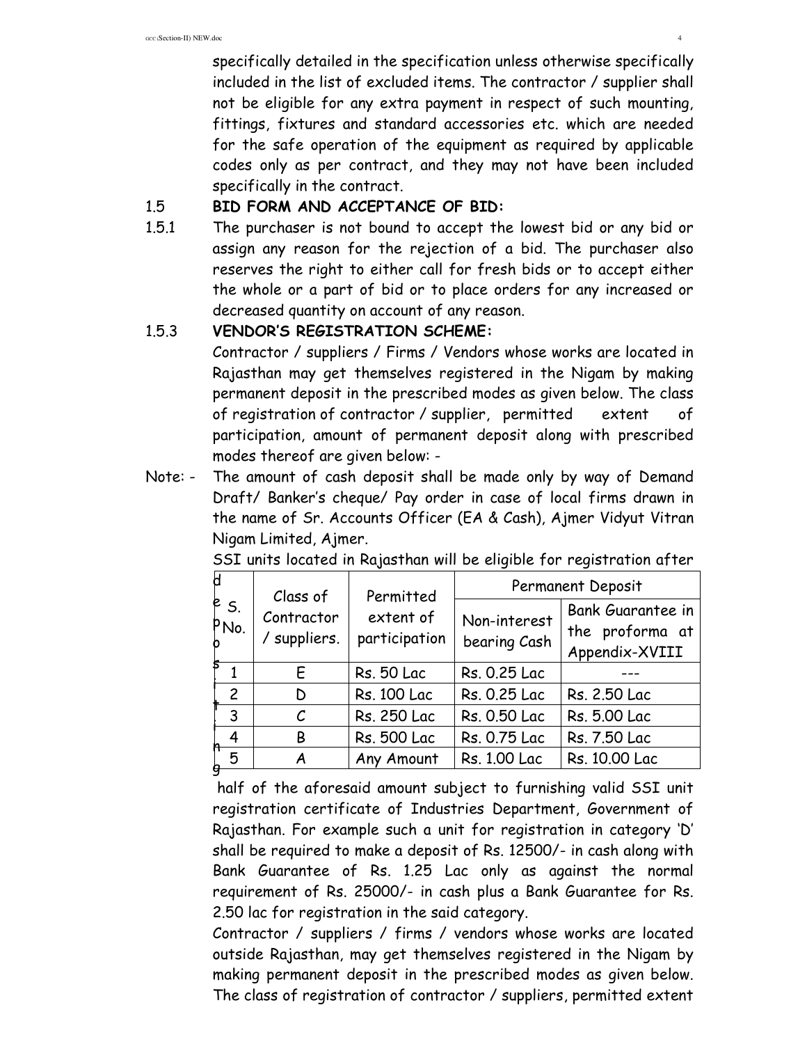specifically detailed in the specification unless otherwise specifically included in the list of excluded items. The contractor / supplier shall not be eligible for any extra payment in respect of such mounting, fittings, fixtures and standard accessories etc. which are needed for the safe operation of the equipment as required by applicable codes only as per contract, and they may not have been included specifically in the contract.

1.5 **BID FORM AND ACCEPTANCE OF BID:**

1.5.1 The purchaser is not bound to accept the lowest bid or any bid or assign any reason for the rejection of a bid. The purchaser also reserves the right to either call for fresh bids or to accept either the whole or a part of bid or to place orders for any increased or decreased quantity on account of any reason.

1.5.3 **VENDOR'S REGISTRATION SCHEME:**

Contractor / suppliers / Firms / Vendors whose works are located in Rajasthan may get themselves registered in the Nigam by making permanent deposit in the prescribed modes as given below. The class of registration of contractor / supplier, permitted extent of participation, amount of permanent deposit along with prescribed modes thereof are given below: -

Note: - The amount of cash deposit shall be made only by way of Demand Draft/ Banker's cheque/ Pay order in case of local firms drawn in the name of Sr. Accounts Officer (EA & Cash), Ajmer Vidyut Vitran Nigam Limited, Ajmer.

| S. No. | Class of Contractor / suppliers. | Permitted extent of participation | Permanent Deposit | |
|---|---|---|---|---|
| | | | Non-interest bearing Cash | Bank Guarantee in the proforma at Appendix-XVIII |
| 1 | E | Rs. 50 Lac | Rs. 0.25 Lac | --- |
| 2 | D | Rs. 100 Lac | Rs. 0.25 Lac | Rs. 2.50 Lac |
| 3 | C | Rs. 250 Lac | Rs. 0.50 Lac | Rs. 5.00 Lac |
| 4 | B | Rs. 500 Lac | Rs. 0.75 Lac | Rs. 7.50 Lac |
| 5 | A | Any Amount | Rs. 1.00 Lac | Rs. 10.00 Lac |

SSI units located in Rajasthan will be eligible for registration after depositing half of the aforesaid amount subject to furnishing valid SSI unit registration certificate of Industries Department, Government of Rajasthan. For example such a unit for registration in category 'D' shall be required to make a deposit of Rs. 12500/- in cash along with Bank Guarantee of Rs. 1.25 Lac only as against the normal requirement of Rs. 25000/- in cash plus a Bank Guarantee for Rs. 2.50 lac for registration in the said category.

Contractor / suppliers / firms / vendors whose works are located outside Rajasthan, may get themselves registered in the Nigam by making permanent deposit in the prescribed modes as given below. The class of registration of contractor / suppliers, permitted extent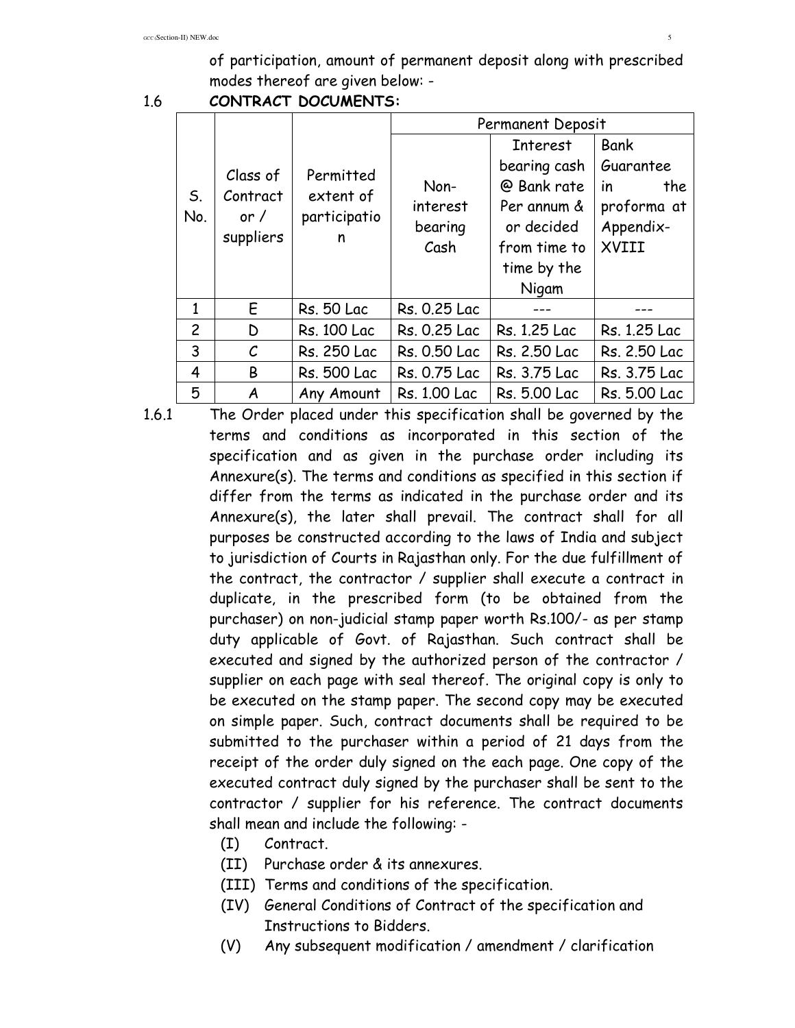of participation, amount of permanent deposit along with prescribed modes thereof are given below: -

1.6 **CONTRACT DOCUMENTS:**

| S. No. | Class of Contract or / suppliers | Permitted extent of participation | Permanent Deposit | | |
|---|---|---|---|---|---|
| | | | Non-interest bearing Cash | Interest bearing cash @ Bank rate Per annum & or decided from time to time by the Nigam | Bank Guarantee in the proforma at Appendix-XVIII |
| 1 | E | Rs. 50 Lac | Rs. 0.25 Lac | --- | --- |
| 2 | D | Rs. 100 Lac | Rs. 0.25 Lac | Rs. 1.25 Lac | Rs. 1.25 Lac |
| 3 | C | Rs. 250 Lac | Rs. 0.50 Lac | Rs. 2.50 Lac | Rs. 2.50 Lac |
| 4 | B | Rs. 500 Lac | Rs. 0.75 Lac | Rs. 3.75 Lac | Rs. 3.75 Lac |
| 5 | A | Any Amount | Rs. 1.00 Lac | Rs. 5.00 Lac | Rs. 5.00 Lac |

1.6.1 The Order placed under this specification shall be governed by the terms and conditions as incorporated in this section of the specification and as given in the purchase order including its Annexure(s). The terms and conditions as specified in this section if differ from the terms as indicated in the purchase order and its Annexure(s), the later shall prevail. The contract shall for all purposes be constructed according to the laws of India and subject to jurisdiction of Courts in Rajasthan only. For the due fulfillment of the contract, the contractor / supplier shall execute a contract in duplicate, in the prescribed form (to be obtained from the purchaser) on non-judicial stamp paper worth Rs.100/- as per stamp duty applicable of Govt. of Rajasthan. Such contract shall be executed and signed by the authorized person of the contractor / supplier on each page with seal thereof. The original copy is only to be executed on the stamp paper. The second copy may be executed on simple paper. Such, contract documents shall be required to be submitted to the purchaser within a period of 21 days from the receipt of the order duly signed on the each page. One copy of the executed contract duly signed by the purchaser shall be sent to the contractor / supplier for his reference. The contract documents shall mean and include the following: -

(I) Contract.

(II) Purchase order & its annexures.

(III) Terms and conditions of the specification.

(IV) General Conditions of Contract of the specification and Instructions to Bidders.

(V) Any subsequent modification / amendment / clarification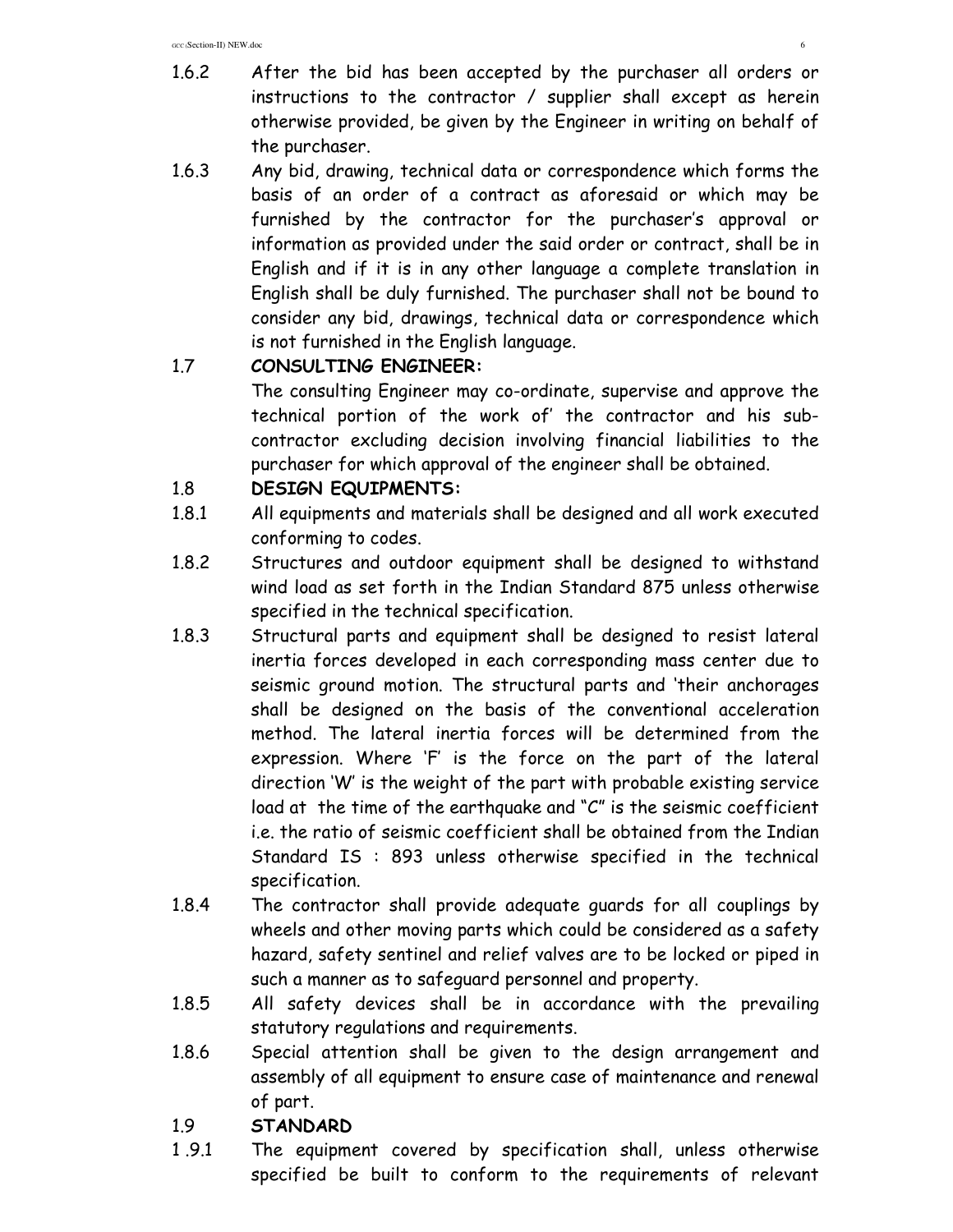1.6.2 After the bid has been accepted by the purchaser all orders or instructions to the contractor / supplier shall except as herein otherwise provided, be given by the Engineer in writing on behalf of the purchaser.

1.6.3 Any bid, drawing, technical data or correspondence which forms the basis of an order of a contract as aforesaid or which may be furnished by the contractor for the purchaser's approval or information as provided under the said order or contract, shall be in English and if it is in any other language a complete translation in English shall be duly furnished. The purchaser shall not be bound to consider any bid, drawings, technical data or correspondence which is not furnished in the English language.

1.7 **CONSULTING ENGINEER:**

The consulting Engineer may co-ordinate, supervise and approve the technical portion of the work of' the contractor and his sub-contractor excluding decision involving financial liabilities to the purchaser for which approval of the engineer shall be obtained.

1.8 **DESIGN EQUIPMENTS:**

1.8.1 All equipments and materials shall be designed and all work executed conforming to codes.

1.8.2 Structures and outdoor equipment shall be designed to withstand wind load as set forth in the Indian Standard 875 unless otherwise specified in the technical specification.

1.8.3 Structural parts and equipment shall be designed to resist lateral inertia forces developed in each corresponding mass center due to seismic ground motion. The structural parts and 'their anchorages shall be designed on the basis of the conventional acceleration method. The lateral inertia forces will be determined from the expression. Where 'F' is the force on the part of the lateral direction 'W' is the weight of the part with probable existing service load at the time of the earthquake and "C" is the seismic coefficient i.e. the ratio of seismic coefficient shall be obtained from the Indian Standard IS : 893 unless otherwise specified in the technical specification.

1.8.4 The contractor shall provide adequate guards for all couplings by wheels and other moving parts which could be considered as a safety hazard, safety sentinel and relief valves are to be locked or piped in such a manner as to safeguard personnel and property.

1.8.5 All safety devices shall be in accordance with the prevailing statutory regulations and requirements.

1.8.6 Special attention shall be given to the design arrangement and assembly of all equipment to ensure case of maintenance and renewal of part.

1.9 **STANDARD**

1 .9.1 The equipment covered by specification shall, unless otherwise specified be built to conform to the requirements of relevant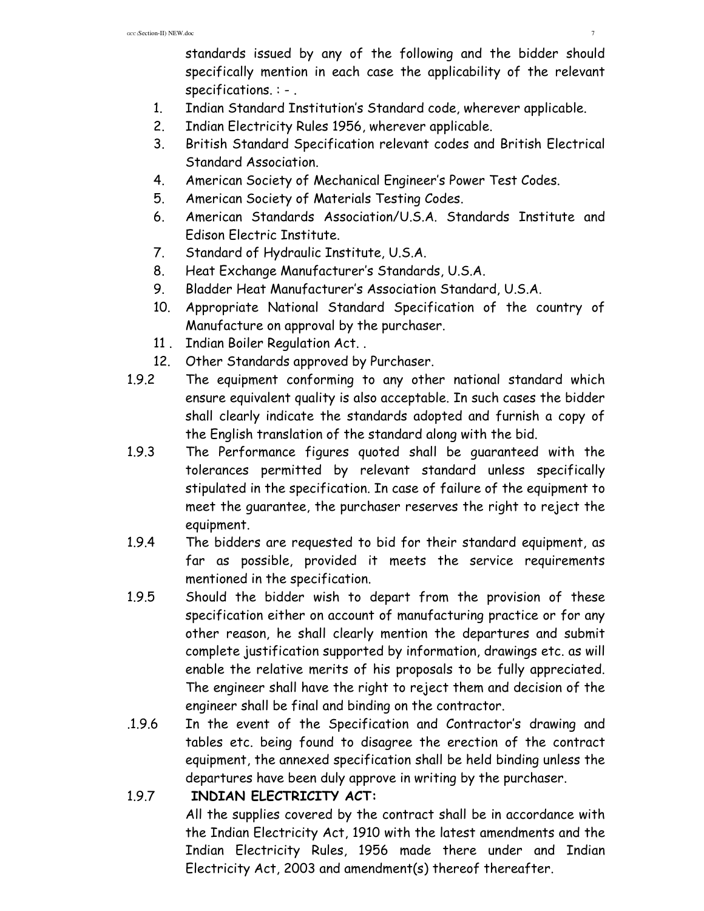standards issued by any of the following and the bidder should specifically mention in each case the applicability of the relevant specifications. : - .

1. Indian Standard Institution's Standard code, wherever applicable.
2. Indian Electricity Rules 1956, wherever applicable.
3. British Standard Specification relevant codes and British Electrical Standard Association.
4. American Society of Mechanical Engineer's Power Test Codes.
5. American Society of Materials Testing Codes.
6. American Standards Association/U.S.A. Standards Institute and Edison Electric Institute.
7. Standard of Hydraulic Institute, U.S.A.
8. Heat Exchange Manufacturer's Standards, U.S.A.
9. Bladder Heat Manufacturer's Association Standard, U.S.A.
10. Appropriate National Standard Specification of the country of Manufacture on approval by the purchaser.
11. Indian Boiler Regulation Act. .
12. Other Standards approved by Purchaser.

1.9.2 The equipment conforming to any other national standard which ensure equivalent quality is also acceptable. In such cases the bidder shall clearly indicate the standards adopted and furnish a copy of the English translation of the standard along with the bid.

1.9.3 The Performance figures quoted shall be guaranteed with the tolerances permitted by relevant standard unless specifically stipulated in the specification. In case of failure of the equipment to meet the guarantee, the purchaser reserves the right to reject the equipment.

1.9.4 The bidders are requested to bid for their standard equipment, as far as possible, provided it meets the service requirements mentioned in the specification.

1.9.5 Should the bidder wish to depart from the provision of these specification either on account of manufacturing practice or for any other reason, he shall clearly mention the departures and submit complete justification supported by information, drawings etc. as will enable the relative merits of his proposals to be fully appreciated. The engineer shall have the right to reject them and decision of the engineer shall be final and binding on the contractor.

.1.9.6 In the event of the Specification and Contractor's drawing and tables etc. being found to disagree the erection of the contract equipment, the annexed specification shall be held binding unless the departures have been duly approve in writing by the purchaser.

1.9.7 **INDIAN ELECTRICITY ACT:**

All the supplies covered by the contract shall be in accordance with the Indian Electricity Act, 1910 with the latest amendments and the Indian Electricity Rules, 1956 made there under and Indian Electricity Act, 2003 and amendment(s) thereof thereafter.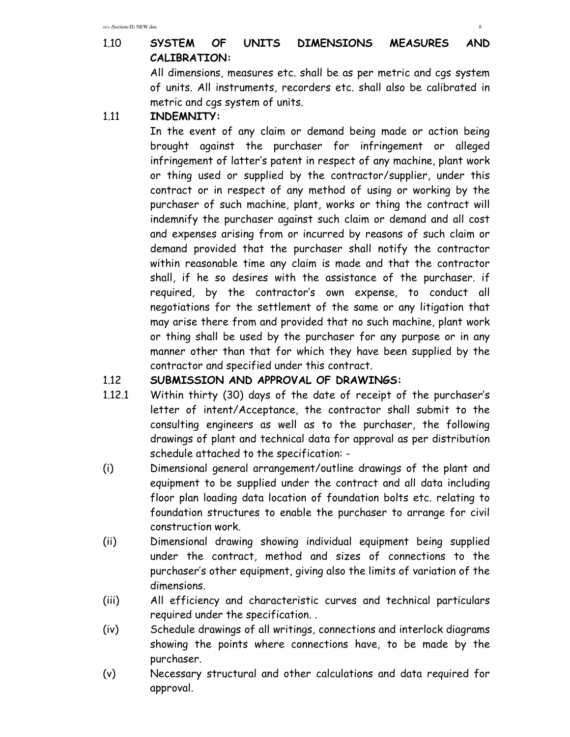## 1.10 SYSTEM OF UNITS DIMENSIONS MEASURES AND CALIBRATION:

All dimensions, measures etc. shall be as per metric and cgs system of units. All instruments, recorders etc. shall also be calibrated in metric and cgs system of units.

## 1.11 INDEMNITY:

In the event of any claim or demand being made or action being brought against the purchaser for infringement or alleged infringement of latter's patent in respect of any machine, plant work or thing used or supplied by the contractor/supplier, under this contract or in respect of any method of using or working by the purchaser of such machine, plant, works or thing the contract will indemnify the purchaser against such claim or demand and all cost and expenses arising from or incurred by reasons of such claim or demand provided that the purchaser shall notify the contractor within reasonable time any claim is made and that the contractor shall, if he so desires with the assistance of the purchaser. if required, by the contractor's own expense, to conduct all negotiations for the settlement of the same or any litigation that may arise there from and provided that no such machine, plant work or thing shall be used by the purchaser for any purpose or in any manner other than that for which they have been supplied by the contractor and specified under this contract.

## 1.12 SUBMISSION AND APPROVAL OF DRAWINGS:

1.12.1 Within thirty (30) days of the date of receipt of the purchaser's letter of intent/Acceptance, the contractor shall submit to the consulting engineers as well as to the purchaser, the following drawings of plant and technical data for approval as per distribution schedule attached to the specification: -

(i) Dimensional general arrangement/outline drawings of the plant and equipment to be supplied under the contract and all data including floor plan loading data location of foundation bolts etc. relating to foundation structures to enable the purchaser to arrange for civil construction work.

(ii) Dimensional drawing showing individual equipment being supplied under the contract, method and sizes of connections to the purchaser's other equipment, giving also the limits of variation of the dimensions.

(iii) All efficiency and characteristic curves and technical particulars required under the specification. .

(iv) Schedule drawings of all writings, connections and interlock diagrams showing the points where connections have, to be made by the purchaser.

(v) Necessary structural and other calculations and data required for approval.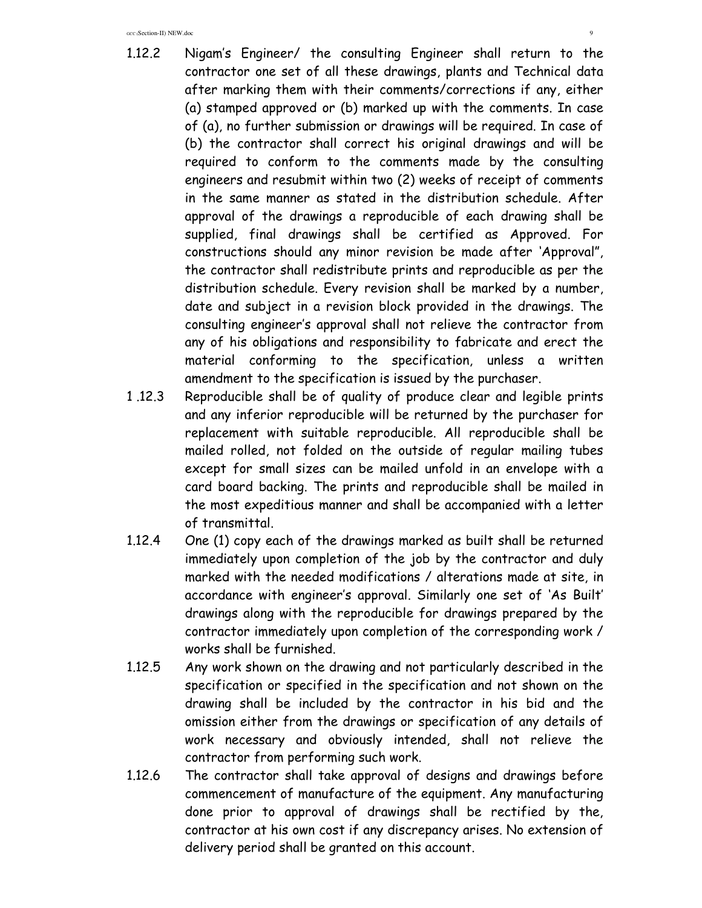1.12.2 Nigam's Engineer/ the consulting Engineer shall return to the contractor one set of all these drawings, plants and Technical data after marking them with their comments/corrections if any, either (a) stamped approved or (b) marked up with the comments. In case of (a), no further submission or drawings will be required. In case of (b) the contractor shall correct his original drawings and will be required to conform to the comments made by the consulting engineers and resubmit within two (2) weeks of receipt of comments in the same manner as stated in the distribution schedule. After approval of the drawings a reproducible of each drawing shall be supplied, final drawings shall be certified as Approved. For constructions should any minor revision be made after 'Approval", the contractor shall redistribute prints and reproducible as per the distribution schedule. Every revision shall be marked by a number, date and subject in a revision block provided in the drawings. The consulting engineer's approval shall not relieve the contractor from any of his obligations and responsibility to fabricate and erect the material conforming to the specification, unless a written amendment to the specification is issued by the purchaser.

1 .12.3 Reproducible shall be of quality of produce clear and legible prints and any inferior reproducible will be returned by the purchaser for replacement with suitable reproducible. All reproducible shall be mailed rolled, not folded on the outside of regular mailing tubes except for small sizes can be mailed unfold in an envelope with a card board backing. The prints and reproducible shall be mailed in the most expeditious manner and shall be accompanied with a letter of transmittal.

1.12.4 One (1) copy each of the drawings marked as built shall be returned immediately upon completion of the job by the contractor and duly marked with the needed modifications / alterations made at site, in accordance with engineer's approval. Similarly one set of 'As Built' drawings along with the reproducible for drawings prepared by the contractor immediately upon completion of the corresponding work / works shall be furnished.

1.12.5 Any work shown on the drawing and not particularly described in the specification or specified in the specification and not shown on the drawing shall be included by the contractor in his bid and the omission either from the drawings or specification of any details of work necessary and obviously intended, shall not relieve the contractor from performing such work.

1.12.6 The contractor shall take approval of designs and drawings before commencement of manufacture of the equipment. Any manufacturing done prior to approval of drawings shall be rectified by the, contractor at his own cost if any discrepancy arises. No extension of delivery period shall be granted on this account.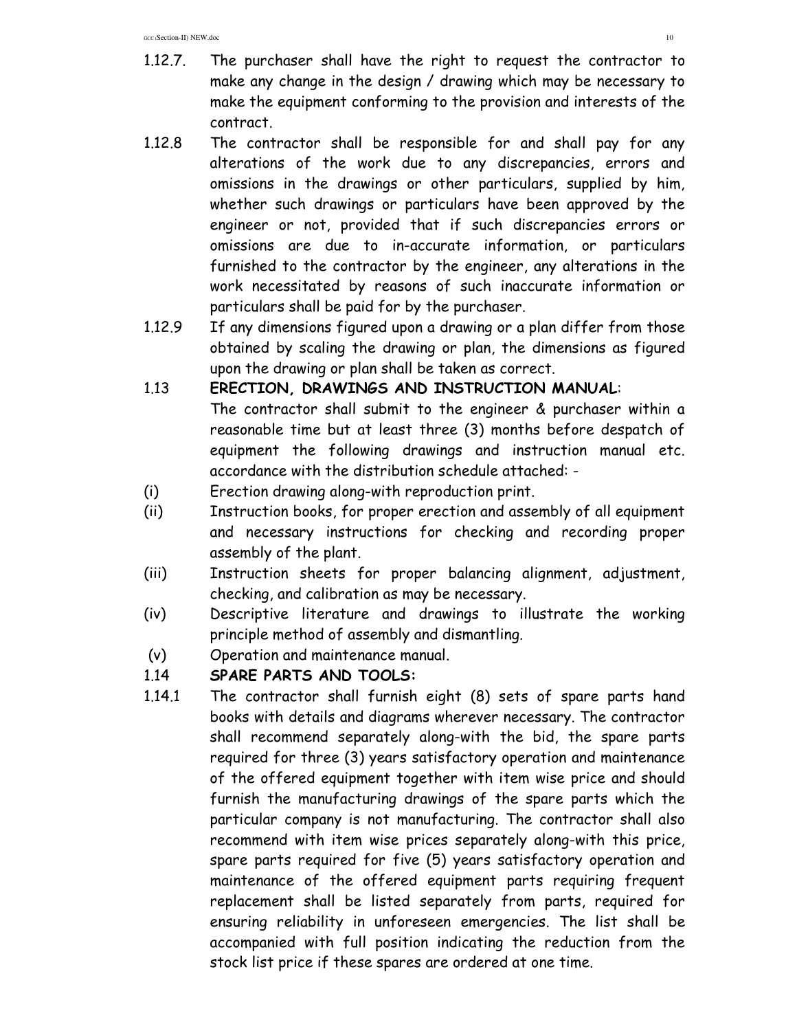1.12.7. The purchaser shall have the right to request the contractor to make any change in the design / drawing which may be necessary to make the equipment conforming to the provision and interests of the contract.

1.12.8 The contractor shall be responsible for and shall pay for any alterations of the work due to any discrepancies, errors and omissions in the drawings or other particulars, supplied by him, whether such drawings or particulars have been approved by the engineer or not, provided that if such discrepancies errors or omissions are due to in-accurate information, or particulars furnished to the contractor by the engineer, any alterations in the work necessitated by reasons of such inaccurate information or particulars shall be paid for by the purchaser.

1.12.9 If any dimensions figured upon a drawing or a plan differ from those obtained by scaling the drawing or plan, the dimensions as figured upon the drawing or plan shall be taken as correct.

1.13 **ERECTION, DRAWINGS AND INSTRUCTION MANUAL**:

The contractor shall submit to the engineer & purchaser within a reasonable time but at least three (3) months before despatch of equipment the following drawings and instruction manual etc. accordance with the distribution schedule attached: -

(i) Erection drawing along-with reproduction print.

(ii) Instruction books, for proper erection and assembly of all equipment and necessary instructions for checking and recording proper assembly of the plant.

(iii) Instruction sheets for proper balancing alignment, adjustment, checking, and calibration as may be necessary.

(iv) Descriptive literature and drawings to illustrate the working principle method of assembly and dismantling.

(v) Operation and maintenance manual.

1.14 **SPARE PARTS AND TOOLS:**

1.14.1 The contractor shall furnish eight (8) sets of spare parts hand books with details and diagrams wherever necessary. The contractor shall recommend separately along-with the bid, the spare parts required for three (3) years satisfactory operation and maintenance of the offered equipment together with item wise price and should furnish the manufacturing drawings of the spare parts which the particular company is not manufacturing. The contractor shall also recommend with item wise prices separately along-with this price, spare parts required for five (5) years satisfactory operation and maintenance of the offered equipment parts requiring frequent replacement shall be listed separately from parts, required for ensuring reliability in unforeseen emergencies. The list shall be accompanied with full position indicating the reduction from the stock list price if these spares are ordered at one time.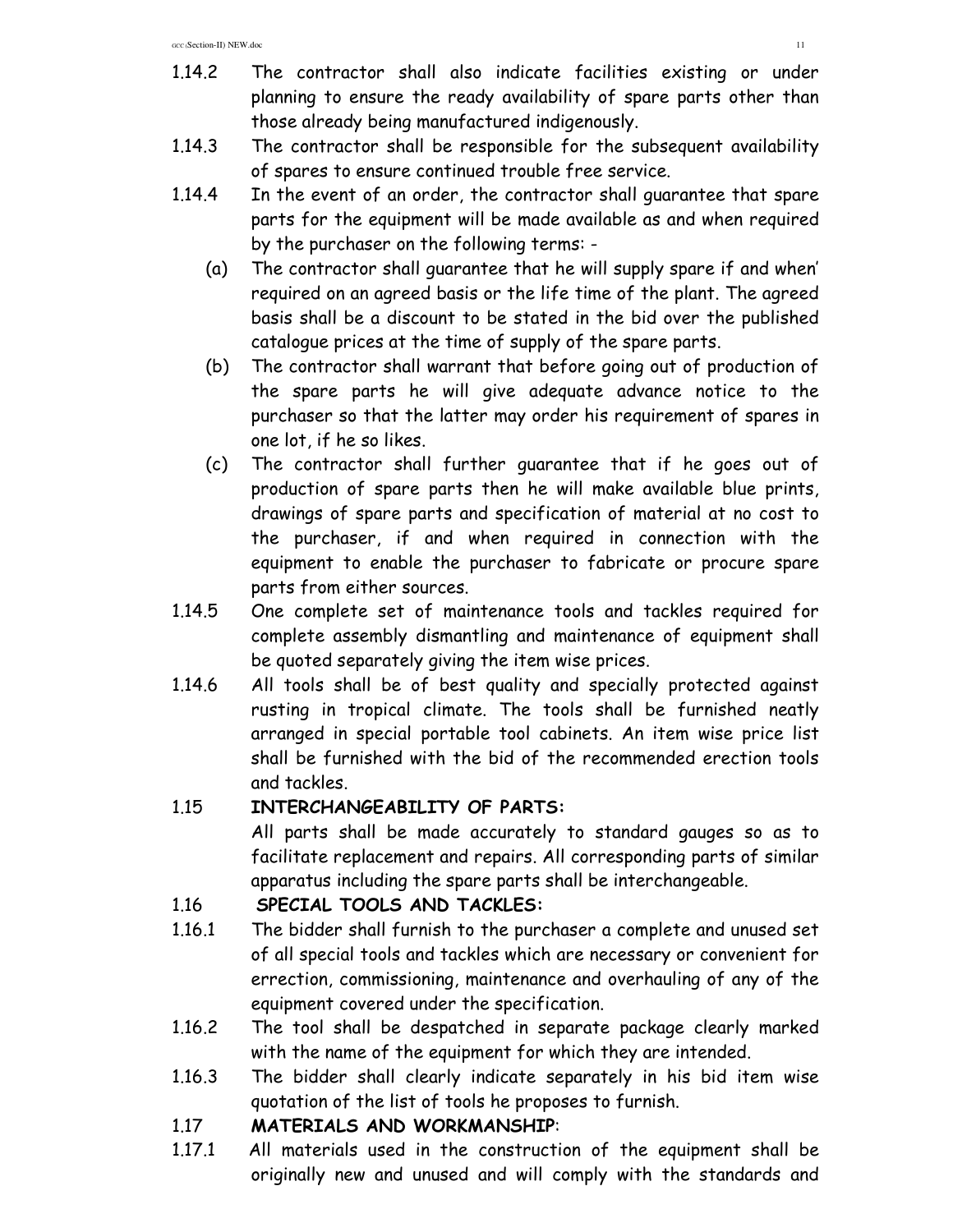1.14.2 The contractor shall also indicate facilities existing or under planning to ensure the ready availability of spare parts other than those already being manufactured indigenously.

1.14.3 The contractor shall be responsible for the subsequent availability of spares to ensure continued trouble free service.

1.14.4 In the event of an order, the contractor shall guarantee that spare parts for the equipment will be made available as and when required by the purchaser on the following terms: -

(a) The contractor shall guarantee that he will supply spare if and when' required on an agreed basis or the life time of the plant. The agreed basis shall be a discount to be stated in the bid over the published catalogue prices at the time of supply of the spare parts.

(b) The contractor shall warrant that before going out of production of the spare parts he will give adequate advance notice to the purchaser so that the latter may order his requirement of spares in one lot, if he so likes.

(c) The contractor shall further guarantee that if he goes out of production of spare parts then he will make available blue prints, drawings of spare parts and specification of material at no cost to the purchaser, if and when required in connection with the equipment to enable the purchaser to fabricate or procure spare parts from either sources.

1.14.5 One complete set of maintenance tools and tackles required for complete assembly dismantling and maintenance of equipment shall be quoted separately giving the item wise prices.

1.14.6 All tools shall be of best quality and specially protected against rusting in tropical climate. The tools shall be furnished neatly arranged in special portable tool cabinets. An item wise price list shall be furnished with the bid of the recommended erection tools and tackles.

### 1.15 INTERCHANGEABILITY OF PARTS:

All parts shall be made accurately to standard gauges so as to facilitate replacement and repairs. All corresponding parts of similar apparatus including the spare parts shall be interchangeable.

### 1.16 SPECIAL TOOLS AND TACKLES:

1.16.1 The bidder shall furnish to the purchaser a complete and unused set of all special tools and tackles which are necessary or convenient for errection, commissioning, maintenance and overhauling of any of the equipment covered under the specification.

1.16.2 The tool shall be despatched in separate package clearly marked with the name of the equipment for which they are intended.

1.16.3 The bidder shall clearly indicate separately in his bid item wise quotation of the list of tools he proposes to furnish.

### 1.17 MATERIALS AND WORKMANSHIP:

1.17.1 All materials used in the construction of the equipment shall be originally new and unused and will comply with the standards and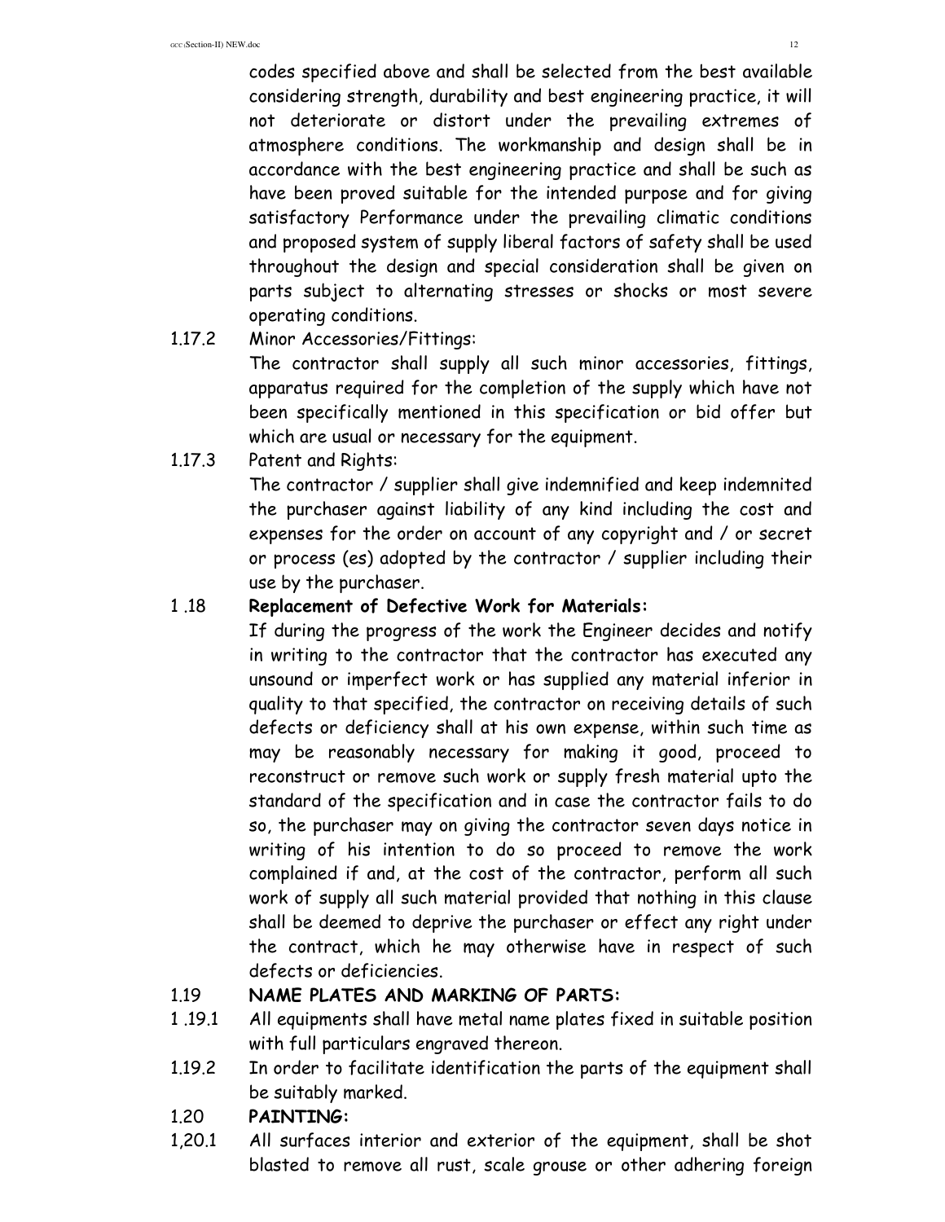codes specified above and shall be selected from the best available considering strength, durability and best engineering practice, it will not deteriorate or distort under the prevailing extremes of atmosphere conditions. The workmanship and design shall be in accordance with the best engineering practice and shall be such as have been proved suitable for the intended purpose and for giving satisfactory Performance under the prevailing climatic conditions and proposed system of supply liberal factors of safety shall be used throughout the design and special consideration shall be given on parts subject to alternating stresses or shocks or most severe operating conditions.

1.17.2 Minor Accessories/Fittings:

The contractor shall supply all such minor accessories, fittings, apparatus required for the completion of the supply which have not been specifically mentioned in this specification or bid offer but which are usual or necessary for the equipment.

1.17.3 Patent and Rights:

The contractor / supplier shall give indemnified and keep indemnited the purchaser against liability of any kind including the cost and expenses for the order on account of any copyright and / or secret or process (es) adopted by the contractor / supplier including their use by the purchaser.

1 .18 **Replacement of Defective Work for Materials:**

If during the progress of the work the Engineer decides and notify in writing to the contractor that the contractor has executed any unsound or imperfect work or has supplied any material inferior in quality to that specified, the contractor on receiving details of such defects or deficiency shall at his own expense, within such time as may be reasonably necessary for making it good, proceed to reconstruct or remove such work or supply fresh material upto the standard of the specification and in case the contractor fails to do so, the purchaser may on giving the contractor seven days notice in writing of his intention to do so proceed to remove the work complained if and, at the cost of the contractor, perform all such work of supply all such material provided that nothing in this clause shall be deemed to deprive the purchaser or effect any right under the contract, which he may otherwise have in respect of such defects or deficiencies.

1.19 **NAME PLATES AND MARKING OF PARTS:**

1 .19.1 All equipments shall have metal name plates fixed in suitable position with full particulars engraved thereon.

1.19.2 In order to facilitate identification the parts of the equipment shall be suitably marked.

1.20 **PAINTING:**

1,20.1 All surfaces interior and exterior of the equipment, shall be shot blasted to remove all rust, scale grouse or other adhering foreign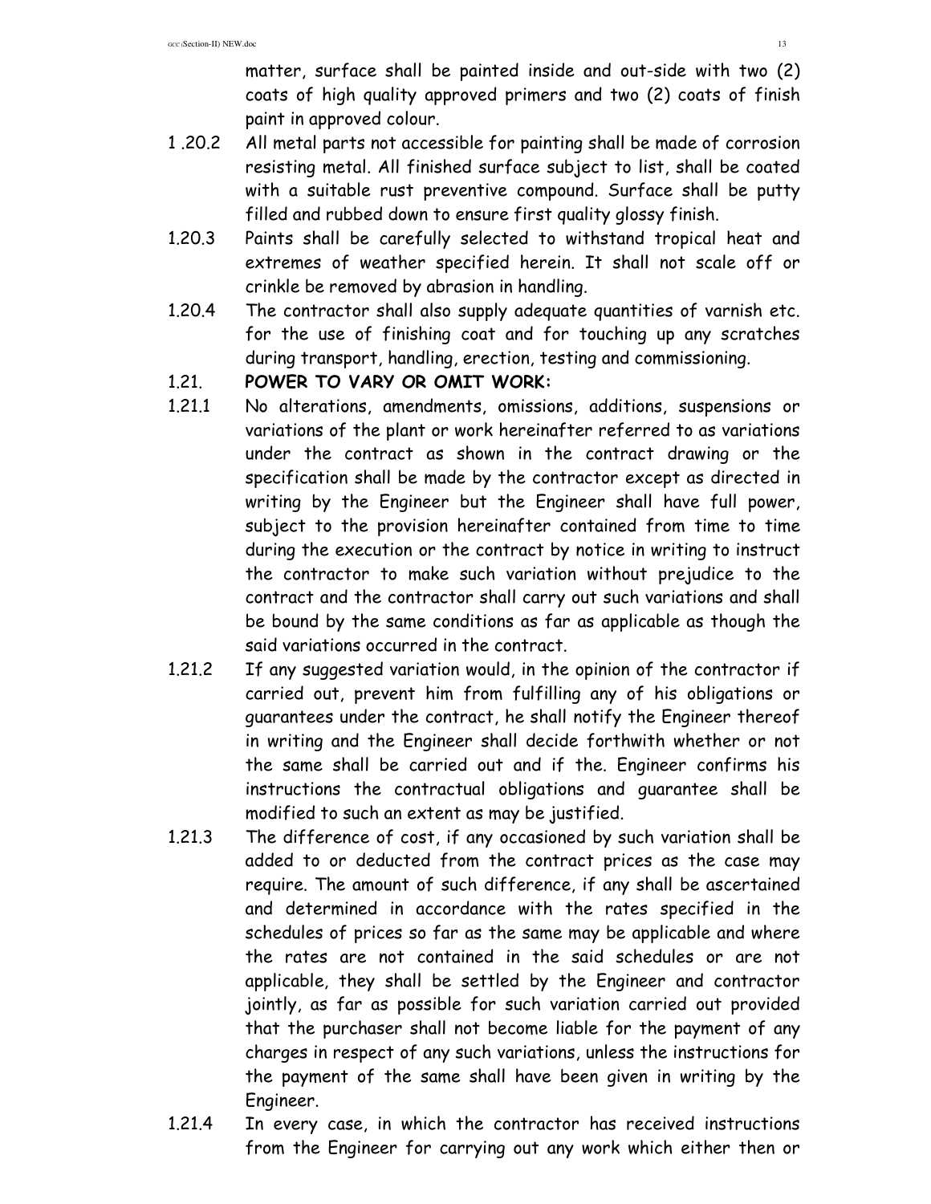matter, surface shall be painted inside and out-side with two (2) coats of high quality approved primers and two (2) coats of finish paint in approved colour.

1 .20.2 All metal parts not accessible for painting shall be made of corrosion resisting metal. All finished surface subject to list, shall be coated with a suitable rust preventive compound. Surface shall be putty filled and rubbed down to ensure first quality glossy finish.

1.20.3 Paints shall be carefully selected to withstand tropical heat and extremes of weather specified herein. It shall not scale off or crinkle be removed by abrasion in handling.

1.20.4 The contractor shall also supply adequate quantities of varnish etc. for the use of finishing coat and for touching up any scratches during transport, handling, erection, testing and commissioning.

1.21. **POWER TO VARY OR OMIT WORK:**

1.21.1 No alterations, amendments, omissions, additions, suspensions or variations of the plant or work hereinafter referred to as variations under the contract as shown in the contract drawing or the specification shall be made by the contractor except as directed in writing by the Engineer but the Engineer shall have full power, subject to the provision hereinafter contained from time to time during the execution or the contract by notice in writing to instruct the contractor to make such variation without prejudice to the contract and the contractor shall carry out such variations and shall be bound by the same conditions as far as applicable as though the said variations occurred in the contract.

1.21.2 If any suggested variation would, in the opinion of the contractor if carried out, prevent him from fulfilling any of his obligations or guarantees under the contract, he shall notify the Engineer thereof in writing and the Engineer shall decide forthwith whether or not the same shall be carried out and if the. Engineer confirms his instructions the contractual obligations and guarantee shall be modified to such an extent as may be justified.

1.21.3 The difference of cost, if any occasioned by such variation shall be added to or deducted from the contract prices as the case may require. The amount of such difference, if any shall be ascertained and determined in accordance with the rates specified in the schedules of prices so far as the same may be applicable and where the rates are not contained in the said schedules or are not applicable, they shall be settled by the Engineer and contractor jointly, as far as possible for such variation carried out provided that the purchaser shall not become liable for the payment of any charges in respect of any such variations, unless the instructions for the payment of the same shall have been given in writing by the Engineer.

1.21.4 In every case, in which the contractor has received instructions from the Engineer for carrying out any work which either then or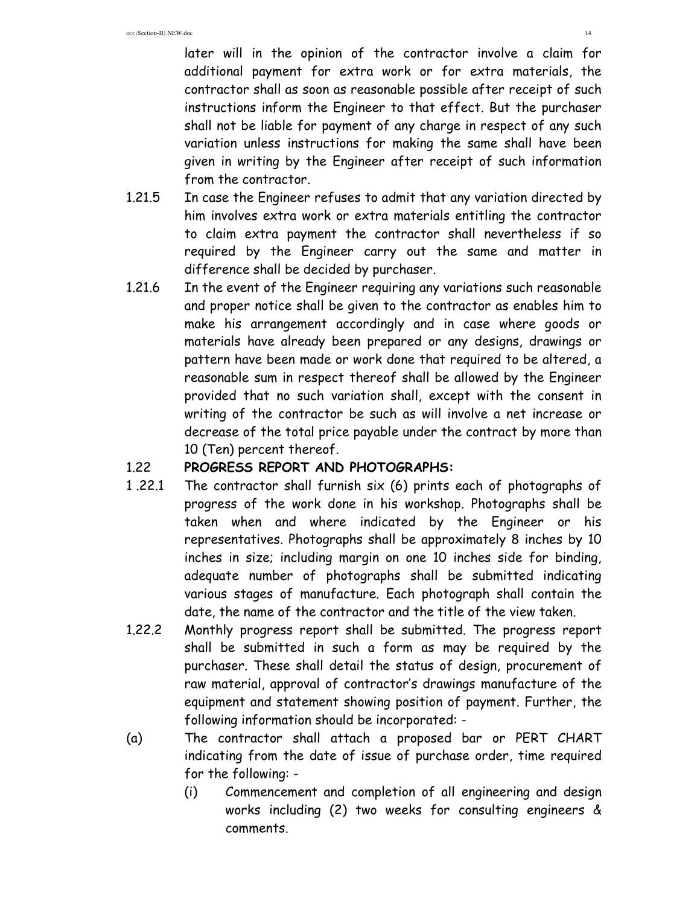later will in the opinion of the contractor involve a claim for additional payment for extra work or for extra materials, the contractor shall as soon as reasonable possible after receipt of such instructions inform the Engineer to that effect. But the purchaser shall not be liable for payment of any charge in respect of any such variation unless instructions for making the same shall have been given in writing by the Engineer after receipt of such information from the contractor.

1.21.5 In case the Engineer refuses to admit that any variation directed by him involves extra work or extra materials entitling the contractor to claim extra payment the contractor shall nevertheless if so required by the Engineer carry out the same and matter in difference shall be decided by purchaser.

1.21.6 In the event of the Engineer requiring any variations such reasonable and proper notice shall be given to the contractor as enables him to make his arrangement accordingly and in case where goods or materials have already been prepared or any designs, drawings or pattern have been made or work done that required to be altered, a reasonable sum in respect thereof shall be allowed by the Engineer provided that no such variation shall, except with the consent in writing of the contractor be such as will involve a net increase or decrease of the total price payable under the contract by more than 10 (Ten) percent thereof.

1.22 **PROGRESS REPORT AND PHOTOGRAPHS:**

1 .22.1 The contractor shall furnish six (6) prints each of photographs of progress of the work done in his workshop. Photographs shall be taken when and where indicated by the Engineer or his representatives. Photographs shall be approximately 8 inches by 10 inches in size; including margin on one 10 inches side for binding, adequate number of photographs shall be submitted indicating various stages of manufacture. Each photograph shall contain the date, the name of the contractor and the title of the view taken.

1.22.2 Monthly progress report shall be submitted. The progress report shall be submitted in such a form as may be required by the purchaser. These shall detail the status of design, procurement of raw material, approval of contractor's drawings manufacture of the equipment and statement showing position of payment. Further, the following information should be incorporated: -

(a) The contractor shall attach a proposed bar or PERT CHART indicating from the date of issue of purchase order, time required for the following: -

(i) Commencement and completion of all engineering and design works including (2) two weeks for consulting engineers & comments.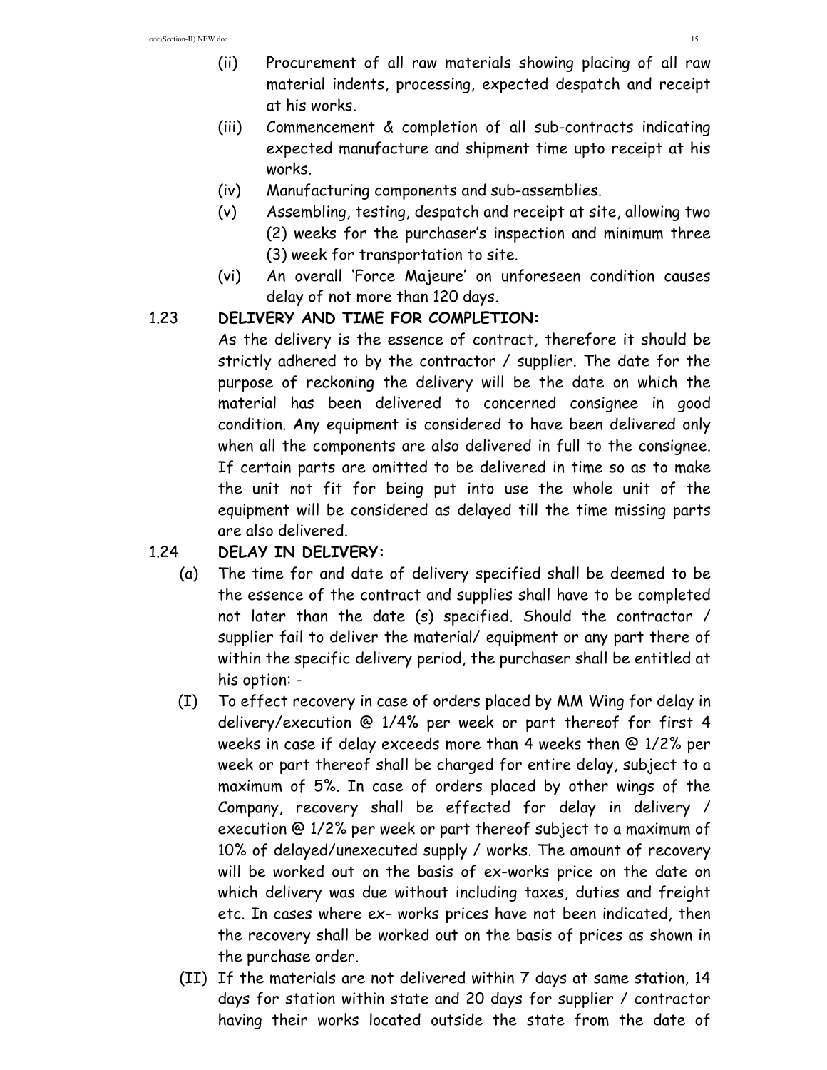(ii) Procurement of all raw materials showing placing of all raw material indents, processing, expected despatch and receipt at his works.

(iii) Commencement & completion of all sub-contracts indicating expected manufacture and shipment time upto receipt at his works.

(iv) Manufacturing components and sub-assemblies.

(v) Assembling, testing, despatch and receipt at site, allowing two (2) weeks for the purchaser's inspection and minimum three (3) week for transportation to site.

(vi) An overall 'Force Majeure' on unforeseen condition causes delay of not more than 120 days.

### 1.23 DELIVERY AND TIME FOR COMPLETION:

As the delivery is the essence of contract, therefore it should be strictly adhered to by the contractor / supplier. The date for the purpose of reckoning the delivery will be the date on which the material has been delivered to concerned consignee in good condition. Any equipment is considered to have been delivered only when all the components are also delivered in full to the consignee. If certain parts are omitted to be delivered in time so as to make the unit not fit for being put into use the whole unit of the equipment will be considered as delayed till the time missing parts are also delivered.

### 1.24 DELAY IN DELIVERY:

(a) The time for and date of delivery specified shall be deemed to be the essence of the contract and supplies shall have to be completed not later than the date (s) specified. Should the contractor / supplier fail to deliver the material/ equipment or any part there of within the specific delivery period, the purchaser shall be entitled at his option: -

(I) To effect recovery in case of orders placed by MM Wing for delay in delivery/execution @ 1/4% per week or part thereof for first 4 weeks in case if delay exceeds more than 4 weeks then @ 1/2% per week or part thereof shall be charged for entire delay, subject to a maximum of 5%. In case of orders placed by other wings of the Company, recovery shall be effected for delay in delivery / execution @ 1/2% per week or part thereof subject to a maximum of 10% of delayed/unexecuted supply / works. The amount of recovery will be worked out on the basis of ex-works price on the date on which delivery was due without including taxes, duties and freight etc. In cases where ex- works prices have not been indicated, then the recovery shall be worked out on the basis of prices as shown in the purchase order.

(II) If the materials are not delivered within 7 days at same station, 14 days for station within state and 20 days for supplier / contractor having their works located outside the state from the date of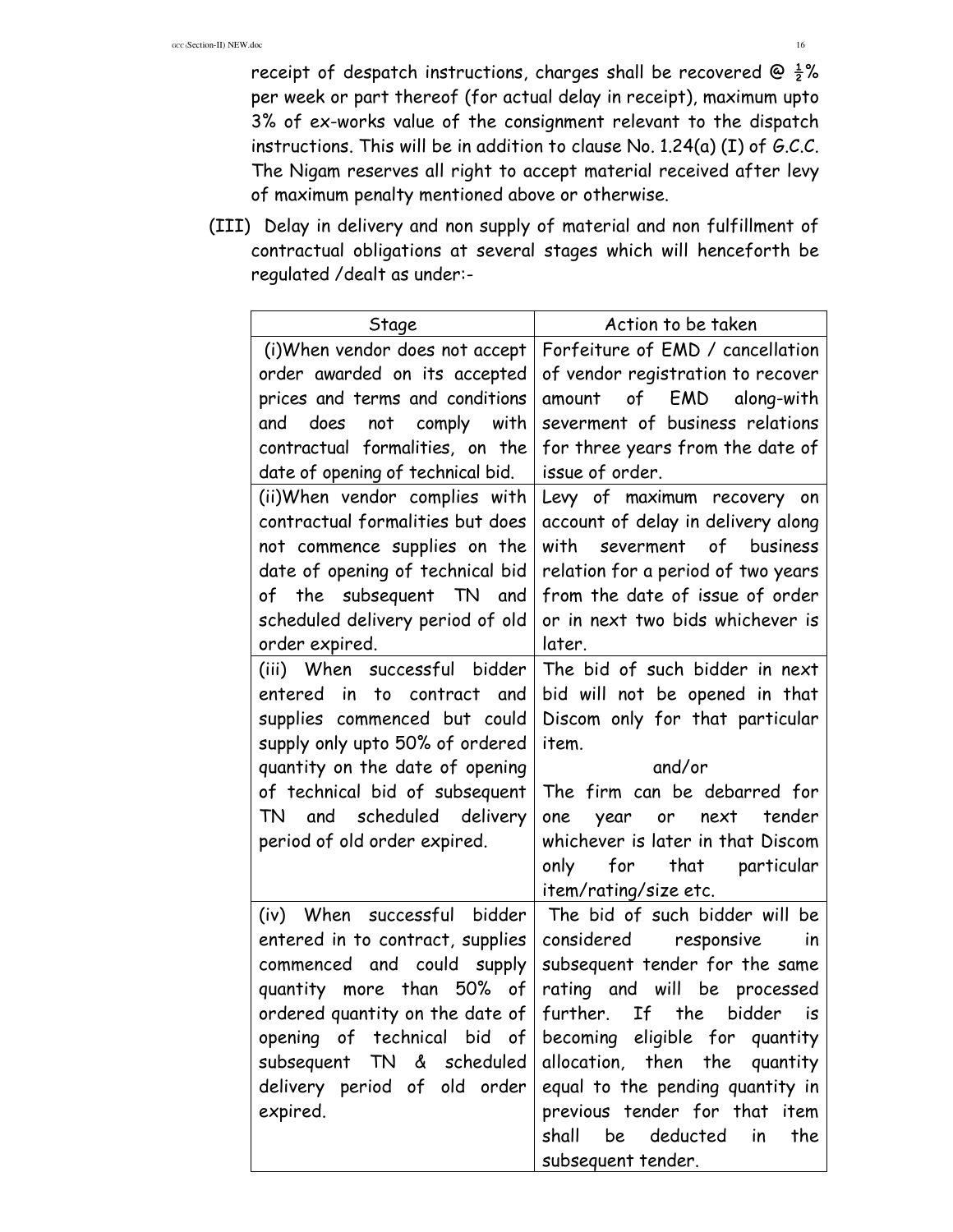receipt of despatch instructions, charges shall be recovered @ ½% per week or part thereof (for actual delay in receipt), maximum upto 3% of ex-works value of the consignment relevant to the dispatch instructions. This will be in addition to clause No. 1.24(a) (I) of G.C.C. The Nigam reserves all right to accept material received after levy of maximum penalty mentioned above or otherwise.

(III) Delay in delivery and non supply of material and non fulfillment of contractual obligations at several stages which will henceforth be regulated /dealt as under:-

| Stage | Action to be taken |
|---|---|
| (i)When vendor does not accept order awarded on its accepted prices and terms and conditions and does not comply with contractual formalities, on the date of opening of technical bid. | Forfeiture of EMD / cancellation of vendor registration to recover amount of EMD along-with severment of business relations for three years from the date of issue of order. |
| (ii)When vendor complies with contractual formalities but does not commence supplies on the date of opening of technical bid of the subsequent TN and scheduled delivery period of old order expired. | Levy of maximum recovery on account of delay in delivery along with severment of business relation for a period of two years from the date of issue of order or in next two bids whichever is later. |
| (iii) When successful bidder entered in to contract and supplies commenced but could supply only upto 50% of ordered quantity on the date of opening of technical bid of subsequent TN and scheduled delivery period of old order expired. | The bid of such bidder in next bid will not be opened in that Discom only for that particular item.<br>and/or<br>The firm can be debarred for one year or next tender whichever is later in that Discom only for that particular item/rating/size etc. |
| (iv) When successful bidder entered in to contract, supplies commenced and could supply quantity more than 50% of ordered quantity on the date of opening of technical bid of subsequent TN & scheduled delivery period of old order expired. | The bid of such bidder will be considered responsive in subsequent tender for the same rating and will be processed further. If the bidder is becoming eligible for quantity allocation, then the quantity equal to the pending quantity in previous tender for that item shall be deducted in the subsequent tender. |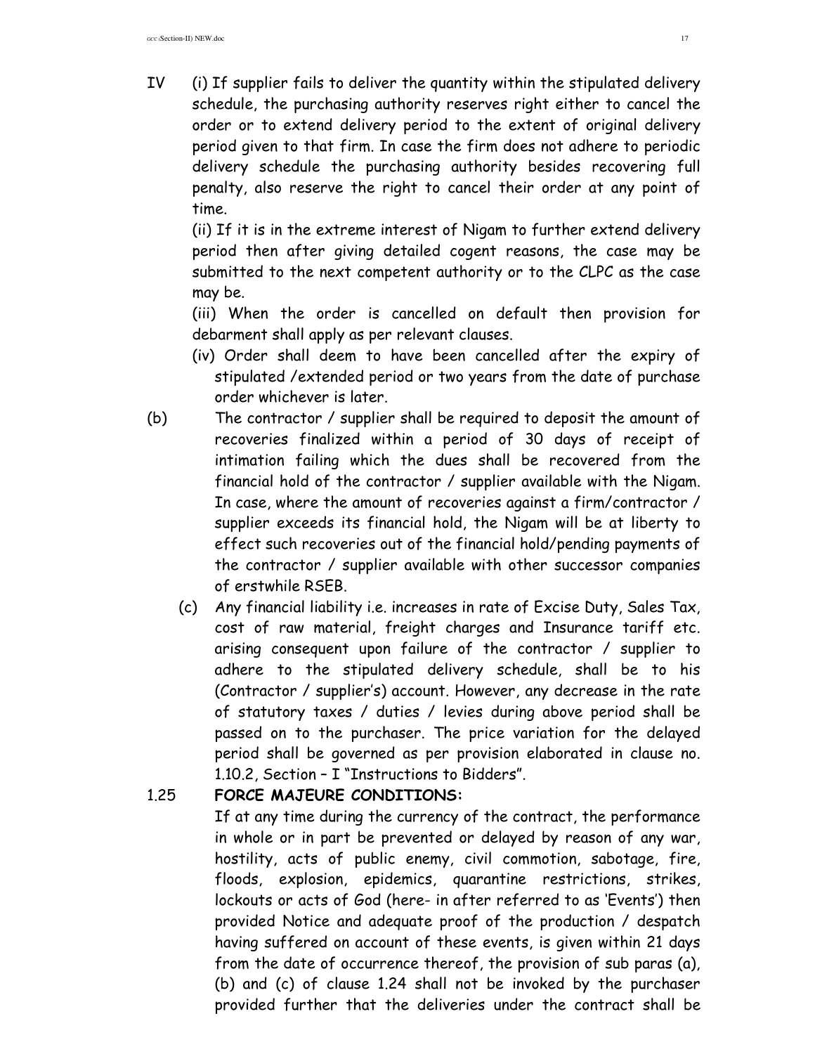IV (i) If supplier fails to deliver the quantity within the stipulated delivery schedule, the purchasing authority reserves right either to cancel the order or to extend delivery period to the extent of original delivery period given to that firm. In case the firm does not adhere to periodic delivery schedule the purchasing authority besides recovering full penalty, also reserve the right to cancel their order at any point of time.

(ii) If it is in the extreme interest of Nigam to further extend delivery period then after giving detailed cogent reasons, the case may be submitted to the next competent authority or to the CLPC as the case may be.

(iii) When the order is cancelled on default then provision for debarment shall apply as per relevant clauses.

(iv) Order shall deem to have been cancelled after the expiry of stipulated /extended period or two years from the date of purchase order whichever is later.

(b) The contractor / supplier shall be required to deposit the amount of recoveries finalized within a period of 30 days of receipt of intimation failing which the dues shall be recovered from the financial hold of the contractor / supplier available with the Nigam. In case, where the amount of recoveries against a firm/contractor / supplier exceeds its financial hold, the Nigam will be at liberty to effect such recoveries out of the financial hold/pending payments of the contractor / supplier available with other successor companies of erstwhile RSEB.

(c) Any financial liability i.e. increases in rate of Excise Duty, Sales Tax, cost of raw material, freight charges and Insurance tariff etc. arising consequent upon failure of the contractor / supplier to adhere to the stipulated delivery schedule, shall be to his (Contractor / supplier's) account. However, any decrease in the rate of statutory taxes / duties / levies during above period shall be passed on to the purchaser. The price variation for the delayed period shall be governed as per provision elaborated in clause no. 1.10.2, Section – I "Instructions to Bidders".

1.25 **FORCE MAJEURE CONDITIONS:**

If at any time during the currency of the contract, the performance in whole or in part be prevented or delayed by reason of any war, hostility, acts of public enemy, civil commotion, sabotage, fire, floods, explosion, epidemics, quarantine restrictions, strikes, lockouts or acts of God (here- in after referred to as 'Events') then provided Notice and adequate proof of the production / despatch having suffered on account of these events, is given within 21 days from the date of occurrence thereof, the provision of sub paras (a), (b) and (c) of clause 1.24 shall not be invoked by the purchaser provided further that the deliveries under the contract shall be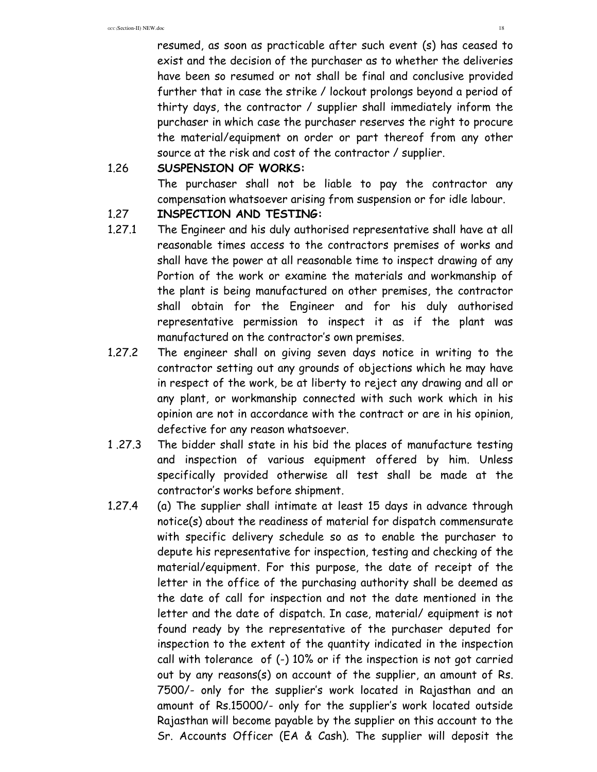resumed, as soon as practicable after such event (s) has ceased to exist and the decision of the purchaser as to whether the deliveries have been so resumed or not shall be final and conclusive provided further that in case the strike / lockout prolongs beyond a period of thirty days, the contractor / supplier shall immediately inform the purchaser in which case the purchaser reserves the right to procure the material/equipment on order or part thereof from any other source at the risk and cost of the contractor / supplier.

1.26 **SUSPENSION OF WORKS:**

The purchaser shall not be liable to pay the contractor any compensation whatsoever arising from suspension or for idle labour.

1.27 **INSPECTION AND TESTING:**

1.27.1 The Engineer and his duly authorised representative shall have at all reasonable times access to the contractors premises of works and shall have the power at all reasonable time to inspect drawing of any Portion of the work or examine the materials and workmanship of the plant is being manufactured on other premises, the contractor shall obtain for the Engineer and for his duly authorised representative permission to inspect it as if the plant was manufactured on the contractor's own premises.

1.27.2 The engineer shall on giving seven days notice in writing to the contractor setting out any grounds of objections which he may have in respect of the work, be at liberty to reject any drawing and all or any plant, or workmanship connected with such work which in his opinion are not in accordance with the contract or are in his opinion, defective for any reason whatsoever.

1 .27.3 The bidder shall state in his bid the places of manufacture testing and inspection of various equipment offered by him. Unless specifically provided otherwise all test shall be made at the contractor's works before shipment.

1.27.4 (a) The supplier shall intimate at least 15 days in advance through notice(s) about the readiness of material for dispatch commensurate with specific delivery schedule so as to enable the purchaser to depute his representative for inspection, testing and checking of the material/equipment. For this purpose, the date of receipt of the letter in the office of the purchasing authority shall be deemed as the date of call for inspection and not the date mentioned in the letter and the date of dispatch. In case, material/ equipment is not found ready by the representative of the purchaser deputed for inspection to the extent of the quantity indicated in the inspection call with tolerance of (-) 10% or if the inspection is not got carried out by any reasons(s) on account of the supplier, an amount of Rs. 7500/- only for the supplier's work located in Rajasthan and an amount of Rs.15000/- only for the supplier's work located outside Rajasthan will become payable by the supplier on this account to the Sr. Accounts Officer (EA & Cash). The supplier will deposit the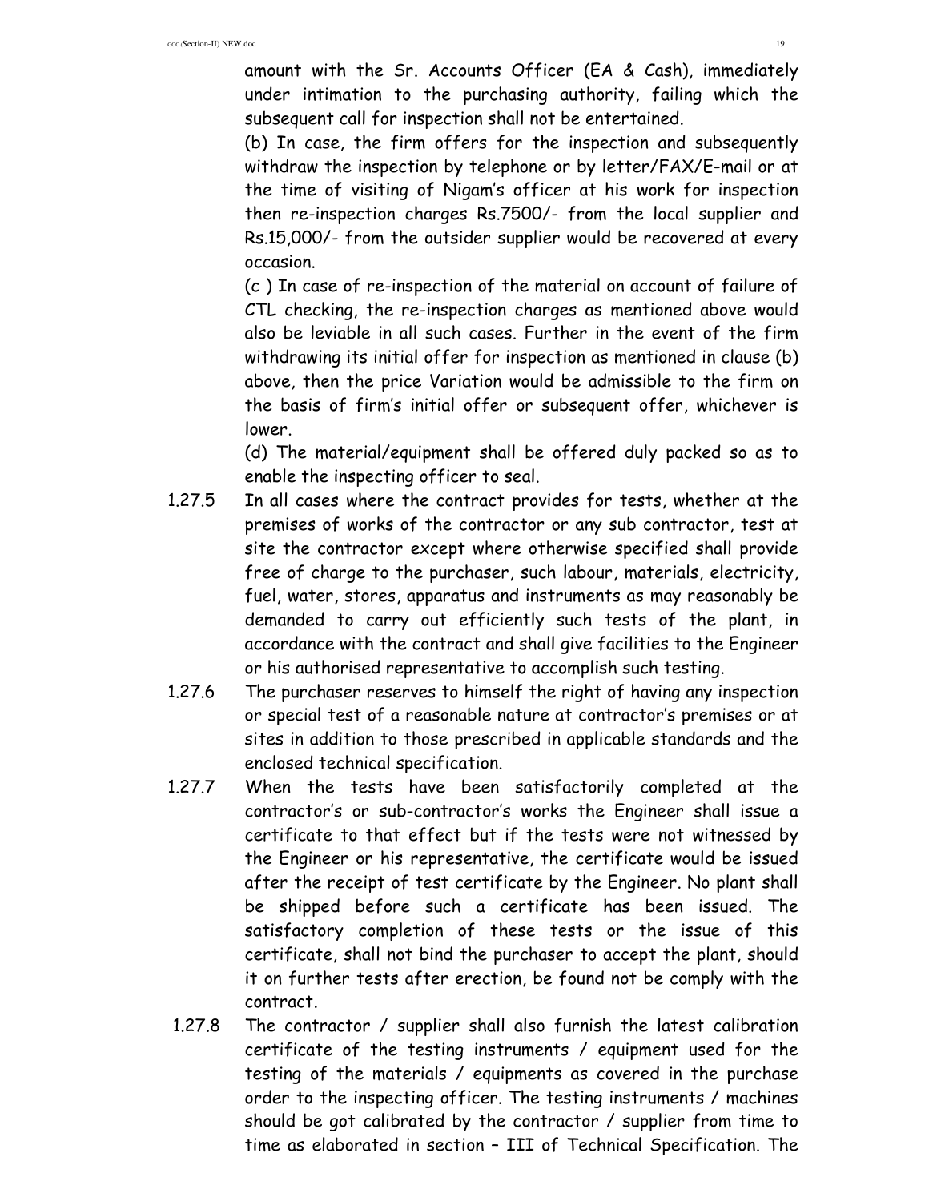amount with the Sr. Accounts Officer (EA & Cash), immediately under intimation to the purchasing authority, failing which the subsequent call for inspection shall not be entertained.

(b) In case, the firm offers for the inspection and subsequently withdraw the inspection by telephone or by letter/FAX/E-mail or at the time of visiting of Nigam's officer at his work for inspection then re-inspection charges Rs.7500/- from the local supplier and Rs.15,000/- from the outsider supplier would be recovered at every occasion.

(c ) In case of re-inspection of the material on account of failure of CTL checking, the re-inspection charges as mentioned above would also be leviable in all such cases. Further in the event of the firm withdrawing its initial offer for inspection as mentioned in clause (b) above, then the price Variation would be admissible to the firm on the basis of firm's initial offer or subsequent offer, whichever is lower.

(d) The material/equipment shall be offered duly packed so as to enable the inspecting officer to seal.

1.27.5 In all cases where the contract provides for tests, whether at the premises of works of the contractor or any sub contractor, test at site the contractor except where otherwise specified shall provide free of charge to the purchaser, such labour, materials, electricity, fuel, water, stores, apparatus and instruments as may reasonably be demanded to carry out efficiently such tests of the plant, in accordance with the contract and shall give facilities to the Engineer or his authorised representative to accomplish such testing.

1.27.6 The purchaser reserves to himself the right of having any inspection or special test of a reasonable nature at contractor's premises or at sites in addition to those prescribed in applicable standards and the enclosed technical specification.

1.27.7 When the tests have been satisfactorily completed at the contractor's or sub-contractor's works the Engineer shall issue a certificate to that effect but if the tests were not witnessed by the Engineer or his representative, the certificate would be issued after the receipt of test certificate by the Engineer. No plant shall be shipped before such a certificate has been issued. The satisfactory completion of these tests or the issue of this certificate, shall not bind the purchaser to accept the plant, should it on further tests after erection, be found not be comply with the contract.

1.27.8 The contractor / supplier shall also furnish the latest calibration certificate of the testing instruments / equipment used for the testing of the materials / equipments as covered in the purchase order to the inspecting officer. The testing instruments / machines should be got calibrated by the contractor / supplier from time to time as elaborated in section – III of Technical Specification. The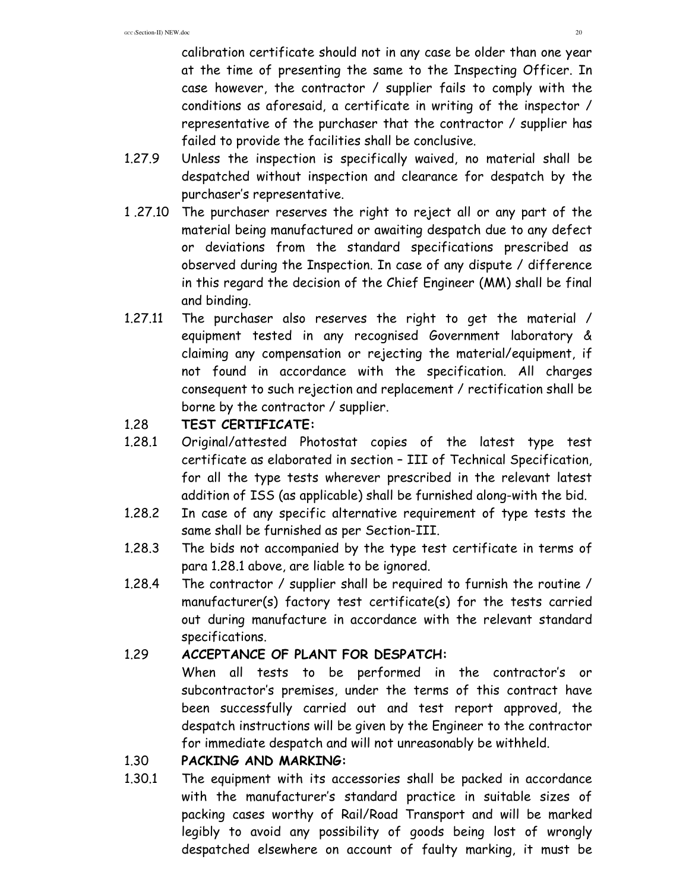calibration certificate should not in any case be older than one year at the time of presenting the same to the Inspecting Officer. In case however, the contractor / supplier fails to comply with the conditions as aforesaid, a certificate in writing of the inspector / representative of the purchaser that the contractor / supplier has failed to provide the facilities shall be conclusive.

1.27.9 Unless the inspection is specifically waived, no material shall be despatched without inspection and clearance for despatch by the purchaser's representative.

1 .27.10 The purchaser reserves the right to reject all or any part of the material being manufactured or awaiting despatch due to any defect or deviations from the standard specifications prescribed as observed during the Inspection. In case of any dispute / difference in this regard the decision of the Chief Engineer (MM) shall be final and binding.

1.27.11 The purchaser also reserves the right to get the material / equipment tested in any recognised Government laboratory & claiming any compensation or rejecting the material/equipment, if not found in accordance with the specification. All charges consequent to such rejection and replacement / rectification shall be borne by the contractor / supplier.

1.28 **TEST CERTIFICATE:**

1.28.1 Original/attested Photostat copies of the latest type test certificate as elaborated in section – III of Technical Specification, for all the type tests wherever prescribed in the relevant latest addition of ISS (as applicable) shall be furnished along-with the bid.

1.28.2 In case of any specific alternative requirement of type tests the same shall be furnished as per Section-III.

1.28.3 The bids not accompanied by the type test certificate in terms of para 1.28.1 above, are liable to be ignored.

1.28.4 The contractor / supplier shall be required to furnish the routine / manufacturer(s) factory test certificate(s) for the tests carried out during manufacture in accordance with the relevant standard specifications.

1.29 **ACCEPTANCE OF PLANT FOR DESPATCH:**

When all tests to be performed in the contractor's or subcontractor's premises, under the terms of this contract have been successfully carried out and test report approved, the despatch instructions will be given by the Engineer to the contractor for immediate despatch and will not unreasonably be withheld.

1.30 **PACKING AND MARKING:**

1.30.1 The equipment with its accessories shall be packed in accordance with the manufacturer's standard practice in suitable sizes of packing cases worthy of Rail/Road Transport and will be marked legibly to avoid any possibility of goods being lost of wrongly despatched elsewhere on account of faulty marking, it must be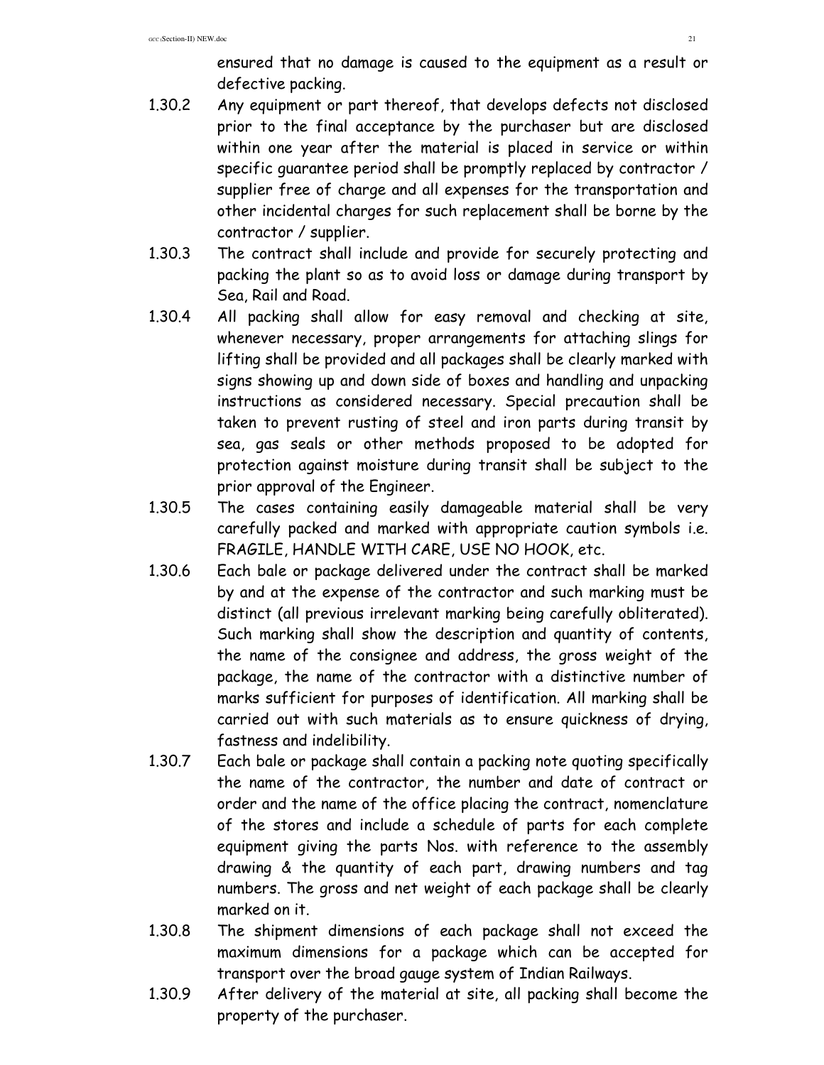ensured that no damage is caused to the equipment as a result or defective packing.

1.30.2 Any equipment or part thereof, that develops defects not disclosed prior to the final acceptance by the purchaser but are disclosed within one year after the material is placed in service or within specific guarantee period shall be promptly replaced by contractor / supplier free of charge and all expenses for the transportation and other incidental charges for such replacement shall be borne by the contractor / supplier.

1.30.3 The contract shall include and provide for securely protecting and packing the plant so as to avoid loss or damage during transport by Sea, Rail and Road.

1.30.4 All packing shall allow for easy removal and checking at site, whenever necessary, proper arrangements for attaching slings for lifting shall be provided and all packages shall be clearly marked with signs showing up and down side of boxes and handling and unpacking instructions as considered necessary. Special precaution shall be taken to prevent rusting of steel and iron parts during transit by sea, gas seals or other methods proposed to be adopted for protection against moisture during transit shall be subject to the prior approval of the Engineer.

1.30.5 The cases containing easily damageable material shall be very carefully packed and marked with appropriate caution symbols i.e. FRAGILE, HANDLE WITH CARE, USE NO HOOK, etc.

1.30.6 Each bale or package delivered under the contract shall be marked by and at the expense of the contractor and such marking must be distinct (all previous irrelevant marking being carefully obliterated). Such marking shall show the description and quantity of contents, the name of the consignee and address, the gross weight of the package, the name of the contractor with a distinctive number of marks sufficient for purposes of identification. All marking shall be carried out with such materials as to ensure quickness of drying, fastness and indelibility.

1.30.7 Each bale or package shall contain a packing note quoting specifically the name of the contractor, the number and date of contract or order and the name of the office placing the contract, nomenclature of the stores and include a schedule of parts for each complete equipment giving the parts Nos. with reference to the assembly drawing & the quantity of each part, drawing numbers and tag numbers. The gross and net weight of each package shall be clearly marked on it.

1.30.8 The shipment dimensions of each package shall not exceed the maximum dimensions for a package which can be accepted for transport over the broad gauge system of Indian Railways.

1.30.9 After delivery of the material at site, all packing shall become the property of the purchaser.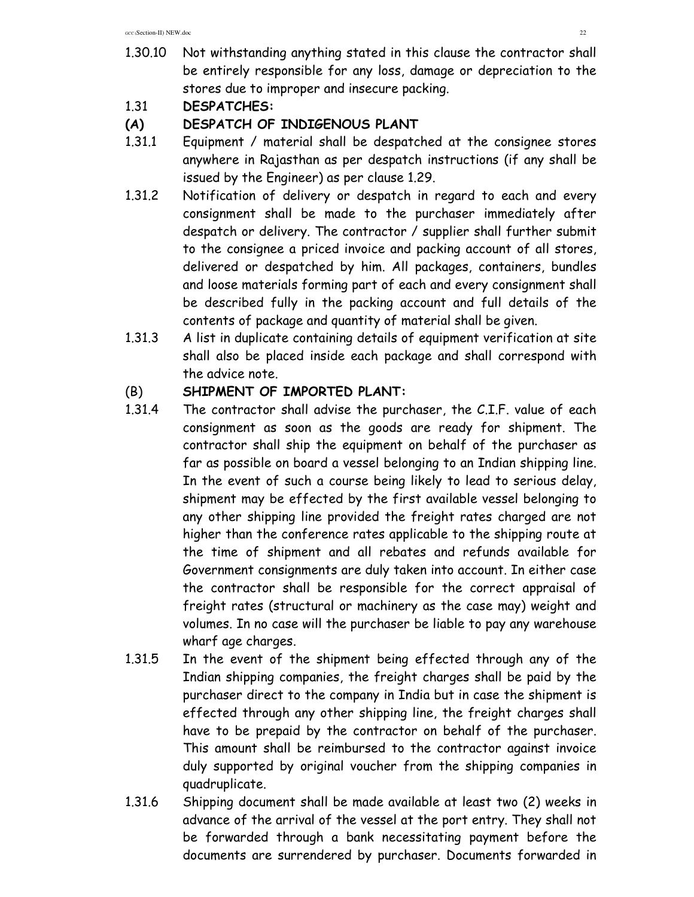1.30.10 Not withstanding anything stated in this clause the contractor shall be entirely responsible for any loss, damage or depreciation to the stores due to improper and insecure packing.

1.31 **DESPATCHES:**

**(A) DESPATCH OF INDIGENOUS PLANT**

1.31.1 Equipment / material shall be despatched at the consignee stores anywhere in Rajasthan as per despatch instructions (if any shall be issued by the Engineer) as per clause 1.29.

1.31.2 Notification of delivery or despatch in regard to each and every consignment shall be made to the purchaser immediately after despatch or delivery. The contractor / supplier shall further submit to the consignee a priced invoice and packing account of all stores, delivered or despatched by him. All packages, containers, bundles and loose materials forming part of each and every consignment shall be described fully in the packing account and full details of the contents of package and quantity of material shall be given.

1.31.3 A list in duplicate containing details of equipment verification at site shall also be placed inside each package and shall correspond with the advice note.

(B) **SHIPMENT OF IMPORTED PLANT:**

1.31.4 The contractor shall advise the purchaser, the C.I.F. value of each consignment as soon as the goods are ready for shipment. The contractor shall ship the equipment on behalf of the purchaser as far as possible on board a vessel belonging to an Indian shipping line. In the event of such a course being likely to lead to serious delay, shipment may be effected by the first available vessel belonging to any other shipping line provided the freight rates charged are not higher than the conference rates applicable to the shipping route at the time of shipment and all rebates and refunds available for Government consignments are duly taken into account. In either case the contractor shall be responsible for the correct appraisal of freight rates (structural or machinery as the case may) weight and volumes. In no case will the purchaser be liable to pay any warehouse wharf age charges.

1.31.5 In the event of the shipment being effected through any of the Indian shipping companies, the freight charges shall be paid by the purchaser direct to the company in India but in case the shipment is effected through any other shipping line, the freight charges shall have to be prepaid by the contractor on behalf of the purchaser. This amount shall be reimbursed to the contractor against invoice duly supported by original voucher from the shipping companies in quadruplicate.

1.31.6 Shipping document shall be made available at least two (2) weeks in advance of the arrival of the vessel at the port entry. They shall not be forwarded through a bank necessitating payment before the documents are surrendered by purchaser. Documents forwarded in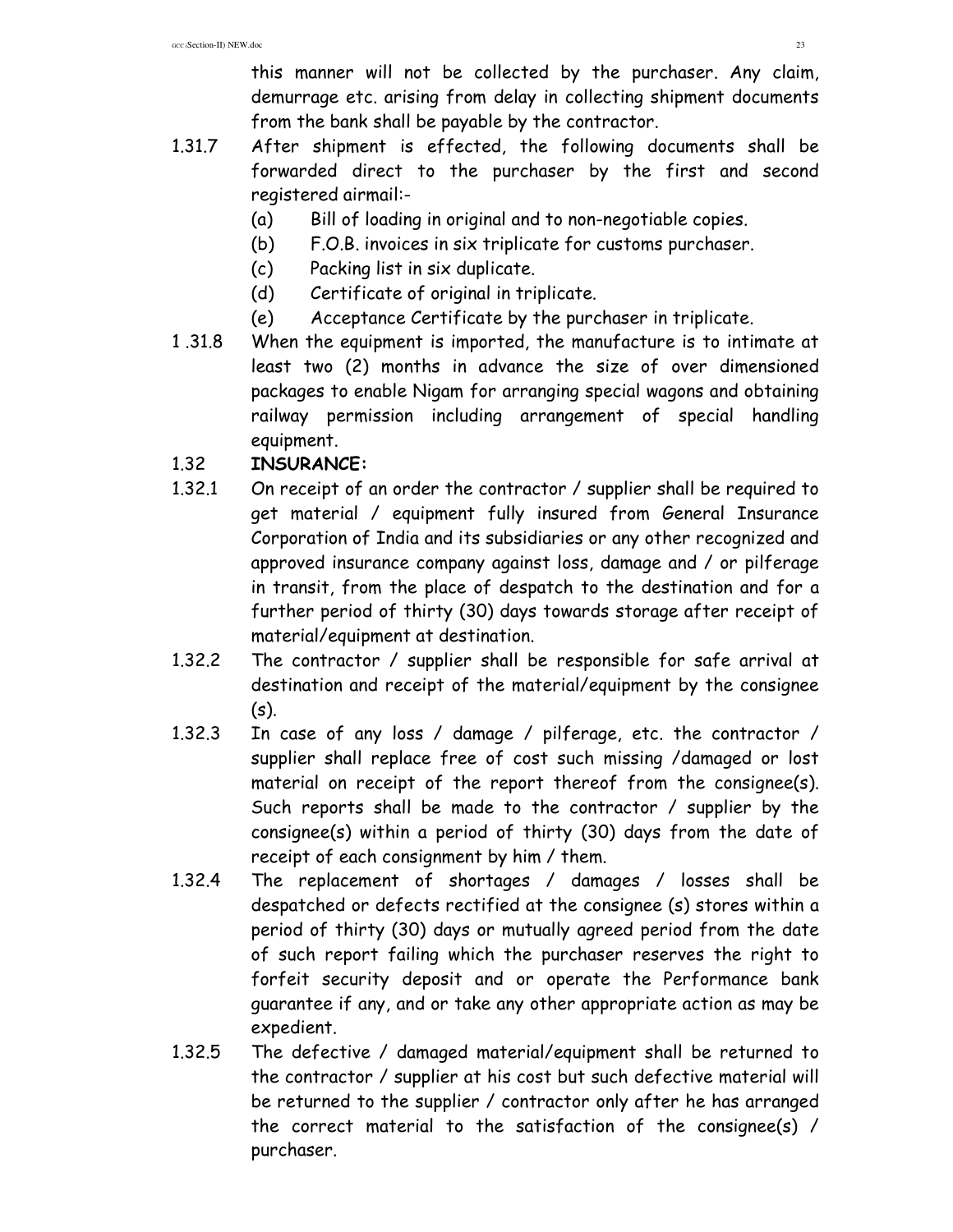this manner will not be collected by the purchaser. Any claim, demurrage etc. arising from delay in collecting shipment documents from the bank shall be payable by the contractor.

1.31.7 After shipment is effected, the following documents shall be forwarded direct to the purchaser by the first and second registered airmail:-

- (a) Bill of loading in original and to non-negotiable copies.
- (b) F.O.B. invoices in six triplicate for customs purchaser.
- (c) Packing list in six duplicate.
- (d) Certificate of original in triplicate.
- (e) Acceptance Certificate by the purchaser in triplicate.

1 .31.8 When the equipment is imported, the manufacture is to intimate at least two (2) months in advance the size of over dimensioned packages to enable Nigam for arranging special wagons and obtaining railway permission including arrangement of special handling equipment.

1.32 **INSURANCE:**

1.32.1 On receipt of an order the contractor / supplier shall be required to get material / equipment fully insured from General Insurance Corporation of India and its subsidiaries or any other recognized and approved insurance company against loss, damage and / or pilferage in transit, from the place of despatch to the destination and for a further period of thirty (30) days towards storage after receipt of material/equipment at destination.

1.32.2 The contractor / supplier shall be responsible for safe arrival at destination and receipt of the material/equipment by the consignee (s).

1.32.3 In case of any loss / damage / pilferage, etc. the contractor / supplier shall replace free of cost such missing /damaged or lost material on receipt of the report thereof from the consignee(s). Such reports shall be made to the contractor / supplier by the consignee(s) within a period of thirty (30) days from the date of receipt of each consignment by him / them.

1.32.4 The replacement of shortages / damages / losses shall be despatched or defects rectified at the consignee (s) stores within a period of thirty (30) days or mutually agreed period from the date of such report failing which the purchaser reserves the right to forfeit security deposit and or operate the Performance bank guarantee if any, and or take any other appropriate action as may be expedient.

1.32.5 The defective / damaged material/equipment shall be returned to the contractor / supplier at his cost but such defective material will be returned to the supplier / contractor only after he has arranged the correct material to the satisfaction of the consignee(s) / purchaser.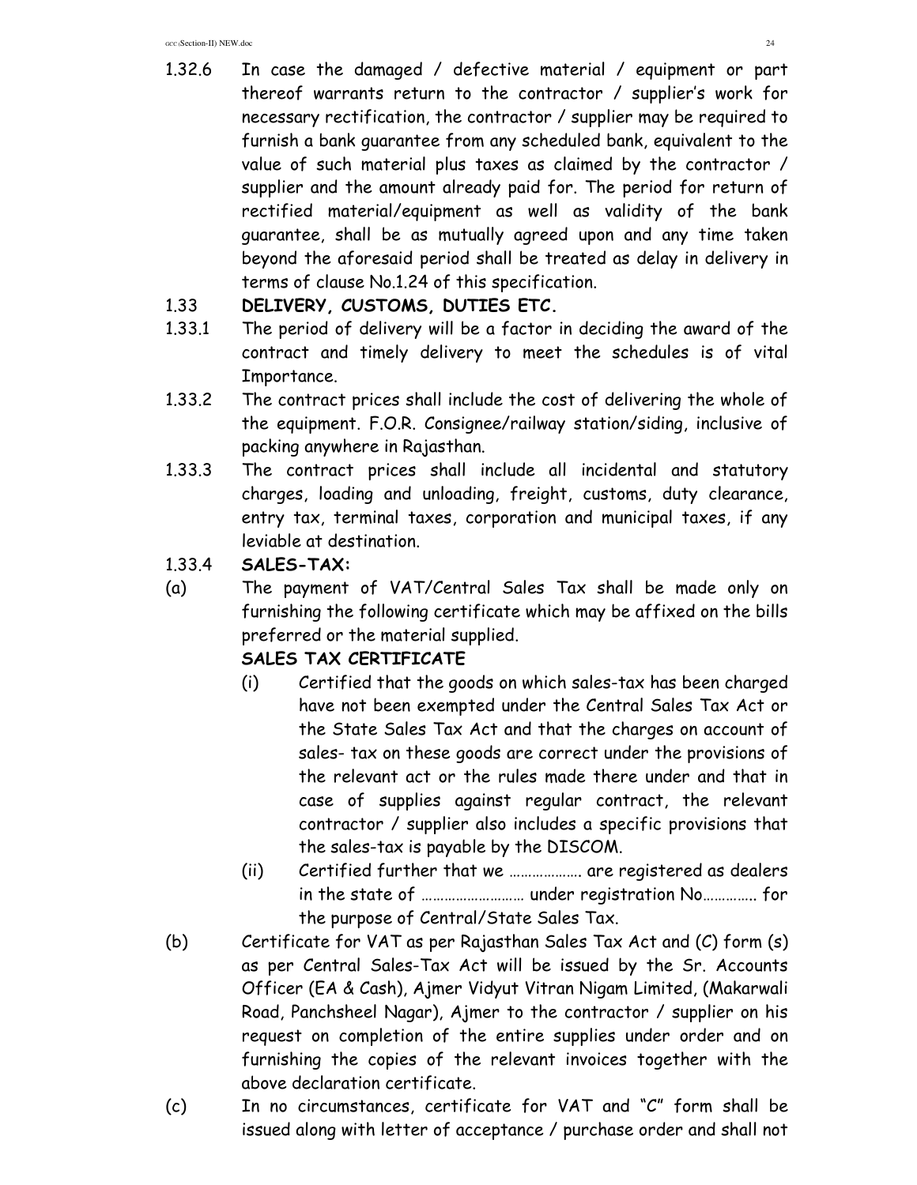1.32.6 In case the damaged / defective material / equipment or part thereof warrants return to the contractor / supplier's work for necessary rectification, the contractor / supplier may be required to furnish a bank guarantee from any scheduled bank, equivalent to the value of such material plus taxes as claimed by the contractor / supplier and the amount already paid for. The period for return of rectified material/equipment as well as validity of the bank guarantee, shall be as mutually agreed upon and any time taken beyond the aforesaid period shall be treated as delay in delivery in terms of clause No.1.24 of this specification.

1.33 **DELIVERY, CUSTOMS, DUTIES ETC.**

1.33.1 The period of delivery will be a factor in deciding the award of the contract and timely delivery to meet the schedules is of vital Importance.

1.33.2 The contract prices shall include the cost of delivering the whole of the equipment. F.O.R. Consignee/railway station/siding, inclusive of packing anywhere in Rajasthan.

1.33.3 The contract prices shall include all incidental and statutory charges, loading and unloading, freight, customs, duty clearance, entry tax, terminal taxes, corporation and municipal taxes, if any leviable at destination.

1.33.4 **SALES-TAX:**

(a) The payment of VAT/Central Sales Tax shall be made only on furnishing the following certificate which may be affixed on the bills preferred or the material supplied.

**SALES TAX CERTIFICATE**

(i) Certified that the goods on which sales-tax has been charged have not been exempted under the Central Sales Tax Act or the State Sales Tax Act and that the charges on account of sales- tax on these goods are correct under the provisions of the relevant act or the rules made there under and that in case of supplies against regular contract, the relevant contractor / supplier also includes a specific provisions that the sales-tax is payable by the DISCOM.

(ii) Certified further that we ………………. are registered as dealers in the state of ……………………… under registration No………….. for the purpose of Central/State Sales Tax.

(b) Certificate for VAT as per Rajasthan Sales Tax Act and (C) form (s) as per Central Sales-Tax Act will be issued by the Sr. Accounts Officer (EA & Cash), Ajmer Vidyut Vitran Nigam Limited, (Makarwali Road, Panchsheel Nagar), Ajmer to the contractor / supplier on his request on completion of the entire supplies under order and on furnishing the copies of the relevant invoices together with the above declaration certificate.

(c) In no circumstances, certificate for VAT and "C" form shall be issued along with letter of acceptance / purchase order and shall not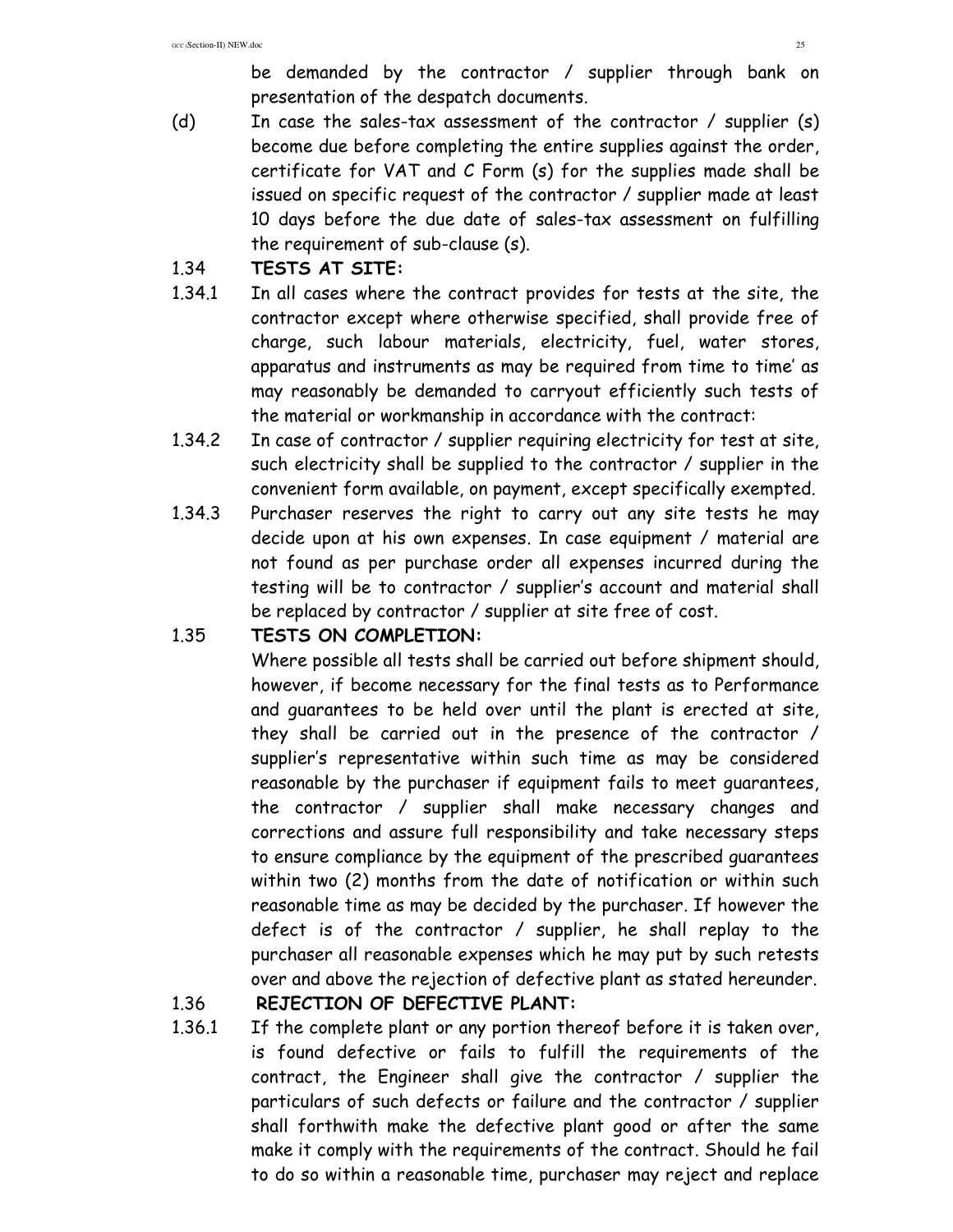be demanded by the contractor / supplier through bank on presentation of the despatch documents.

(d) In case the sales-tax assessment of the contractor / supplier (s) become due before completing the entire supplies against the order, certificate for VAT and C Form (s) for the supplies made shall be issued on specific request of the contractor / supplier made at least 10 days before the due date of sales-tax assessment on fulfilling the requirement of sub-clause (s).

1.34 **TESTS AT SITE:**

1.34.1 In all cases where the contract provides for tests at the site, the contractor except where otherwise specified, shall provide free of charge, such labour materials, electricity, fuel, water stores, apparatus and instruments as may be required from time to time' as may reasonably be demanded to carryout efficiently such tests of the material or workmanship in accordance with the contract:

1.34.2 In case of contractor / supplier requiring electricity for test at site, such electricity shall be supplied to the contractor / supplier in the convenient form available, on payment, except specifically exempted.

1.34.3 Purchaser reserves the right to carry out any site tests he may decide upon at his own expenses. In case equipment / material are not found as per purchase order all expenses incurred during the testing will be to contractor / supplier's account and material shall be replaced by contractor / supplier at site free of cost.

1.35 **TESTS ON COMPLETION:**

Where possible all tests shall be carried out before shipment should, however, if become necessary for the final tests as to Performance and guarantees to be held over until the plant is erected at site, they shall be carried out in the presence of the contractor / supplier's representative within such time as may be considered reasonable by the purchaser if equipment fails to meet guarantees, the contractor / supplier shall make necessary changes and corrections and assure full responsibility and take necessary steps to ensure compliance by the equipment of the prescribed guarantees within two (2) months from the date of notification or within such reasonable time as may be decided by the purchaser. If however the defect is of the contractor / supplier, he shall replay to the purchaser all reasonable expenses which he may put by such retests over and above the rejection of defective plant as stated hereunder.

1.36 **REJECTION OF DEFECTIVE PLANT:**

1.36.1 If the complete plant or any portion thereof before it is taken over, is found defective or fails to fulfill the requirements of the contract, the Engineer shall give the contractor / supplier the particulars of such defects or failure and the contractor / supplier shall forthwith make the defective plant good or after the same make it comply with the requirements of the contract. Should he fail to do so within a reasonable time, purchaser may reject and replace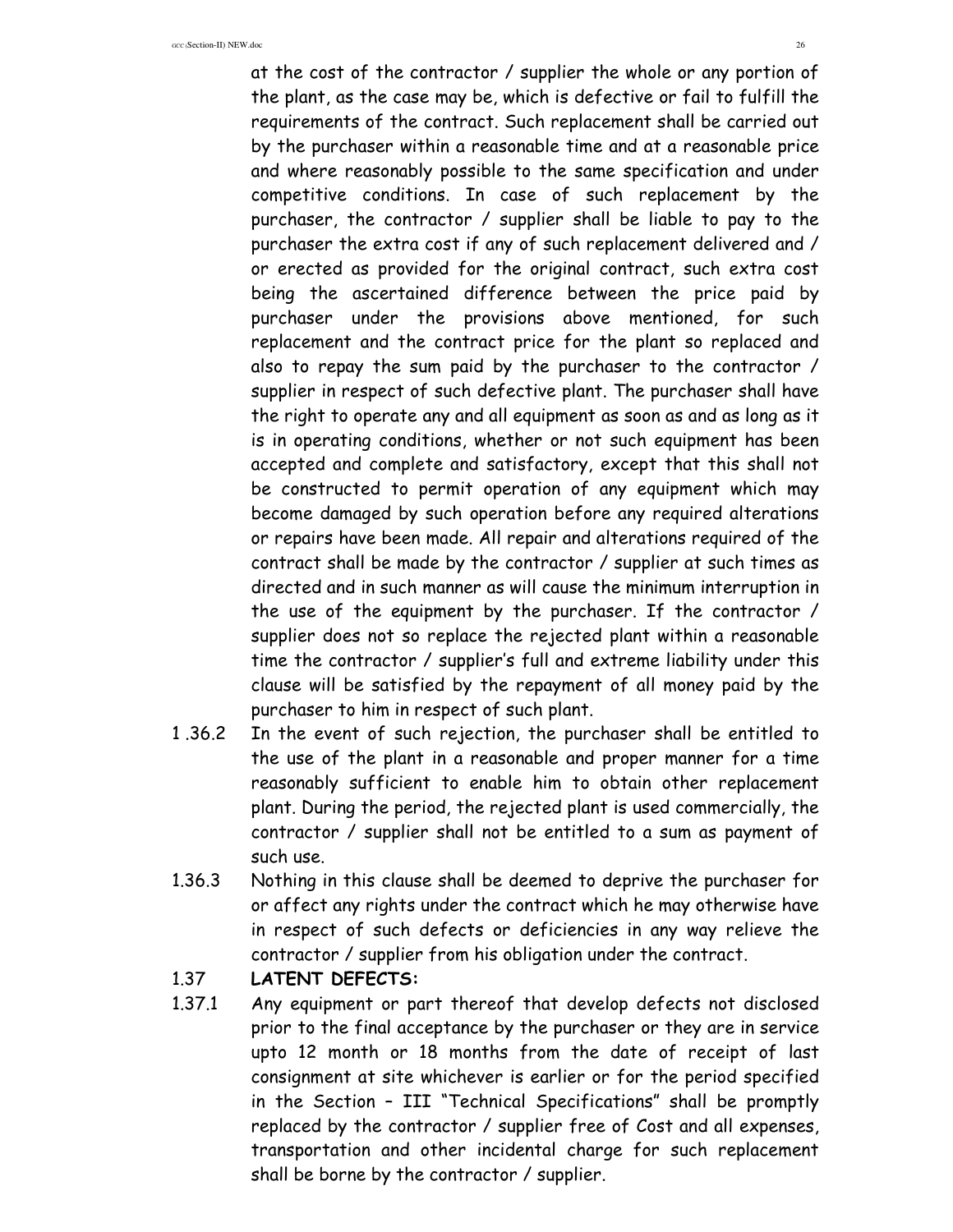at the cost of the contractor / supplier the whole or any portion of the plant, as the case may be, which is defective or fail to fulfill the requirements of the contract. Such replacement shall be carried out by the purchaser within a reasonable time and at a reasonable price and where reasonably possible to the same specification and under competitive conditions. In case of such replacement by the purchaser, the contractor / supplier shall be liable to pay to the purchaser the extra cost if any of such replacement delivered and / or erected as provided for the original contract, such extra cost being the ascertained difference between the price paid by purchaser under the provisions above mentioned, for such replacement and the contract price for the plant so replaced and also to repay the sum paid by the purchaser to the contractor / supplier in respect of such defective plant. The purchaser shall have the right to operate any and all equipment as soon as and as long as it is in operating conditions, whether or not such equipment has been accepted and complete and satisfactory, except that this shall not be constructed to permit operation of any equipment which may become damaged by such operation before any required alterations or repairs have been made. All repair and alterations required of the contract shall be made by the contractor / supplier at such times as directed and in such manner as will cause the minimum interruption in the use of the equipment by the purchaser. If the contractor / supplier does not so replace the rejected plant within a reasonable time the contractor / supplier's full and extreme liability under this clause will be satisfied by the repayment of all money paid by the purchaser to him in respect of such plant.

1 .36.2 In the event of such rejection, the purchaser shall be entitled to the use of the plant in a reasonable and proper manner for a time reasonably sufficient to enable him to obtain other replacement plant. During the period, the rejected plant is used commercially, the contractor / supplier shall not be entitled to a sum as payment of such use.

1.36.3 Nothing in this clause shall be deemed to deprive the purchaser for or affect any rights under the contract which he may otherwise have in respect of such defects or deficiencies in any way relieve the contractor / supplier from his obligation under the contract.

1.37 **LATENT DEFECTS:**

1.37.1 Any equipment or part thereof that develop defects not disclosed prior to the final acceptance by the purchaser or they are in service upto 12 month or 18 months from the date of receipt of last consignment at site whichever is earlier or for the period specified in the Section – III "Technical Specifications" shall be promptly replaced by the contractor / supplier free of Cost and all expenses, transportation and other incidental charge for such replacement shall be borne by the contractor / supplier.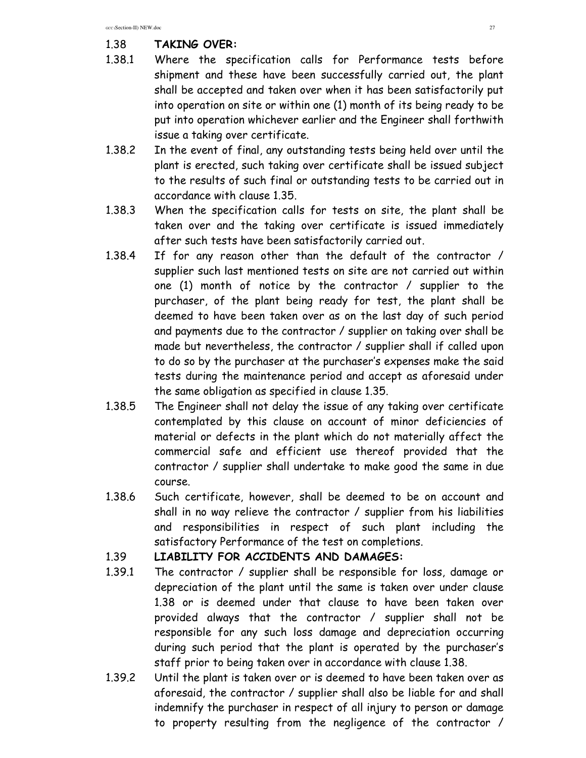## 1.38 TAKING OVER:

1.38.1 Where the specification calls for Performance tests before shipment and these have been successfully carried out, the plant shall be accepted and taken over when it has been satisfactorily put into operation on site or within one (1) month of its being ready to be put into operation whichever earlier and the Engineer shall forthwith issue a taking over certificate.

1.38.2 In the event of final, any outstanding tests being held over until the plant is erected, such taking over certificate shall be issued subject to the results of such final or outstanding tests to be carried out in accordance with clause 1.35.

1.38.3 When the specification calls for tests on site, the plant shall be taken over and the taking over certificate is issued immediately after such tests have been satisfactorily carried out.

1.38.4 If for any reason other than the default of the contractor / supplier such last mentioned tests on site are not carried out within one (1) month of notice by the contractor / supplier to the purchaser, of the plant being ready for test, the plant shall be deemed to have been taken over as on the last day of such period and payments due to the contractor / supplier on taking over shall be made but nevertheless, the contractor / supplier shall if called upon to do so by the purchaser at the purchaser's expenses make the said tests during the maintenance period and accept as aforesaid under the same obligation as specified in clause 1.35.

1.38.5 The Engineer shall not delay the issue of any taking over certificate contemplated by this clause on account of minor deficiencies of material or defects in the plant which do not materially affect the commercial safe and efficient use thereof provided that the contractor / supplier shall undertake to make good the same in due course.

1.38.6 Such certificate, however, shall be deemed to be on account and shall in no way relieve the contractor / supplier from his liabilities and responsibilities in respect of such plant including the satisfactory Performance of the test on completions.

## 1.39 LIABILITY FOR ACCIDENTS AND DAMAGES:

1.39.1 The contractor / supplier shall be responsible for loss, damage or depreciation of the plant until the same is taken over under clause 1.38 or is deemed under that clause to have been taken over provided always that the contractor / supplier shall not be responsible for any such loss damage and depreciation occurring during such period that the plant is operated by the purchaser's staff prior to being taken over in accordance with clause 1.38.

1.39.2 Until the plant is taken over or is deemed to have been taken over as aforesaid, the contractor / supplier shall also be liable for and shall indemnify the purchaser in respect of all injury to person or damage to property resulting from the negligence of the contractor /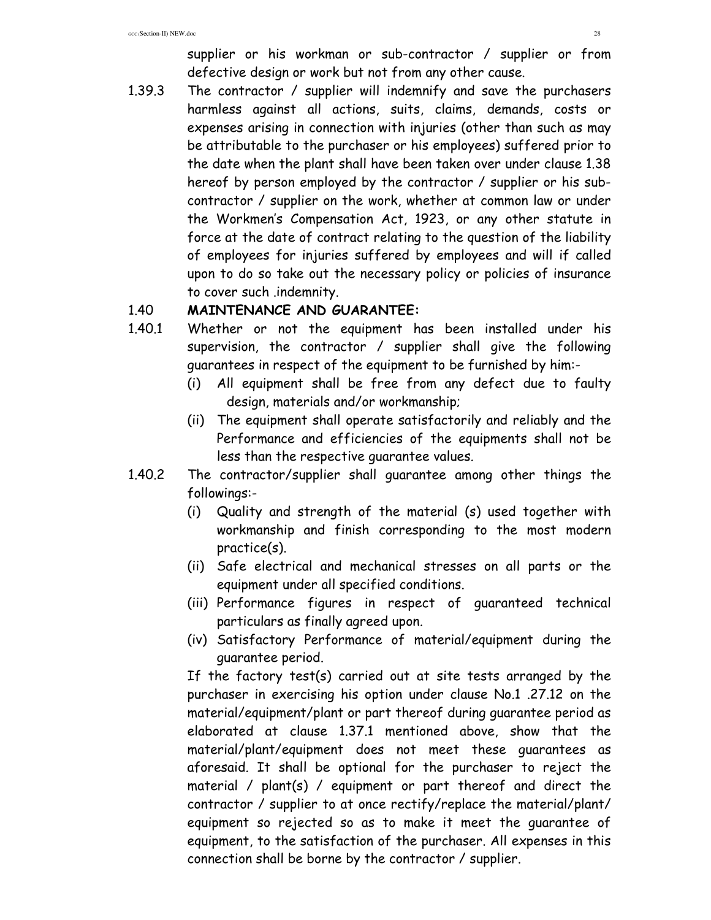supplier or his workman or sub-contractor / supplier or from defective design or work but not from any other cause.

1.39.3 The contractor / supplier will indemnify and save the purchasers harmless against all actions, suits, claims, demands, costs or expenses arising in connection with injuries (other than such as may be attributable to the purchaser or his employees) suffered prior to the date when the plant shall have been taken over under clause 1.38 hereof by person employed by the contractor / supplier or his sub-contractor / supplier on the work, whether at common law or under the Workmen's Compensation Act, 1923, or any other statute in force at the date of contract relating to the question of the liability of employees for injuries suffered by employees and will if called upon to do so take out the necessary policy or policies of insurance to cover such .indemnity.

1.40 **MAINTENANCE AND GUARANTEE:**

1.40.1 Whether or not the equipment has been installed under his supervision, the contractor / supplier shall give the following guarantees in respect of the equipment to be furnished by him:-

(i) All equipment shall be free from any defect due to faulty design, materials and/or workmanship;

(ii) The equipment shall operate satisfactorily and reliably and the Performance and efficiencies of the equipments shall not be less than the respective guarantee values.

1.40.2 The contractor/supplier shall guarantee among other things the followings:-

(i) Quality and strength of the material (s) used together with workmanship and finish corresponding to the most modern practice(s).

(ii) Safe electrical and mechanical stresses on all parts or the equipment under all specified conditions.

(iii) Performance figures in respect of guaranteed technical particulars as finally agreed upon.

(iv) Satisfactory Performance of material/equipment during the guarantee period.

If the factory test(s) carried out at site tests arranged by the purchaser in exercising his option under clause No.1 .27.12 on the material/equipment/plant or part thereof during guarantee period as elaborated at clause 1.37.1 mentioned above, show that the material/plant/equipment does not meet these guarantees as aforesaid. It shall be optional for the purchaser to reject the material / plant(s) / equipment or part thereof and direct the contractor / supplier to at once rectify/replace the material/plant/ equipment so rejected so as to make it meet the guarantee of equipment, to the satisfaction of the purchaser. All expenses in this connection shall be borne by the contractor / supplier.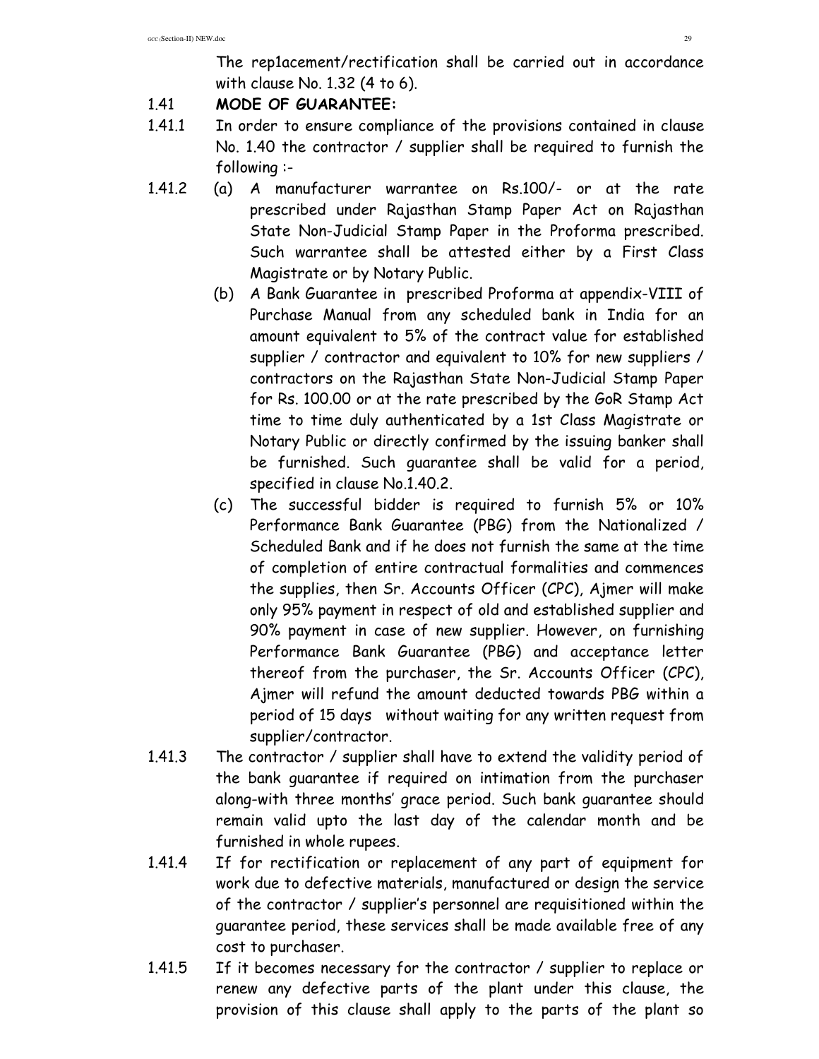The rep1acement/rectification shall be carried out in accordance with clause No. 1.32 (4 to 6).

1.41 **MODE OF GUARANTEE:**

1.41.1 In order to ensure compliance of the provisions contained in clause No. 1.40 the contractor / supplier shall be required to furnish the following :-

1.41.2 (a) A manufacturer warrantee on Rs.100/- or at the rate prescribed under Rajasthan Stamp Paper Act on Rajasthan State Non-Judicial Stamp Paper in the Proforma prescribed. Such warrantee shall be attested either by a First Class Magistrate or by Notary Public.

(b) A Bank Guarantee in prescribed Proforma at appendix-VIII of Purchase Manual from any scheduled bank in India for an amount equivalent to 5% of the contract value for established supplier / contractor and equivalent to 10% for new suppliers / contractors on the Rajasthan State Non-Judicial Stamp Paper for Rs. 100.00 or at the rate prescribed by the GoR Stamp Act time to time duly authenticated by a 1st Class Magistrate or Notary Public or directly confirmed by the issuing banker shall be furnished. Such guarantee shall be valid for a period, specified in clause No.1.40.2.

(c) The successful bidder is required to furnish 5% or 10% Performance Bank Guarantee (PBG) from the Nationalized / Scheduled Bank and if he does not furnish the same at the time of completion of entire contractual formalities and commences the supplies, then Sr. Accounts Officer (CPC), Ajmer will make only 95% payment in respect of old and established supplier and 90% payment in case of new supplier. However, on furnishing Performance Bank Guarantee (PBG) and acceptance letter thereof from the purchaser, the Sr. Accounts Officer (CPC), Ajmer will refund the amount deducted towards PBG within a period of 15 days without waiting for any written request from supplier/contractor.

1.41.3 The contractor / supplier shall have to extend the validity period of the bank guarantee if required on intimation from the purchaser along-with three months' grace period. Such bank guarantee should remain valid upto the last day of the calendar month and be furnished in whole rupees.

1.41.4 If for rectification or replacement of any part of equipment for work due to defective materials, manufactured or design the service of the contractor / supplier's personnel are requisitioned within the guarantee period, these services shall be made available free of any cost to purchaser.

1.41.5 If it becomes necessary for the contractor / supplier to replace or renew any defective parts of the plant under this clause, the provision of this clause shall apply to the parts of the plant so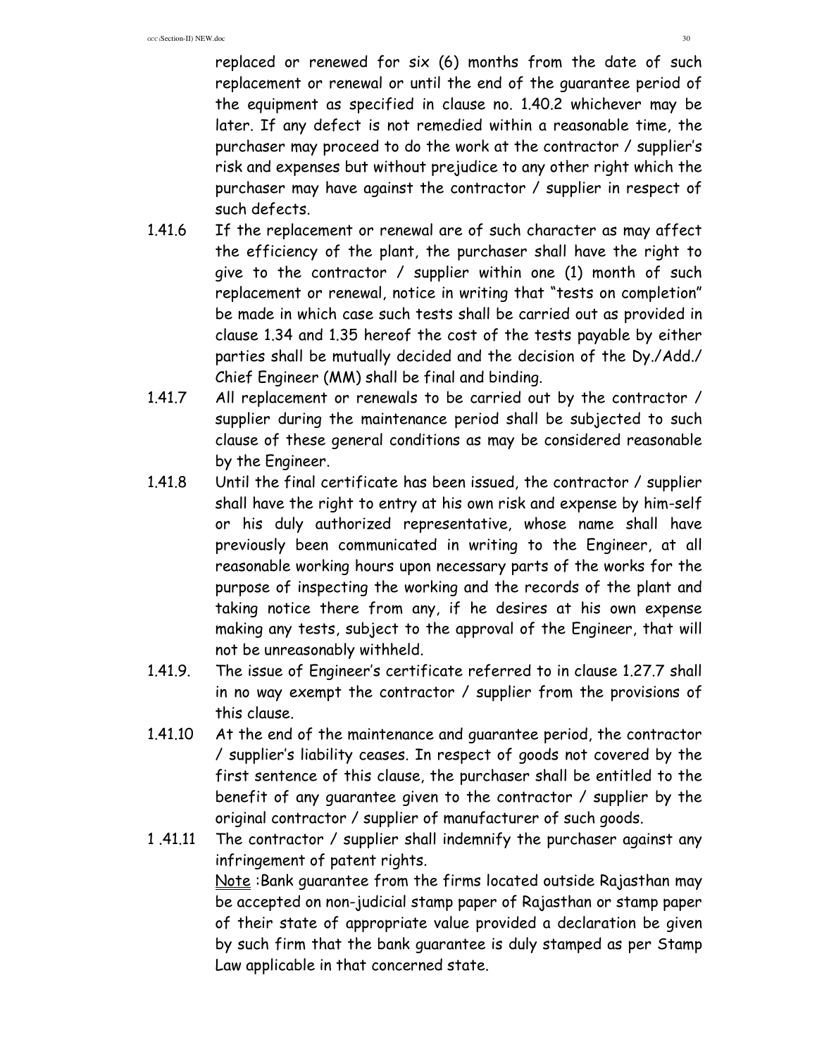replaced or renewed for six (6) months from the date of such replacement or renewal or until the end of the guarantee period of the equipment as specified in clause no. 1.40.2 whichever may be later. If any defect is not remedied within a reasonable time, the purchaser may proceed to do the work at the contractor / supplier's risk and expenses but without prejudice to any other right which the purchaser may have against the contractor / supplier in respect of such defects.

1.41.6 If the replacement or renewal are of such character as may affect the efficiency of the plant, the purchaser shall have the right to give to the contractor / supplier within one (1) month of such replacement or renewal, notice in writing that "tests on completion" be made in which case such tests shall be carried out as provided in clause 1.34 and 1.35 hereof the cost of the tests payable by either parties shall be mutually decided and the decision of the Dy./Add./ Chief Engineer (MM) shall be final and binding.

1.41.7 All replacement or renewals to be carried out by the contractor / supplier during the maintenance period shall be subjected to such clause of these general conditions as may be considered reasonable by the Engineer.

1.41.8 Until the final certificate has been issued, the contractor / supplier shall have the right to entry at his own risk and expense by him-self or his duly authorized representative, whose name shall have previously been communicated in writing to the Engineer, at all reasonable working hours upon necessary parts of the works for the purpose of inspecting the working and the records of the plant and taking notice there from any, if he desires at his own expense making any tests, subject to the approval of the Engineer, that will not be unreasonably withheld.

1.41.9. The issue of Engineer's certificate referred to in clause 1.27.7 shall in no way exempt the contractor / supplier from the provisions of this clause.

1.41.10 At the end of the maintenance and guarantee period, the contractor / supplier's liability ceases. In respect of goods not covered by the first sentence of this clause, the purchaser shall be entitled to the benefit of any guarantee given to the contractor / supplier by the original contractor / supplier of manufacturer of such goods.

1 .41.11 The contractor / supplier shall indemnify the purchaser against any infringement of patent rights.

Note :Bank guarantee from the firms located outside Rajasthan may be accepted on non-judicial stamp paper of Rajasthan or stamp paper of their state of appropriate value provided a declaration be given by such firm that the bank guarantee is duly stamped as per Stamp Law applicable in that concerned state.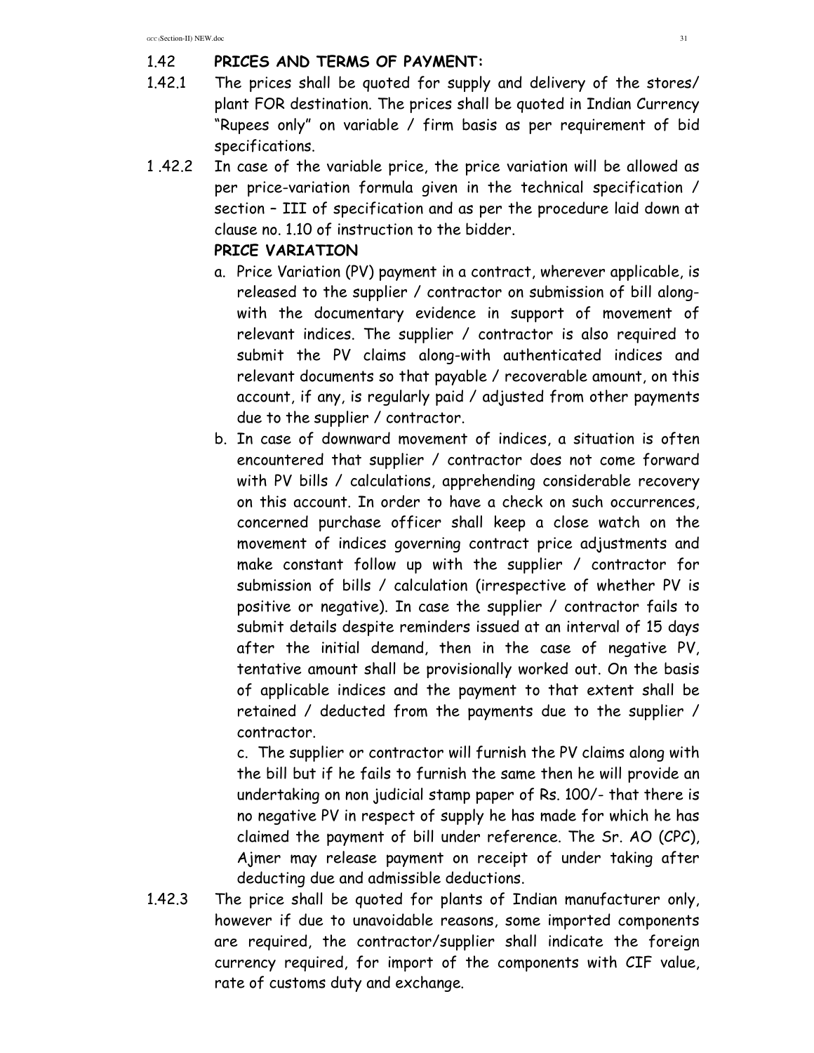1.42 **PRICES AND TERMS OF PAYMENT:**

1.42.1 The prices shall be quoted for supply and delivery of the stores/ plant FOR destination. The prices shall be quoted in Indian Currency "Rupees only" on variable / firm basis as per requirement of bid specifications.

1 .42.2 In case of the variable price, the price variation will be allowed as per price-variation formula given in the technical specification / section – III of specification and as per the procedure laid down at clause no. 1.10 of instruction to the bidder.

**PRICE VARIATION**

a. Price Variation (PV) payment in a contract, wherever applicable, is released to the supplier / contractor on submission of bill along-with the documentary evidence in support of movement of relevant indices. The supplier / contractor is also required to submit the PV claims along-with authenticated indices and relevant documents so that payable / recoverable amount, on this account, if any, is regularly paid / adjusted from other payments due to the supplier / contractor.

b. In case of downward movement of indices, a situation is often encountered that supplier / contractor does not come forward with PV bills / calculations, apprehending considerable recovery on this account. In order to have a check on such occurrences, concerned purchase officer shall keep a close watch on the movement of indices governing contract price adjustments and make constant follow up with the supplier / contractor for submission of bills / calculation (irrespective of whether PV is positive or negative). In case the supplier / contractor fails to submit details despite reminders issued at an interval of 15 days after the initial demand, then in the case of negative PV, tentative amount shall be provisionally worked out. On the basis of applicable indices and the payment to that extent shall be retained / deducted from the payments due to the supplier / contractor.

c. The supplier or contractor will furnish the PV claims along with the bill but if he fails to furnish the same then he will provide an undertaking on non judicial stamp paper of Rs. 100/- that there is no negative PV in respect of supply he has made for which he has claimed the payment of bill under reference. The Sr. AO (CPC), Ajmer may release payment on receipt of under taking after deducting due and admissible deductions.

1.42.3 The price shall be quoted for plants of Indian manufacturer only, however if due to unavoidable reasons, some imported components are required, the contractor/supplier shall indicate the foreign currency required, for import of the components with CIF value, rate of customs duty and exchange.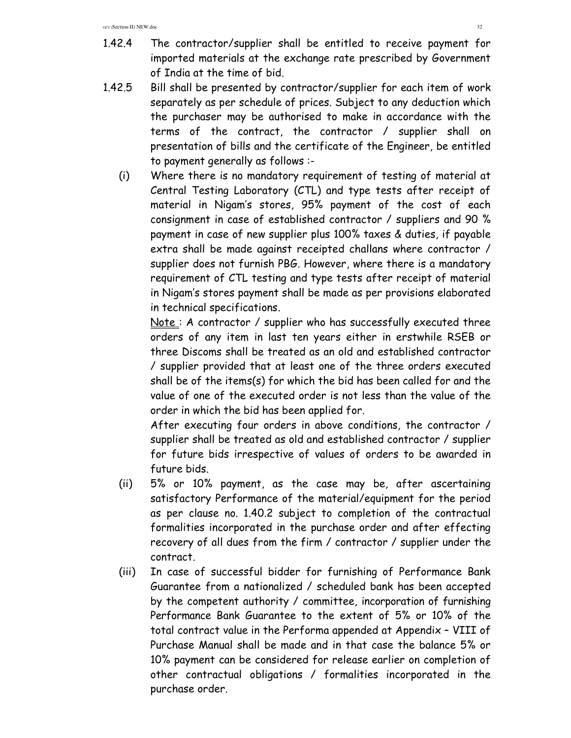1.42.4 The contractor/supplier shall be entitled to receive payment for imported materials at the exchange rate prescribed by Government of India at the time of bid.

1.42.5 Bill shall be presented by contractor/supplier for each item of work separately as per schedule of prices. Subject to any deduction which the purchaser may be authorised to make in accordance with the terms of the contract, the contractor / supplier shall on presentation of bills and the certificate of the Engineer, be entitled to payment generally as follows :-

(i) Where there is no mandatory requirement of testing of material at Central Testing Laboratory (CTL) and type tests after receipt of material in Nigam's stores, 95% payment of the cost of each consignment in case of established contractor / suppliers and 90 % payment in case of new supplier plus 100% taxes & duties, if payable extra shall be made against receipted challans where contractor / supplier does not furnish PBG. However, where there is a mandatory requirement of CTL testing and type tests after receipt of material in Nigam's stores payment shall be made as per provisions elaborated in technical specifications.

Note : A contractor / supplier who has successfully executed three orders of any item in last ten years either in erstwhile RSEB or three Discoms shall be treated as an old and established contractor / supplier provided that at least one of the three orders executed shall be of the items(s) for which the bid has been called for and the value of one of the executed order is not less than the value of the order in which the bid has been applied for.

After executing four orders in above conditions, the contractor / supplier shall be treated as old and established contractor / supplier for future bids irrespective of values of orders to be awarded in future bids.

(ii) 5% or 10% payment, as the case may be, after ascertaining satisfactory Performance of the material/equipment for the period as per clause no. 1.40.2 subject to completion of the contractual formalities incorporated in the purchase order and after effecting recovery of all dues from the firm / contractor / supplier under the contract.

(iii) In case of successful bidder for furnishing of Performance Bank Guarantee from a nationalized / scheduled bank has been accepted by the competent authority / committee, incorporation of furnishing Performance Bank Guarantee to the extent of 5% or 10% of the total contract value in the Performa appended at Appendix – VIII of Purchase Manual shall be made and in that case the balance 5% or 10% payment can be considered for release earlier on completion of other contractual obligations / formalities incorporated in the purchase order.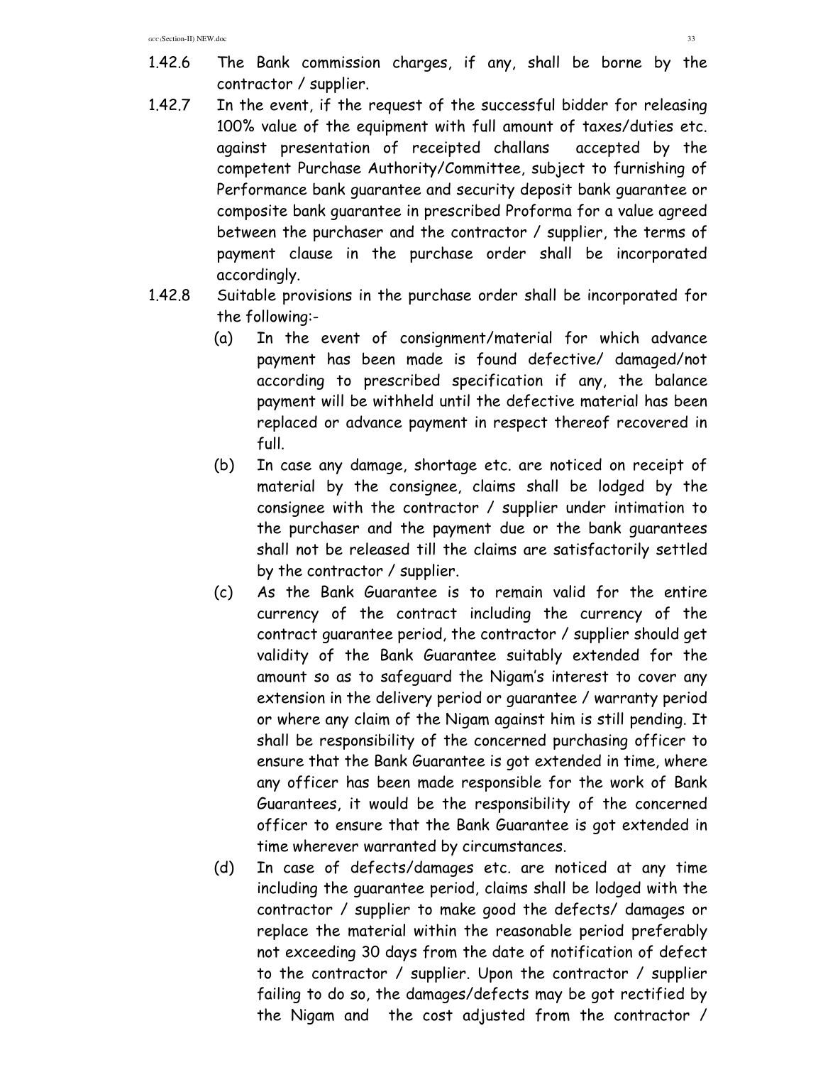1.42.6 The Bank commission charges, if any, shall be borne by the contractor / supplier.

1.42.7 In the event, if the request of the successful bidder for releasing 100% value of the equipment with full amount of taxes/duties etc. against presentation of receipted challans accepted by the competent Purchase Authority/Committee, subject to furnishing of Performance bank guarantee and security deposit bank guarantee or composite bank guarantee in prescribed Proforma for a value agreed between the purchaser and the contractor / supplier, the terms of payment clause in the purchase order shall be incorporated accordingly.

1.42.8 Suitable provisions in the purchase order shall be incorporated for the following:-

(a) In the event of consignment/material for which advance payment has been made is found defective/ damaged/not according to prescribed specification if any, the balance payment will be withheld until the defective material has been replaced or advance payment in respect thereof recovered in full.

(b) In case any damage, shortage etc. are noticed on receipt of material by the consignee, claims shall be lodged by the consignee with the contractor / supplier under intimation to the purchaser and the payment due or the bank guarantees shall not be released till the claims are satisfactorily settled by the contractor / supplier.

(c) As the Bank Guarantee is to remain valid for the entire currency of the contract including the currency of the contract guarantee period, the contractor / supplier should get validity of the Bank Guarantee suitably extended for the amount so as to safeguard the Nigam's interest to cover any extension in the delivery period or guarantee / warranty period or where any claim of the Nigam against him is still pending. It shall be responsibility of the concerned purchasing officer to ensure that the Bank Guarantee is got extended in time, where any officer has been made responsible for the work of Bank Guarantees, it would be the responsibility of the concerned officer to ensure that the Bank Guarantee is got extended in time wherever warranted by circumstances.

(d) In case of defects/damages etc. are noticed at any time including the guarantee period, claims shall be lodged with the contractor / supplier to make good the defects/ damages or replace the material within the reasonable period preferably not exceeding 30 days from the date of notification of defect to the contractor / supplier. Upon the contractor / supplier failing to do so, the damages/defects may be got rectified by the Nigam and the cost adjusted from the contractor /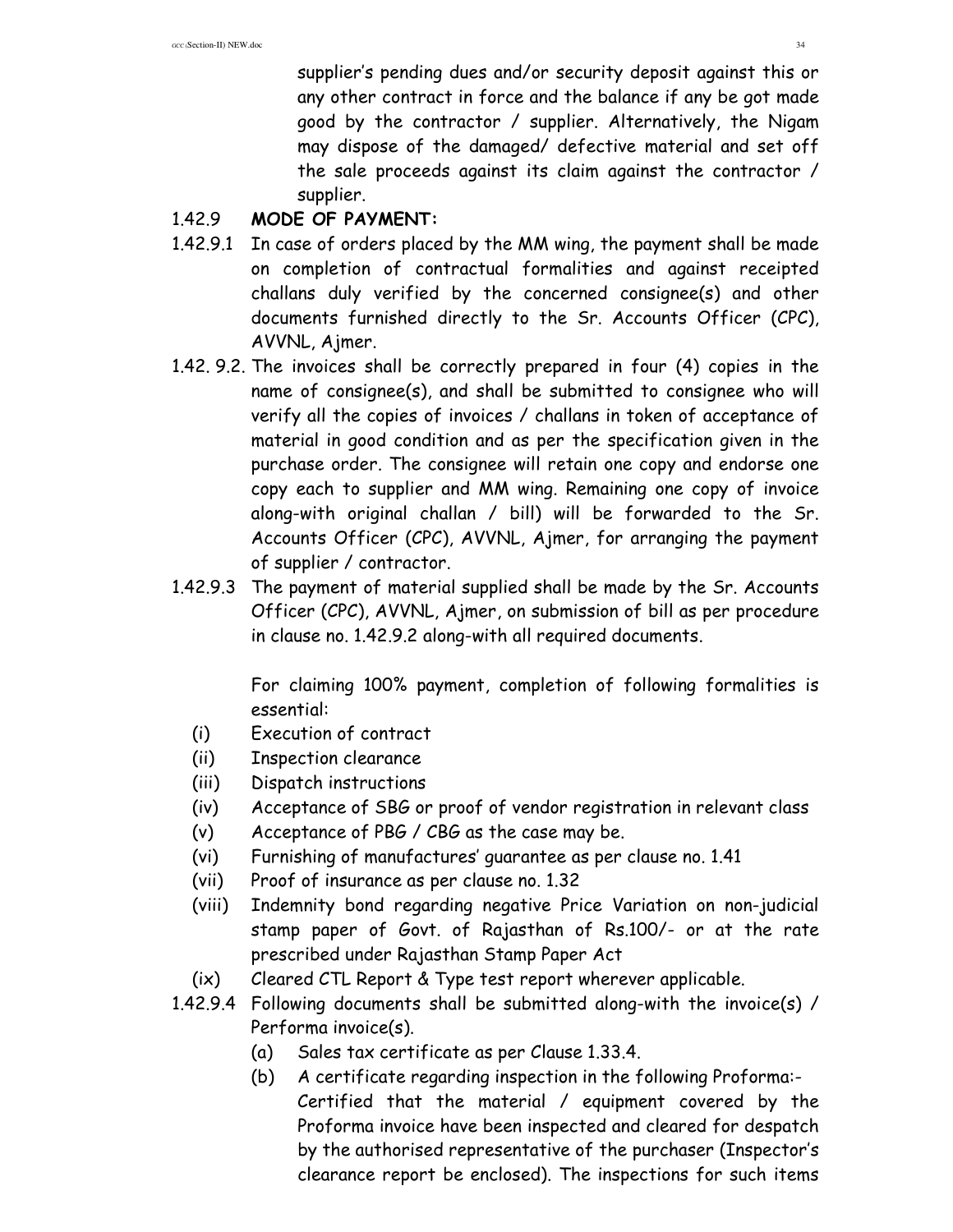supplier's pending dues and/or security deposit against this or any other contract in force and the balance if any be got made good by the contractor / supplier. Alternatively, the Nigam may dispose of the damaged/ defective material and set off the sale proceeds against its claim against the contractor / supplier.

1.42.9 **MODE OF PAYMENT:**

1.42.9.1 In case of orders placed by the MM wing, the payment shall be made on completion of contractual formalities and against receipted challans duly verified by the concerned consignee(s) and other documents furnished directly to the Sr. Accounts Officer (CPC), AVVNL, Ajmer.

1.42. 9.2. The invoices shall be correctly prepared in four (4) copies in the name of consignee(s), and shall be submitted to consignee who will verify all the copies of invoices / challans in token of acceptance of material in good condition and as per the specification given in the purchase order. The consignee will retain one copy and endorse one copy each to supplier and MM wing. Remaining one copy of invoice along-with original challan / bill) will be forwarded to the Sr. Accounts Officer (CPC), AVVNL, Ajmer, for arranging the payment of supplier / contractor.

1.42.9.3 The payment of material supplied shall be made by the Sr. Accounts Officer (CPC), AVVNL, Ajmer, on submission of bill as per procedure in clause no. 1.42.9.2 along-with all required documents.

For claiming 100% payment, completion of following formalities is essential:

(i) Execution of contract
(ii) Inspection clearance
(iii) Dispatch instructions
(iv) Acceptance of SBG or proof of vendor registration in relevant class
(v) Acceptance of PBG / CBG as the case may be.
(vi) Furnishing of manufactures' guarantee as per clause no. 1.41
(vii) Proof of insurance as per clause no. 1.32
(viii) Indemnity bond regarding negative Price Variation on non-judicial stamp paper of Govt. of Rajasthan of Rs.100/- or at the rate prescribed under Rajasthan Stamp Paper Act
(ix) Cleared CTL Report & Type test report wherever applicable.

1.42.9.4 Following documents shall be submitted along-with the invoice(s) / Performa invoice(s).

(a) Sales tax certificate as per Clause 1.33.4.
(b) A certificate regarding inspection in the following Proforma:-
Certified that the material / equipment covered by the Proforma invoice have been inspected and cleared for despatch by the authorised representative of the purchaser (Inspector's clearance report be enclosed). The inspections for such items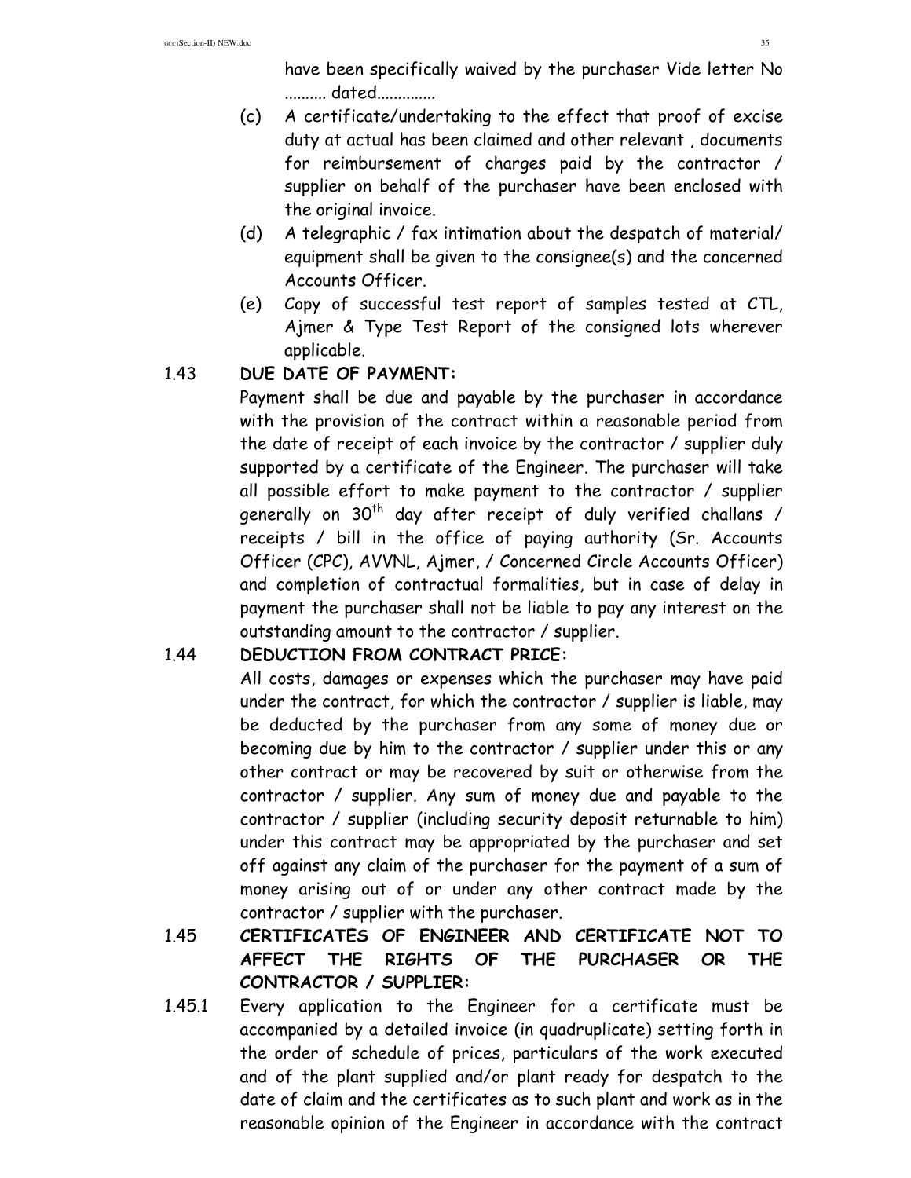have been specifically waived by the purchaser Vide letter No .......... dated.............

(c) A certificate/undertaking to the effect that proof of excise duty at actual has been claimed and other relevant , documents for reimbursement of charges paid by the contractor / supplier on behalf of the purchaser have been enclosed with the original invoice.

(d) A telegraphic / fax intimation about the despatch of material/ equipment shall be given to the consignee(s) and the concerned Accounts Officer.

(e) Copy of successful test report of samples tested at CTL, Ajmer & Type Test Report of the consigned lots wherever applicable.

1.43 **DUE DATE OF PAYMENT:**

Payment shall be due and payable by the purchaser in accordance with the provision of the contract within a reasonable period from the date of receipt of each invoice by the contractor / supplier duly supported by a certificate of the Engineer. The purchaser will take all possible effort to make payment to the contractor / supplier generally on 30th day after receipt of duly verified challans / receipts / bill in the office of paying authority (Sr. Accounts Officer (CPC), AVVNL, Ajmer, / Concerned Circle Accounts Officer) and completion of contractual formalities, but in case of delay in payment the purchaser shall not be liable to pay any interest on the outstanding amount to the contractor / supplier.

1.44 **DEDUCTION FROM CONTRACT PRICE:**

All costs, damages or expenses which the purchaser may have paid under the contract, for which the contractor / supplier is liable, may be deducted by the purchaser from any some of money due or becoming due by him to the contractor / supplier under this or any other contract or may be recovered by suit or otherwise from the contractor / supplier. Any sum of money due and payable to the contractor / supplier (including security deposit returnable to him) under this contract may be appropriated by the purchaser and set off against any claim of the purchaser for the payment of a sum of money arising out of or under any other contract made by the contractor / supplier with the purchaser.

1.45 **CERTIFICATES OF ENGINEER AND CERTIFICATE NOT TO AFFECT THE RIGHTS OF THE PURCHASER OR THE CONTRACTOR / SUPPLIER:**

1.45.1 Every application to the Engineer for a certificate must be accompanied by a detailed invoice (in quadruplicate) setting forth in the order of schedule of prices, particulars of the work executed and of the plant supplied and/or plant ready for despatch to the date of claim and the certificates as to such plant and work as in the reasonable opinion of the Engineer in accordance with the contract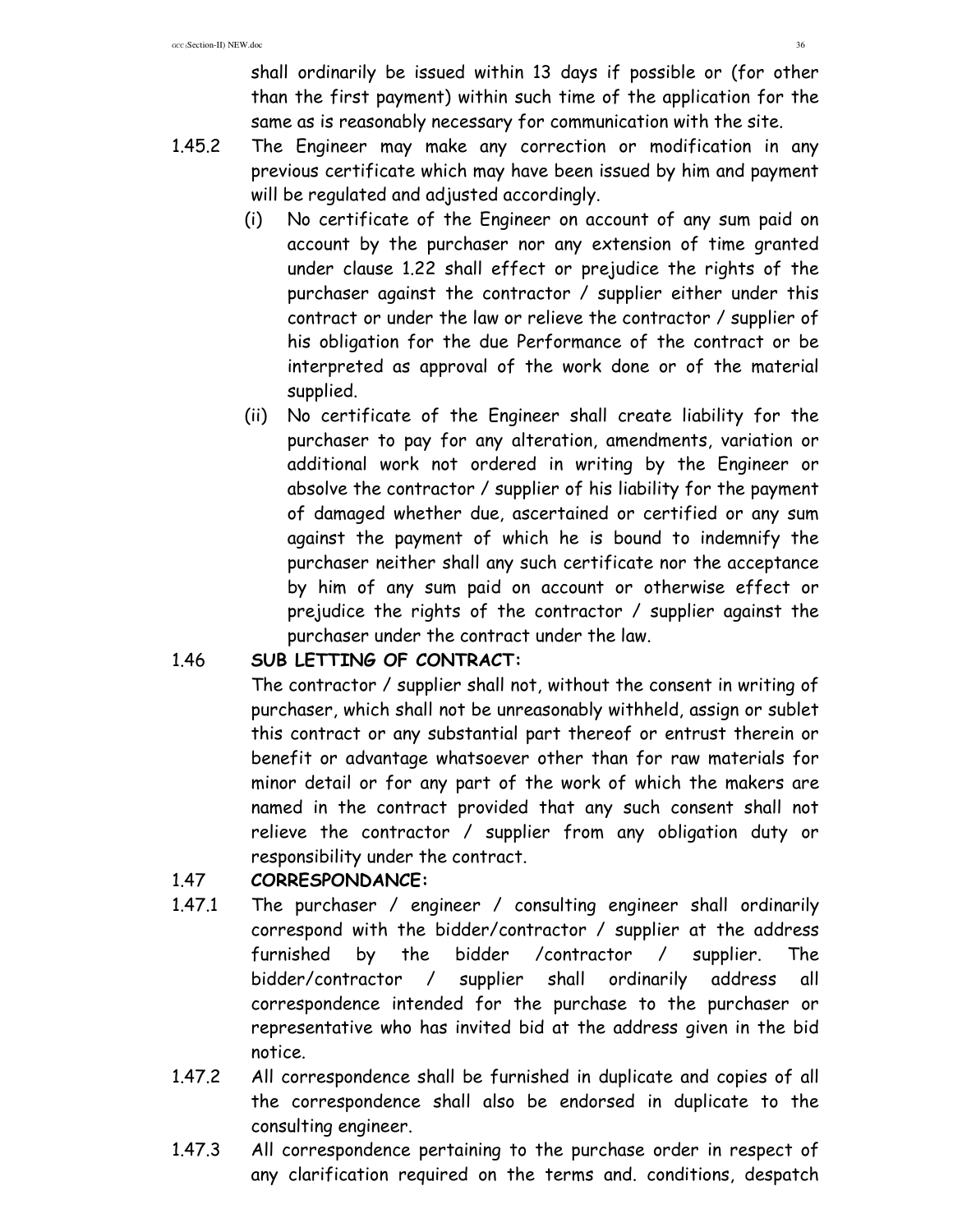shall ordinarily be issued within 13 days if possible or (for other than the first payment) within such time of the application for the same as is reasonably necessary for communication with the site.

1.45.2 The Engineer may make any correction or modification in any previous certificate which may have been issued by him and payment will be regulated and adjusted accordingly.

(i) No certificate of the Engineer on account of any sum paid on account by the purchaser nor any extension of time granted under clause 1.22 shall effect or prejudice the rights of the purchaser against the contractor / supplier either under this contract or under the law or relieve the contractor / supplier of his obligation for the due Performance of the contract or be interpreted as approval of the work done or of the material supplied.

(ii) No certificate of the Engineer shall create liability for the purchaser to pay for any alteration, amendments, variation or additional work not ordered in writing by the Engineer or absolve the contractor / supplier of his liability for the payment of damaged whether due, ascertained or certified or any sum against the payment of which he is bound to indemnify the purchaser neither shall any such certificate nor the acceptance by him of any sum paid on account or otherwise effect or prejudice the rights of the contractor / supplier against the purchaser under the contract under the law.

1.46 **SUB LETTING OF CONTRACT:**

The contractor / supplier shall not, without the consent in writing of purchaser, which shall not be unreasonably withheld, assign or sublet this contract or any substantial part thereof or entrust therein or benefit or advantage whatsoever other than for raw materials for minor detail or for any part of the work of which the makers are named in the contract provided that any such consent shall not relieve the contractor / supplier from any obligation duty or responsibility under the contract.

1.47 **CORRESPONDANCE:**

1.47.1 The purchaser / engineer / consulting engineer shall ordinarily correspond with the bidder/contractor / supplier at the address furnished by the bidder /contractor / supplier. The bidder/contractor / supplier shall ordinarily address all correspondence intended for the purchase to the purchaser or representative who has invited bid at the address given in the bid notice.

1.47.2 All correspondence shall be furnished in duplicate and copies of all the correspondence shall also be endorsed in duplicate to the consulting engineer.

1.47.3 All correspondence pertaining to the purchase order in respect of any clarification required on the terms and. conditions, despatch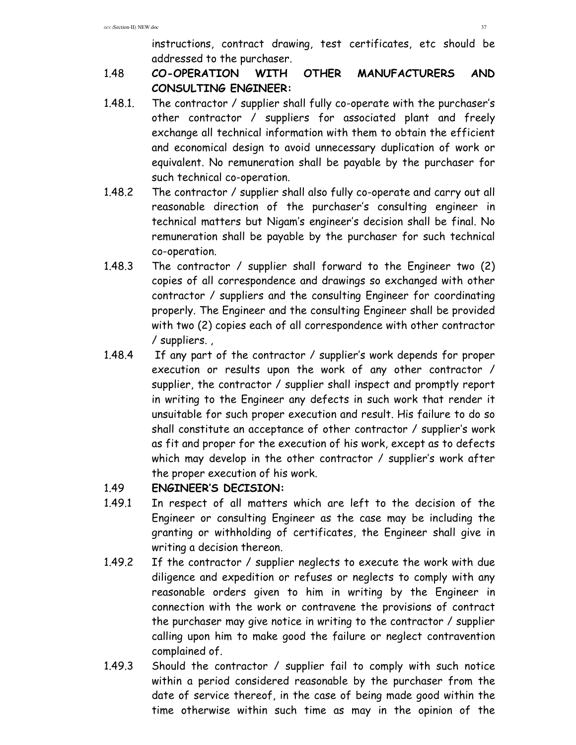instructions, contract drawing, test certificates, etc should be addressed to the purchaser.

1.48 **CO-OPERATION WITH OTHER MANUFACTURERS AND CONSULTING ENGINEER:**

1.48.1. The contractor / supplier shall fully co-operate with the purchaser's other contractor / suppliers for associated plant and freely exchange all technical information with them to obtain the efficient and economical design to avoid unnecessary duplication of work or equivalent. No remuneration shall be payable by the purchaser for such technical co-operation.

1.48.2 The contractor / supplier shall also fully co-operate and carry out all reasonable direction of the purchaser's consulting engineer in technical matters but Nigam's engineer's decision shall be final. No remuneration shall be payable by the purchaser for such technical co-operation.

1.48.3 The contractor / supplier shall forward to the Engineer two (2) copies of all correspondence and drawings so exchanged with other contractor / suppliers and the consulting Engineer for coordinating properly. The Engineer and the consulting Engineer shall be provided with two (2) copies each of all correspondence with other contractor / suppliers. ,

1.48.4 If any part of the contractor / supplier's work depends for proper execution or results upon the work of any other contractor / supplier, the contractor / supplier shall inspect and promptly report in writing to the Engineer any defects in such work that render it unsuitable for such proper execution and result. His failure to do so shall constitute an acceptance of other contractor / supplier's work as fit and proper for the execution of his work, except as to defects which may develop in the other contractor / supplier's work after the proper execution of his work.

1.49 **ENGINEER'S DECISION:**

1.49.1 In respect of all matters which are left to the decision of the Engineer or consulting Engineer as the case may be including the granting or withholding of certificates, the Engineer shall give in writing a decision thereon.

1.49.2 If the contractor / supplier neglects to execute the work with due diligence and expedition or refuses or neglects to comply with any reasonable orders given to him in writing by the Engineer in connection with the work or contravene the provisions of contract the purchaser may give notice in writing to the contractor / supplier calling upon him to make good the failure or neglect contravention complained of.

1.49.3 Should the contractor / supplier fail to comply with such notice within a period considered reasonable by the purchaser from the date of service thereof, in the case of being made good within the time otherwise within such time as may in the opinion of the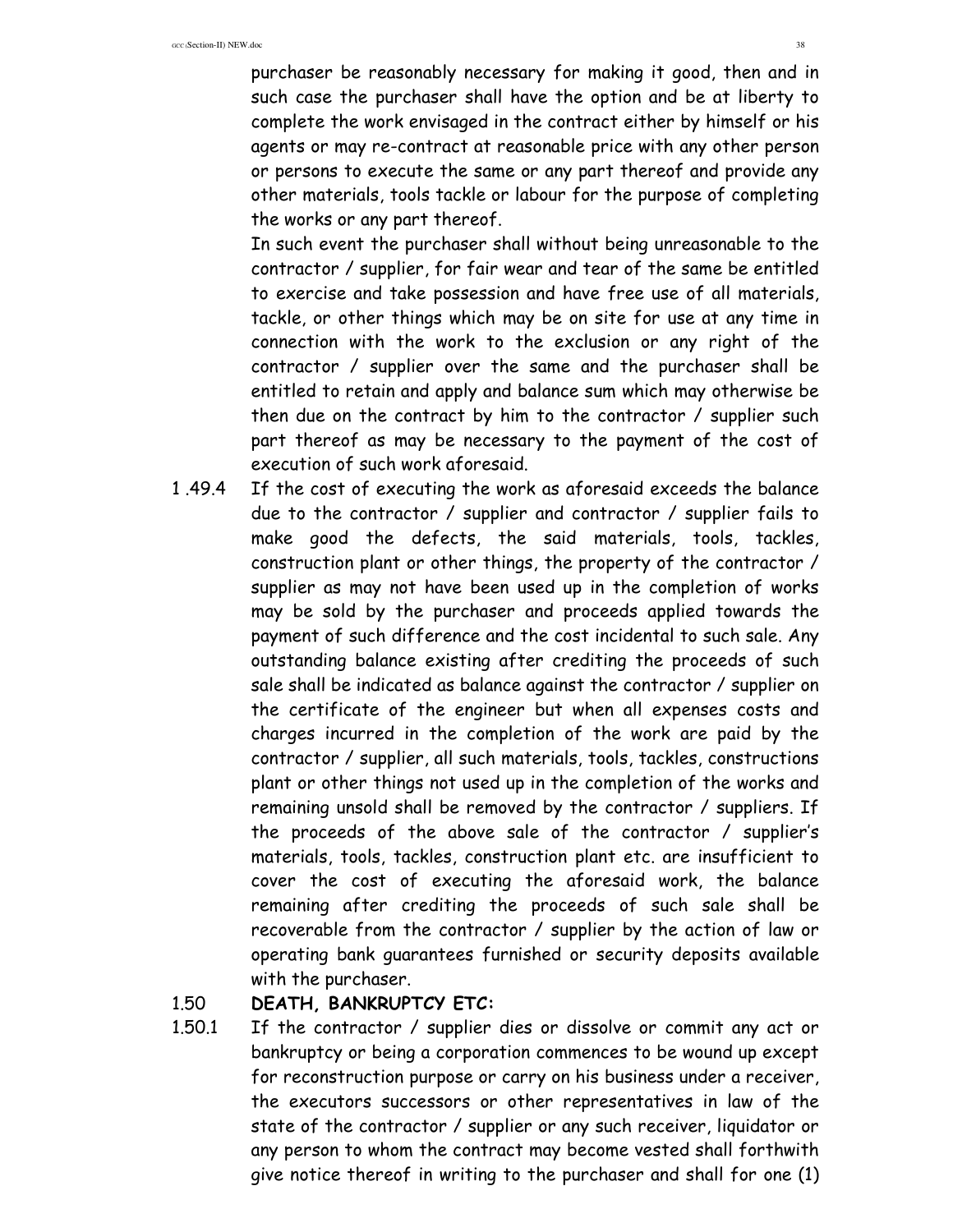purchaser be reasonably necessary for making it good, then and in such case the purchaser shall have the option and be at liberty to complete the work envisaged in the contract either by himself or his agents or may re-contract at reasonable price with any other person or persons to execute the same or any part thereof and provide any other materials, tools tackle or labour for the purpose of completing the works or any part thereof.

In such event the purchaser shall without being unreasonable to the contractor / supplier, for fair wear and tear of the same be entitled to exercise and take possession and have free use of all materials, tackle, or other things which may be on site for use at any time in connection with the work to the exclusion or any right of the contractor / supplier over the same and the purchaser shall be entitled to retain and apply and balance sum which may otherwise be then due on the contract by him to the contractor / supplier such part thereof as may be necessary to the payment of the cost of execution of such work aforesaid.

1 .49.4 If the cost of executing the work as aforesaid exceeds the balance due to the contractor / supplier and contractor / supplier fails to make good the defects, the said materials, tools, tackles, construction plant or other things, the property of the contractor / supplier as may not have been used up in the completion of works may be sold by the purchaser and proceeds applied towards the payment of such difference and the cost incidental to such sale. Any outstanding balance existing after crediting the proceeds of such sale shall be indicated as balance against the contractor / supplier on the certificate of the engineer but when all expenses costs and charges incurred in the completion of the work are paid by the contractor / supplier, all such materials, tools, tackles, constructions plant or other things not used up in the completion of the works and remaining unsold shall be removed by the contractor / suppliers. If the proceeds of the above sale of the contractor / supplier's materials, tools, tackles, construction plant etc. are insufficient to cover the cost of executing the aforesaid work, the balance remaining after crediting the proceeds of such sale shall be recoverable from the contractor / supplier by the action of law or operating bank guarantees furnished or security deposits available with the purchaser.

1.50 **DEATH, BANKRUPTCY ETC:**

1.50.1 If the contractor / supplier dies or dissolve or commit any act or bankruptcy or being a corporation commences to be wound up except for reconstruction purpose or carry on his business under a receiver, the executors successors or other representatives in law of the state of the contractor / supplier or any such receiver, liquidator or any person to whom the contract may become vested shall forthwith give notice thereof in writing to the purchaser and shall for one (1)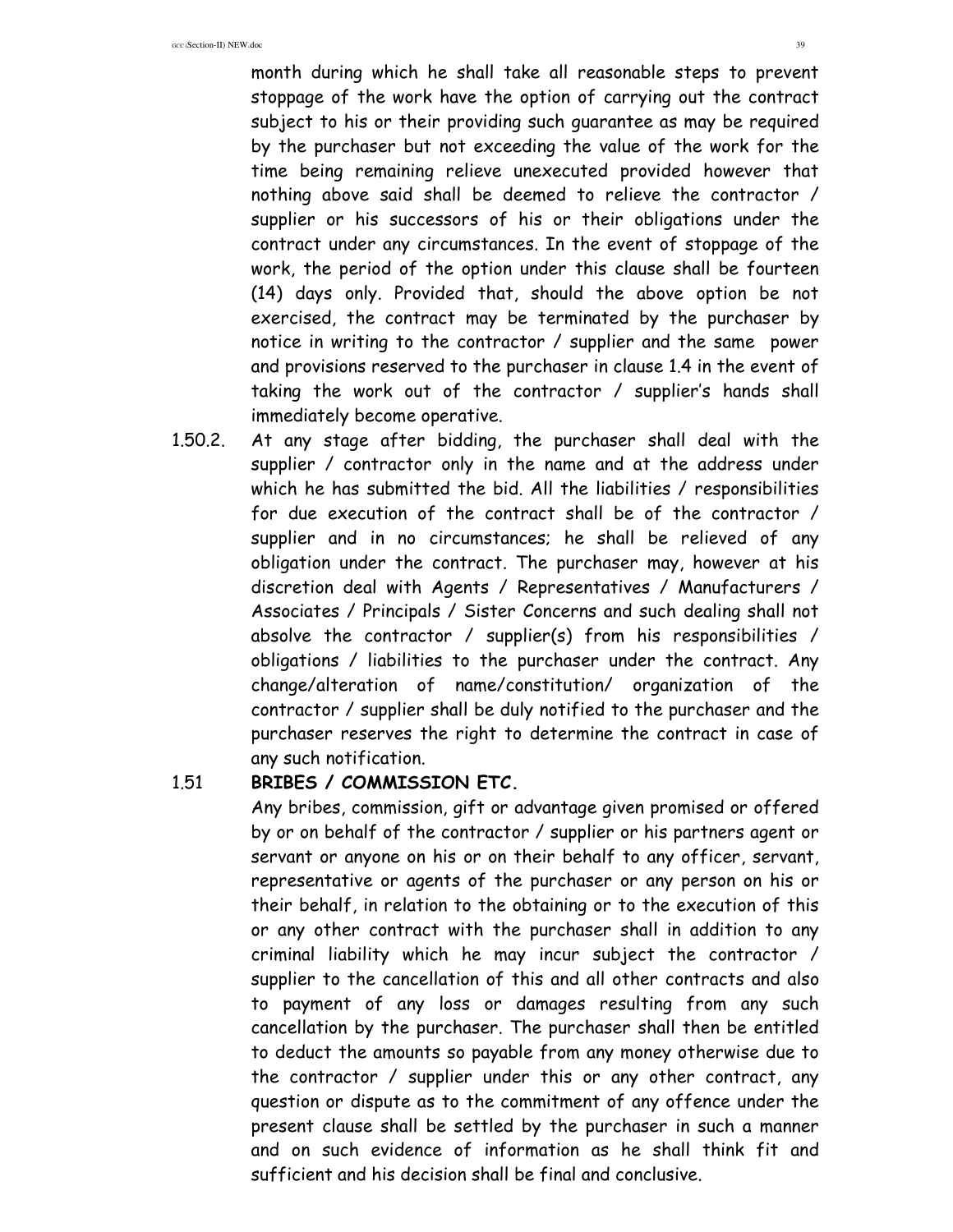month during which he shall take all reasonable steps to prevent stoppage of the work have the option of carrying out the contract subject to his or their providing such guarantee as may be required by the purchaser but not exceeding the value of the work for the time being remaining relieve unexecuted provided however that nothing above said shall be deemed to relieve the contractor / supplier or his successors of his or their obligations under the contract under any circumstances. In the event of stoppage of the work, the period of the option under this clause shall be fourteen (14) days only. Provided that, should the above option be not exercised, the contract may be terminated by the purchaser by notice in writing to the contractor / supplier and the same power and provisions reserved to the purchaser in clause 1.4 in the event of taking the work out of the contractor / supplier's hands shall immediately become operative.

1.50.2. At any stage after bidding, the purchaser shall deal with the supplier / contractor only in the name and at the address under which he has submitted the bid. All the liabilities / responsibilities for due execution of the contract shall be of the contractor / supplier and in no circumstances; he shall be relieved of any obligation under the contract. The purchaser may, however at his discretion deal with Agents / Representatives / Manufacturers / Associates / Principals / Sister Concerns and such dealing shall not absolve the contractor / supplier(s) from his responsibilities / obligations / liabilities to the purchaser under the contract. Any change/alteration of name/constitution/ organization of the contractor / supplier shall be duly notified to the purchaser and the purchaser reserves the right to determine the contract in case of any such notification.

### 1.51 BRIBES / COMMISSION ETC.

Any bribes, commission, gift or advantage given promised or offered by or on behalf of the contractor / supplier or his partners agent or servant or anyone on his or on their behalf to any officer, servant, representative or agents of the purchaser or any person on his or their behalf, in relation to the obtaining or to the execution of this or any other contract with the purchaser shall in addition to any criminal liability which he may incur subject the contractor / supplier to the cancellation of this and all other contracts and also to payment of any loss or damages resulting from any such cancellation by the purchaser. The purchaser shall then be entitled to deduct the amounts so payable from any money otherwise due to the contractor / supplier under this or any other contract, any question or dispute as to the commitment of any offence under the present clause shall be settled by the purchaser in such a manner and on such evidence of information as he shall think fit and sufficient and his decision shall be final and conclusive.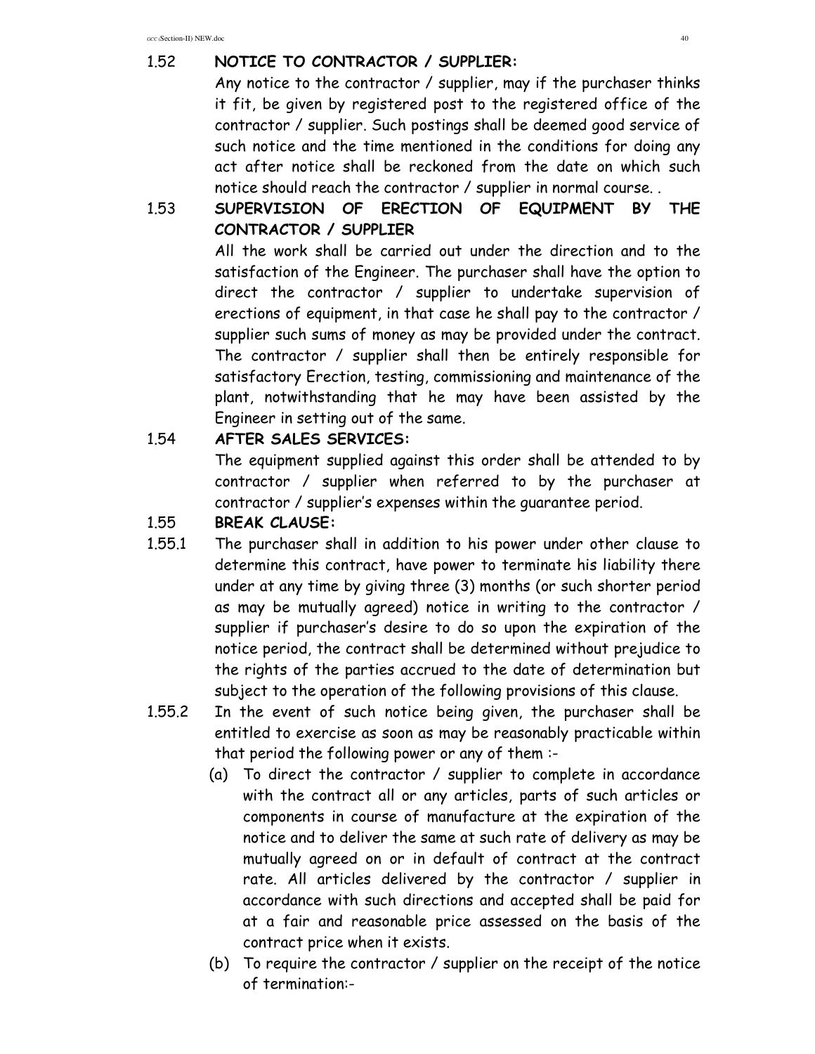### 1.52 NOTICE TO CONTRACTOR / SUPPLIER:

Any notice to the contractor / supplier, may if the purchaser thinks it fit, be given by registered post to the registered office of the contractor / supplier. Such postings shall be deemed good service of such notice and the time mentioned in the conditions for doing any act after notice shall be reckoned from the date on which such notice should reach the contractor / supplier in normal course. .

### 1.53 SUPERVISION OF ERECTION OF EQUIPMENT BY THE CONTRACTOR / SUPPLIER

All the work shall be carried out under the direction and to the satisfaction of the Engineer. The purchaser shall have the option to direct the contractor / supplier to undertake supervision of erections of equipment, in that case he shall pay to the contractor / supplier such sums of money as may be provided under the contract. The contractor / supplier shall then be entirely responsible for satisfactory Erection, testing, commissioning and maintenance of the plant, notwithstanding that he may have been assisted by the Engineer in setting out of the same.

### 1.54 AFTER SALES SERVICES:

The equipment supplied against this order shall be attended to by contractor / supplier when referred to by the purchaser at contractor / supplier's expenses within the guarantee period.

### 1.55 BREAK CLAUSE:

1.55.1 The purchaser shall in addition to his power under other clause to determine this contract, have power to terminate his liability there under at any time by giving three (3) months (or such shorter period as may be mutually agreed) notice in writing to the contractor / supplier if purchaser's desire to do so upon the expiration of the notice period, the contract shall be determined without prejudice to the rights of the parties accrued to the date of determination but subject to the operation of the following provisions of this clause.

1.55.2 In the event of such notice being given, the purchaser shall be entitled to exercise as soon as may be reasonably practicable within that period the following power or any of them :-

(a) To direct the contractor / supplier to complete in accordance with the contract all or any articles, parts of such articles or components in course of manufacture at the expiration of the notice and to deliver the same at such rate of delivery as may be mutually agreed on or in default of contract at the contract rate. All articles delivered by the contractor / supplier in accordance with such directions and accepted shall be paid for at a fair and reasonable price assessed on the basis of the contract price when it exists.

(b) To require the contractor / supplier on the receipt of the notice of termination:-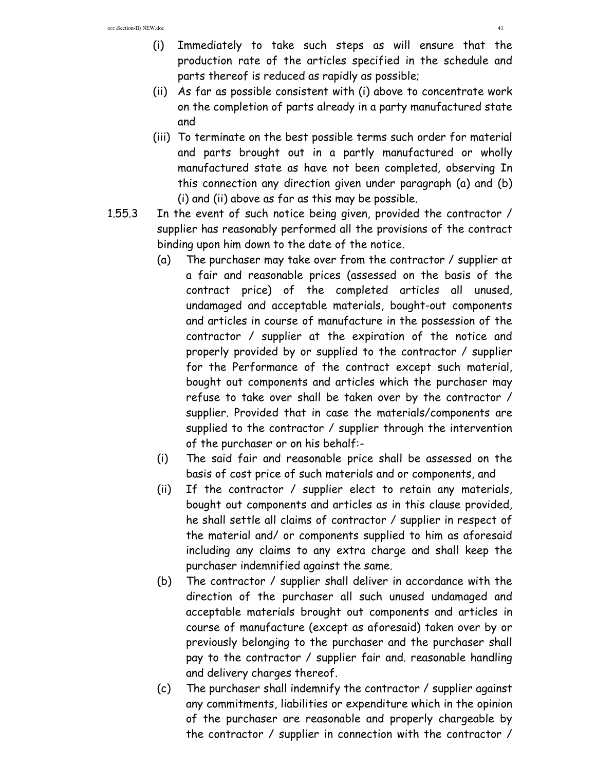(i) Immediately to take such steps as will ensure that the production rate of the articles specified in the schedule and parts thereof is reduced as rapidly as possible;

(ii) As far as possible consistent with (i) above to concentrate work on the completion of parts already in a party manufactured state and

(iii) To terminate on the best possible terms such order for material and parts brought out in a partly manufactured or wholly manufactured state as have not been completed, observing In this connection any direction given under paragraph (a) and (b) (i) and (ii) above as far as this may be possible.

1.55.3 In the event of such notice being given, provided the contractor / supplier has reasonably performed all the provisions of the contract binding upon him down to the date of the notice.

(a) The purchaser may take over from the contractor / supplier at a fair and reasonable prices (assessed on the basis of the contract price) of the completed articles all unused, undamaged and acceptable materials, bought-out components and articles in course of manufacture in the possession of the contractor / supplier at the expiration of the notice and properly provided by or supplied to the contractor / supplier for the Performance of the contract except such material, bought out components and articles which the purchaser may refuse to take over shall be taken over by the contractor / supplier. Provided that in case the materials/components are supplied to the contractor / supplier through the intervention of the purchaser or on his behalf:-

(i) The said fair and reasonable price shall be assessed on the basis of cost price of such materials and or components, and

(ii) If the contractor / supplier elect to retain any materials, bought out components and articles as in this clause provided, he shall settle all claims of contractor / supplier in respect of the material and/ or components supplied to him as aforesaid including any claims to any extra charge and shall keep the purchaser indemnified against the same.

(b) The contractor / supplier shall deliver in accordance with the direction of the purchaser all such unused undamaged and acceptable materials brought out components and articles in course of manufacture (except as aforesaid) taken over by or previously belonging to the purchaser and the purchaser shall pay to the contractor / supplier fair and. reasonable handling and delivery charges thereof.

(c) The purchaser shall indemnify the contractor / supplier against any commitments, liabilities or expenditure which in the opinion of the purchaser are reasonable and properly chargeable by the contractor / supplier in connection with the contractor /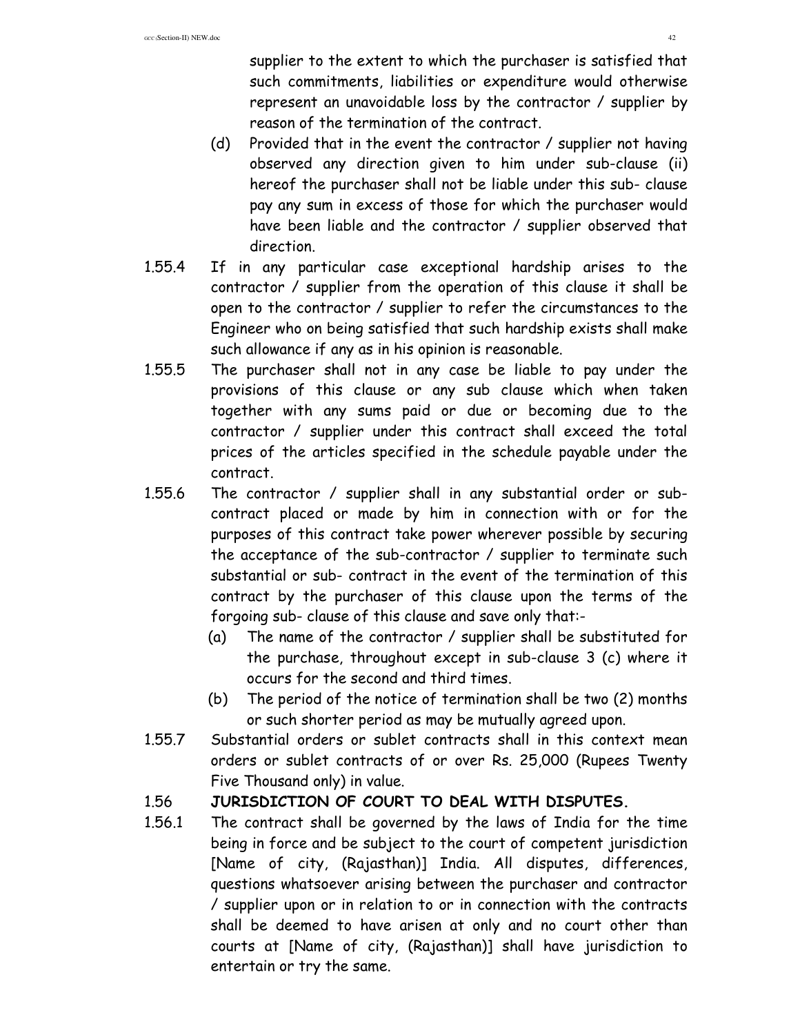supplier to the extent to which the purchaser is satisfied that such commitments, liabilities or expenditure would otherwise represent an unavoidable loss by the contractor / supplier by reason of the termination of the contract.

(d) Provided that in the event the contractor / supplier not having observed any direction given to him under sub-clause (ii) hereof the purchaser shall not be liable under this sub- clause pay any sum in excess of those for which the purchaser would have been liable and the contractor / supplier observed that direction.

1.55.4 If in any particular case exceptional hardship arises to the contractor / supplier from the operation of this clause it shall be open to the contractor / supplier to refer the circumstances to the Engineer who on being satisfied that such hardship exists shall make such allowance if any as in his opinion is reasonable.

1.55.5 The purchaser shall not in any case be liable to pay under the provisions of this clause or any sub clause which when taken together with any sums paid or due or becoming due to the contractor / supplier under this contract shall exceed the total prices of the articles specified in the schedule payable under the contract.

1.55.6 The contractor / supplier shall in any substantial order or sub-contract placed or made by him in connection with or for the purposes of this contract take power wherever possible by securing the acceptance of the sub-contractor / supplier to terminate such substantial or sub- contract in the event of the termination of this contract by the purchaser of this clause upon the terms of the forgoing sub- clause of this clause and save only that:-

(a) The name of the contractor / supplier shall be substituted for the purchase, throughout except in sub-clause 3 (c) where it occurs for the second and third times.

(b) The period of the notice of termination shall be two (2) months or such shorter period as may be mutually agreed upon.

1.55.7 Substantial orders or sublet contracts shall in this context mean orders or sublet contracts of or over Rs. 25,000 (Rupees Twenty Five Thousand only) in value.

**1.56 JURISDICTION OF COURT TO DEAL WITH DISPUTES.**

1.56.1 The contract shall be governed by the laws of India for the time being in force and be subject to the court of competent jurisdiction [Name of city, (Rajasthan)] India. All disputes, differences, questions whatsoever arising between the purchaser and contractor / supplier upon or in relation to or in connection with the contracts shall be deemed to have arisen at only and no court other than courts at [Name of city, (Rajasthan)] shall have jurisdiction to entertain or try the same.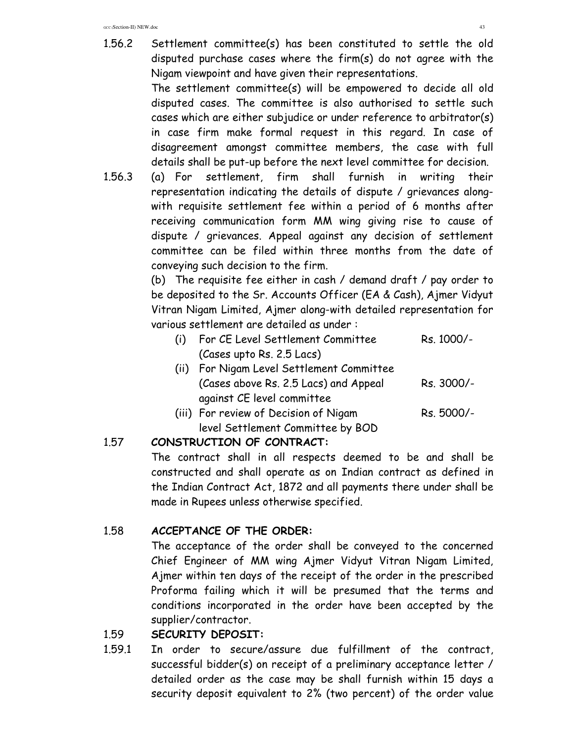1.56.2 Settlement committee(s) has been constituted to settle the old disputed purchase cases where the firm(s) do not agree with the Nigam viewpoint and have given their representations.

The settlement committee(s) will be empowered to decide all old disputed cases. The committee is also authorised to settle such cases which are either subjudice or under reference to arbitrator(s) in case firm make formal request in this regard. In case of disagreement amongst committee members, the case with full details shall be put-up before the next level committee for decision.

1.56.3 (a) For settlement, firm shall furnish in writing their representation indicating the details of dispute / grievances along-with requisite settlement fee within a period of 6 months after receiving communication form MM wing giving rise to cause of dispute / grievances. Appeal against any decision of settlement committee can be filed within three months from the date of conveying such decision to the firm.

(b) The requisite fee either in cash / demand draft / pay order to be deposited to the Sr. Accounts Officer (EA & Cash), Ajmer Vidyut Vitran Nigam Limited, Ajmer along-with detailed representation for various settlement are detailed as under :

| | | |
|---|---|---|
| (i) | For CE Level Settlement Committee (Cases upto Rs. 2.5 Lacs) | Rs. 1000/- |
| (ii) | For Nigam Level Settlement Committee (Cases above Rs. 2.5 Lacs) and Appeal against CE level committee | Rs. 3000/- |
| (iii) | For review of Decision of Nigam level Settlement Committee by BOD | Rs. 5000/- |

## 1.57 CONSTRUCTION OF CONTRACT:

The contract shall in all respects deemed to be and shall be constructed and shall operate as on Indian contract as defined in the Indian Contract Act, 1872 and all payments there under shall be made in Rupees unless otherwise specified.

## 1.58 ACCEPTANCE OF THE ORDER:

The acceptance of the order shall be conveyed to the concerned Chief Engineer of MM wing Ajmer Vidyut Vitran Nigam Limited, Ajmer within ten days of the receipt of the order in the prescribed Proforma failing which it will be presumed that the terms and conditions incorporated in the order have been accepted by the supplier/contractor.

## 1.59 SECURITY DEPOSIT:

1.59.1 In order to secure/assure due fulfillment of the contract, successful bidder(s) on receipt of a preliminary acceptance letter / detailed order as the case may be shall furnish within 15 days a security deposit equivalent to 2% (two percent) of the order value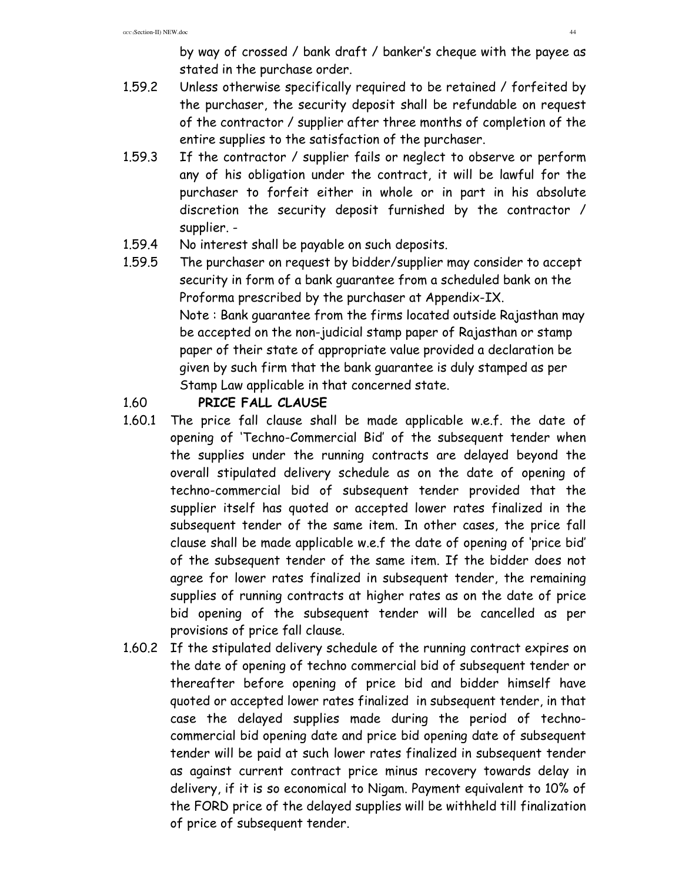by way of crossed / bank draft / banker's cheque with the payee as stated in the purchase order.

1.59.2 Unless otherwise specifically required to be retained / forfeited by the purchaser, the security deposit shall be refundable on request of the contractor / supplier after three months of completion of the entire supplies to the satisfaction of the purchaser.

1.59.3 If the contractor / supplier fails or neglect to observe or perform any of his obligation under the contract, it will be lawful for the purchaser to forfeit either in whole or in part in his absolute discretion the security deposit furnished by the contractor / supplier. -

1.59.4 No interest shall be payable on such deposits.

1.59.5 The purchaser on request by bidder/supplier may consider to accept security in form of a bank guarantee from a scheduled bank on the Proforma prescribed by the purchaser at Appendix-IX.

Note : Bank guarantee from the firms located outside Rajasthan may be accepted on the non-judicial stamp paper of Rajasthan or stamp paper of their state of appropriate value provided a declaration be given by such firm that the bank guarantee is duly stamped as per Stamp Law applicable in that concerned state.

1.60 **PRICE FALL CLAUSE**

1.60.1 The price fall clause shall be made applicable w.e.f. the date of opening of 'Techno-Commercial Bid' of the subsequent tender when the supplies under the running contracts are delayed beyond the overall stipulated delivery schedule as on the date of opening of techno-commercial bid of subsequent tender provided that the supplier itself has quoted or accepted lower rates finalized in the subsequent tender of the same item. In other cases, the price fall clause shall be made applicable w.e.f the date of opening of 'price bid' of the subsequent tender of the same item. If the bidder does not agree for lower rates finalized in subsequent tender, the remaining supplies of running contracts at higher rates as on the date of price bid opening of the subsequent tender will be cancelled as per provisions of price fall clause.

1.60.2 If the stipulated delivery schedule of the running contract expires on the date of opening of techno commercial bid of subsequent tender or thereafter before opening of price bid and bidder himself have quoted or accepted lower rates finalized in subsequent tender, in that case the delayed supplies made during the period of techno-commercial bid opening date and price bid opening date of subsequent tender will be paid at such lower rates finalized in subsequent tender as against current contract price minus recovery towards delay in delivery, if it is so economical to Nigam. Payment equivalent to 10% of the FORD price of the delayed supplies will be withheld till finalization of price of subsequent tender.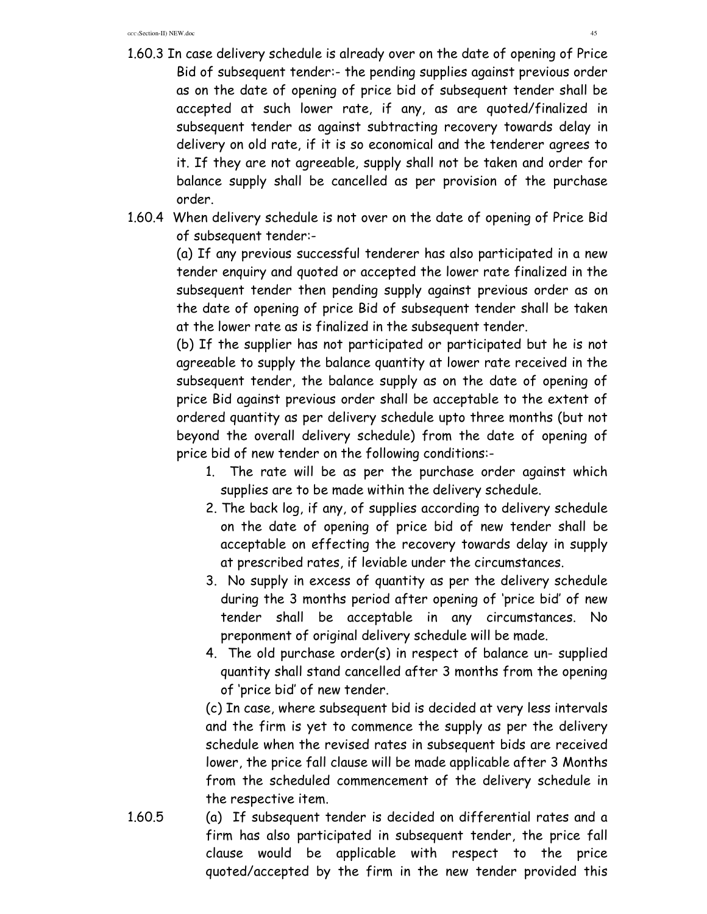1.60.3 In case delivery schedule is already over on the date of opening of Price Bid of subsequent tender:- the pending supplies against previous order as on the date of opening of price bid of subsequent tender shall be accepted at such lower rate, if any, as are quoted/finalized in subsequent tender as against subtracting recovery towards delay in delivery on old rate, if it is so economical and the tenderer agrees to it. If they are not agreeable, supply shall not be taken and order for balance supply shall be cancelled as per provision of the purchase order.

1.60.4 When delivery schedule is not over on the date of opening of Price Bid of subsequent tender:-

(a) If any previous successful tenderer has also participated in a new tender enquiry and quoted or accepted the lower rate finalized in the subsequent tender then pending supply against previous order as on the date of opening of price Bid of subsequent tender shall be taken at the lower rate as is finalized in the subsequent tender.

(b) If the supplier has not participated or participated but he is not agreeable to supply the balance quantity at lower rate received in the subsequent tender, the balance supply as on the date of opening of price Bid against previous order shall be acceptable to the extent of ordered quantity as per delivery schedule upto three months (but not beyond the overall delivery schedule) from the date of opening of price bid of new tender on the following conditions:-

1. The rate will be as per the purchase order against which supplies are to be made within the delivery schedule.
2. The back log, if any, of supplies according to delivery schedule on the date of opening of price bid of new tender shall be acceptable on effecting the recovery towards delay in supply at prescribed rates, if leviable under the circumstances.
3. No supply in excess of quantity as per the delivery schedule during the 3 months period after opening of 'price bid' of new tender shall be acceptable in any circumstances. No preponment of original delivery schedule will be made.
4. The old purchase order(s) in respect of balance un- supplied quantity shall stand cancelled after 3 months from the opening of 'price bid' of new tender.

(c) In case, where subsequent bid is decided at very less intervals and the firm is yet to commence the supply as per the delivery schedule when the revised rates in subsequent bids are received lower, the price fall clause will be made applicable after 3 Months from the scheduled commencement of the delivery schedule in the respective item.

1.60.5 (a) If subsequent tender is decided on differential rates and a firm has also participated in subsequent tender, the price fall clause would be applicable with respect to the price quoted/accepted by the firm in the new tender provided this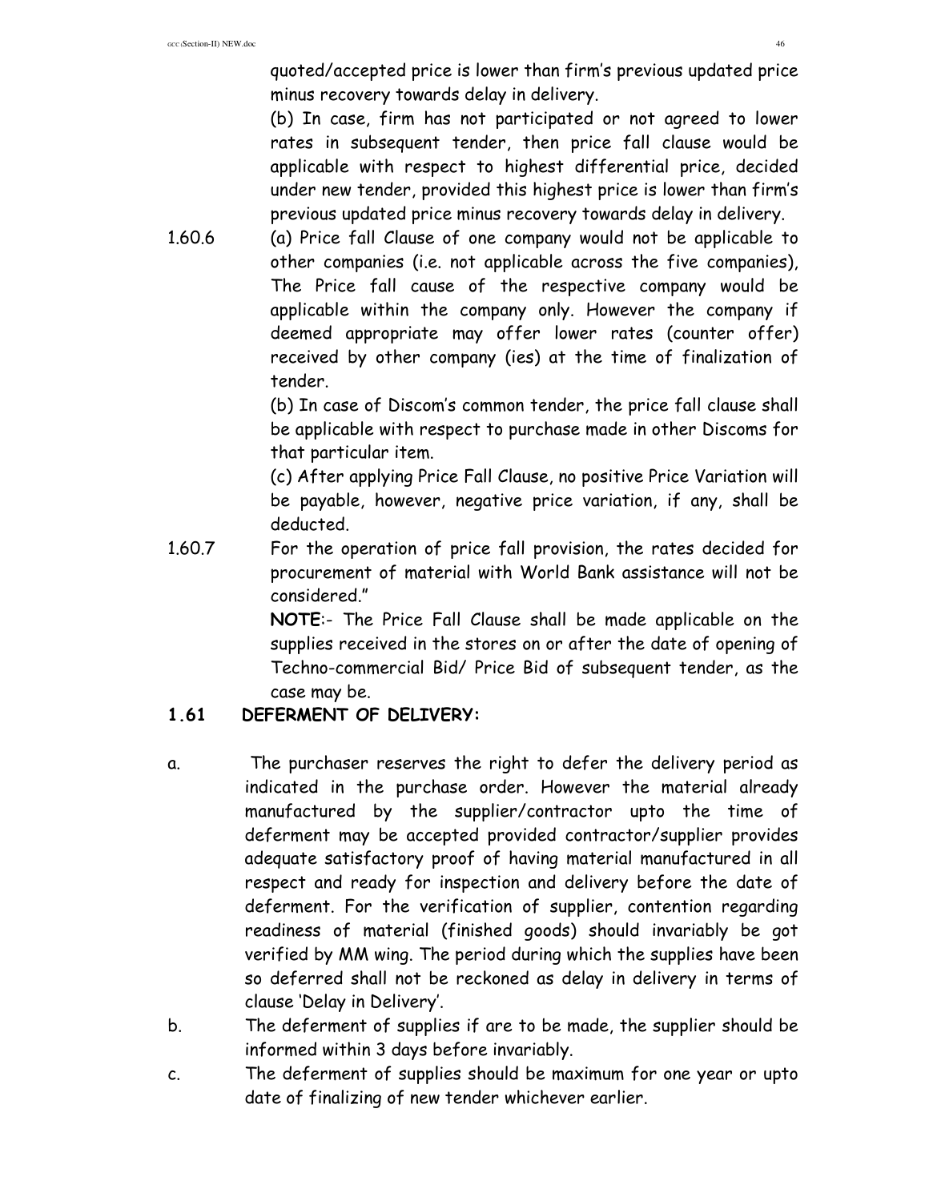quoted/accepted price is lower than firm's previous updated price minus recovery towards delay in delivery.

(b) In case, firm has not participated or not agreed to lower rates in subsequent tender, then price fall clause would be applicable with respect to highest differential price, decided under new tender, provided this highest price is lower than firm's previous updated price minus recovery towards delay in delivery.

1.60.6 (a) Price fall Clause of one company would not be applicable to other companies (i.e. not applicable across the five companies), The Price fall cause of the respective company would be applicable within the company only. However the company if deemed appropriate may offer lower rates (counter offer) received by other company (ies) at the time of finalization of tender.

(b) In case of Discom's common tender, the price fall clause shall be applicable with respect to purchase made in other Discoms for that particular item.

(c) After applying Price Fall Clause, no positive Price Variation will be payable, however, negative price variation, if any, shall be deducted.

1.60.7 For the operation of price fall provision, the rates decided for procurement of material with World Bank assistance will not be considered."

**NOTE**:- The Price Fall Clause shall be made applicable on the supplies received in the stores on or after the date of opening of Techno-commercial Bid/ Price Bid of subsequent tender, as the case may be.

**1.61 DEFERMENT OF DELIVERY:**

a. The purchaser reserves the right to defer the delivery period as indicated in the purchase order. However the material already manufactured by the supplier/contractor upto the time of deferment may be accepted provided contractor/supplier provides adequate satisfactory proof of having material manufactured in all respect and ready for inspection and delivery before the date of deferment. For the verification of supplier, contention regarding readiness of material (finished goods) should invariably be got verified by MM wing. The period during which the supplies have been so deferred shall not be reckoned as delay in delivery in terms of clause 'Delay in Delivery'.

b. The deferment of supplies if are to be made, the supplier should be informed within 3 days before invariably.

c. The deferment of supplies should be maximum for one year or upto date of finalizing of new tender whichever earlier.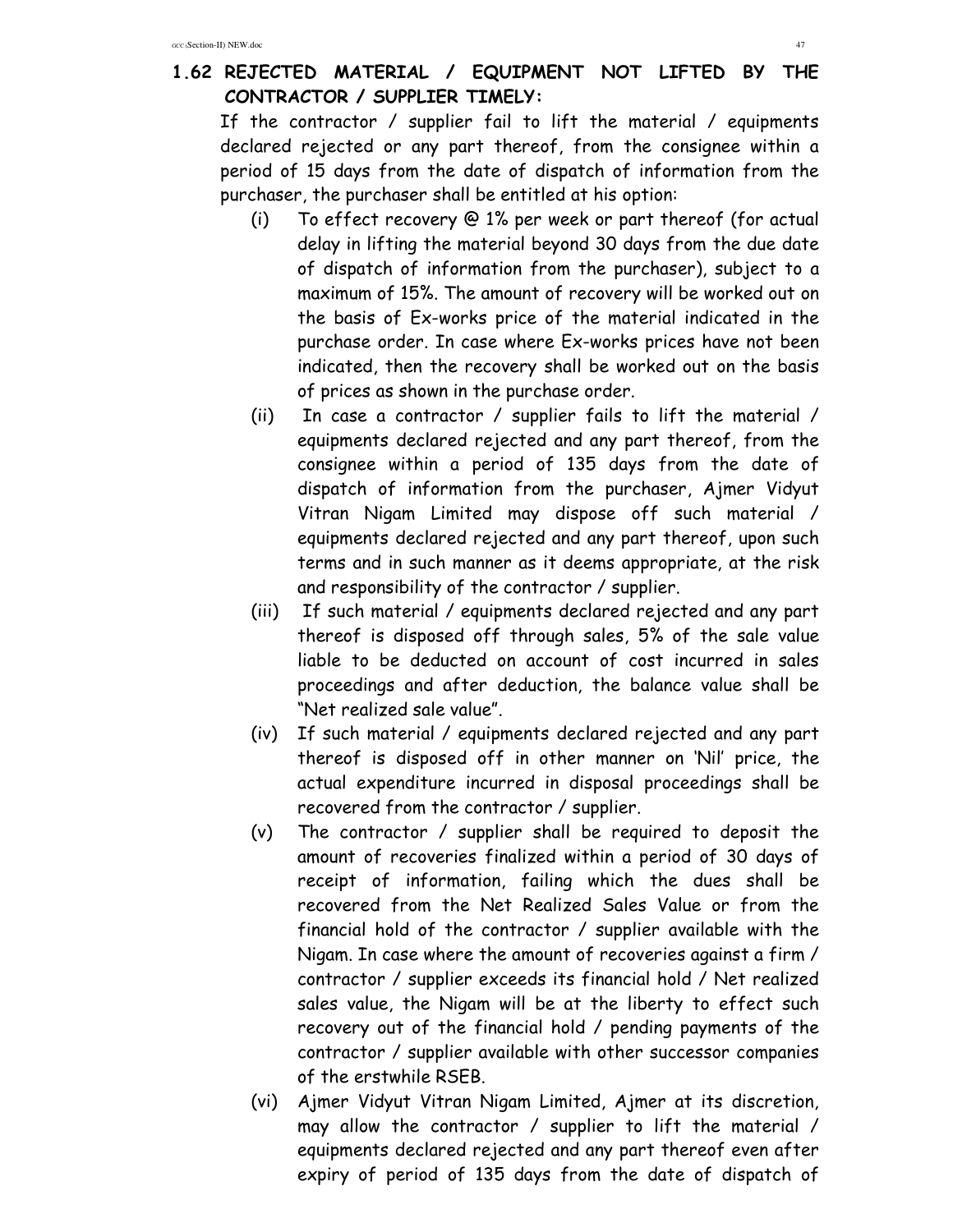## 1.62 REJECTED MATERIAL / EQUIPMENT NOT LIFTED BY THE CONTRACTOR / SUPPLIER TIMELY:

If the contractor / supplier fail to lift the material / equipments declared rejected or any part thereof, from the consignee within a period of 15 days from the date of dispatch of information from the purchaser, the purchaser shall be entitled at his option:

(i) To effect recovery @ 1% per week or part thereof (for actual delay in lifting the material beyond 30 days from the due date of dispatch of information from the purchaser), subject to a maximum of 15%. The amount of recovery will be worked out on the basis of Ex-works price of the material indicated in the purchase order. In case where Ex-works prices have not been indicated, then the recovery shall be worked out on the basis of prices as shown in the purchase order.

(ii) In case a contractor / supplier fails to lift the material / equipments declared rejected and any part thereof, from the consignee within a period of 135 days from the date of dispatch of information from the purchaser, Ajmer Vidyut Vitran Nigam Limited may dispose off such material / equipments declared rejected and any part thereof, upon such terms and in such manner as it deems appropriate, at the risk and responsibility of the contractor / supplier.

(iii) If such material / equipments declared rejected and any part thereof is disposed off through sales, 5% of the sale value liable to be deducted on account of cost incurred in sales proceedings and after deduction, the balance value shall be "Net realized sale value".

(iv) If such material / equipments declared rejected and any part thereof is disposed off in other manner on 'Nil' price, the actual expenditure incurred in disposal proceedings shall be recovered from the contractor / supplier.

(v) The contractor / supplier shall be required to deposit the amount of recoveries finalized within a period of 30 days of receipt of information, failing which the dues shall be recovered from the Net Realized Sales Value or from the financial hold of the contractor / supplier available with the Nigam. In case where the amount of recoveries against a firm / contractor / supplier exceeds its financial hold / Net realized sales value, the Nigam will be at the liberty to effect such recovery out of the financial hold / pending payments of the contractor / supplier available with other successor companies of the erstwhile RSEB.

(vi) Ajmer Vidyut Vitran Nigam Limited, Ajmer at its discretion, may allow the contractor / supplier to lift the material / equipments declared rejected and any part thereof even after expiry of period of 135 days from the date of dispatch of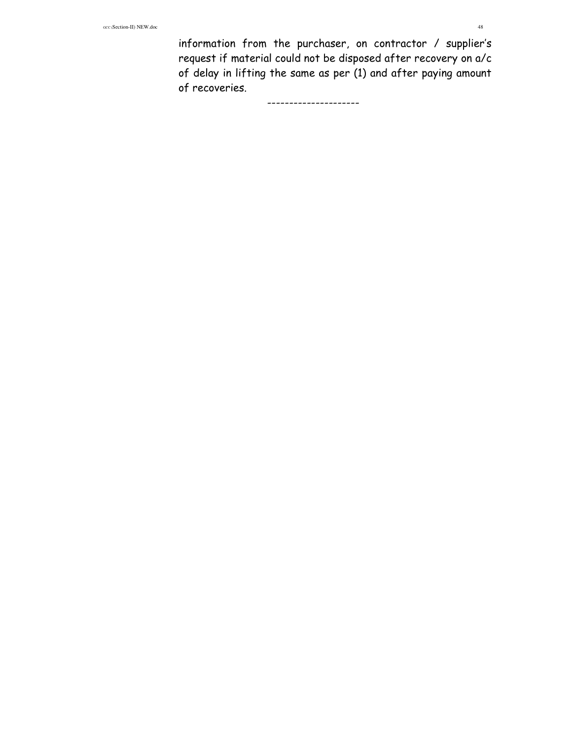information from the purchaser, on contractor / supplier's request if material could not be disposed after recovery on a/c of delay in lifting the same as per (1) and after paying amount of recoveries.

---------------------